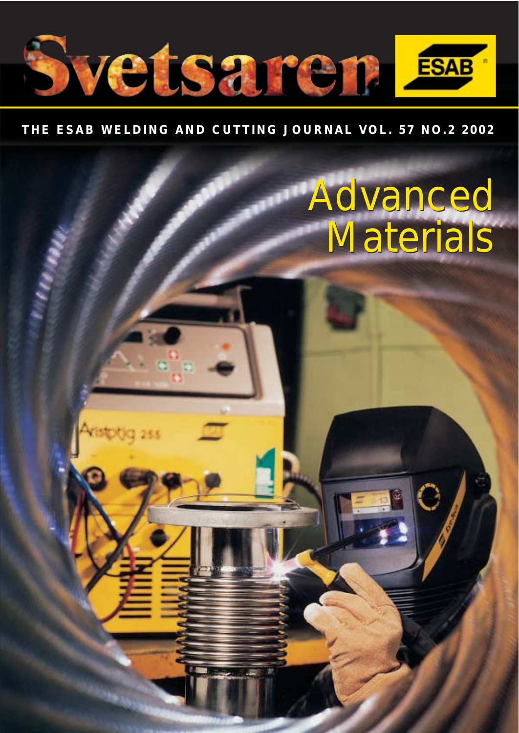# Svetsaren

ESAB

**THE ESAB WELDING AND CUTTING JOURNAL VOL. 57 NO.2 2002**

## Advanced Materials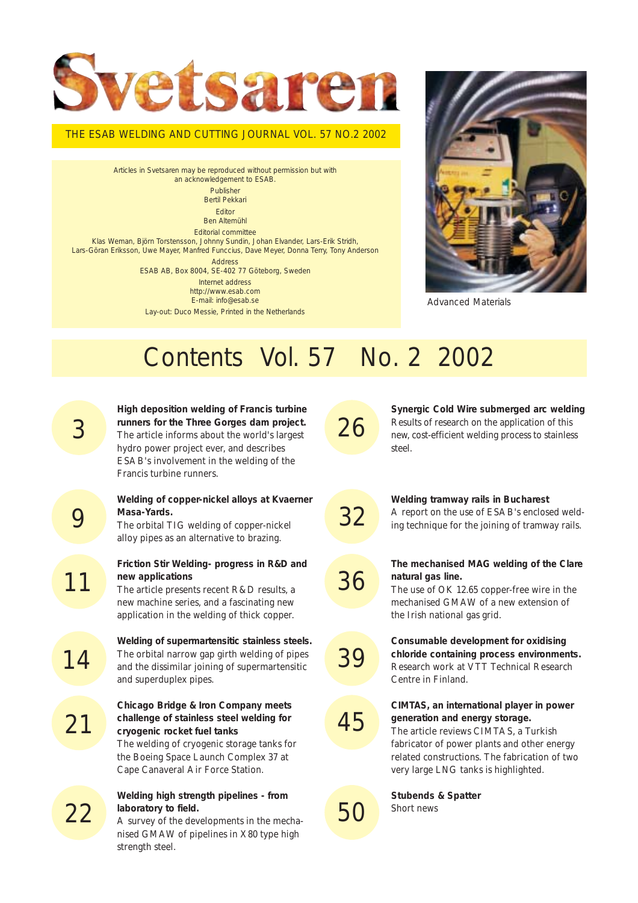# Svetsaren

THE ESAB WELDING AND CUTTING JOURNAL VOL. 57 NO.2 2002

Articles in Svetsaren may be reproduced without permission but with an acknowledgement to ESAB.

Publisher
Bertil Pekkari

Editor
Ben Altemühl

Editorial committee
Klas Weman, Björn Torstensson, Johnny Sundin, Johan Elvander, Lars-Erik Stridh, Lars-Göran Eriksson, Uwe Mayer, Manfred Funccius, Dave Meyer, Donna Terry, Tony Anderson

Address
ESAB AB, Box 8004, SE-402 77 Göteborg, Sweden

Internet address
http://www.esab.com
E-mail: info@esab.se

Lay-out: Duco Messie, Printed in the Netherlands

Advanced Materials

## Contents Vol. 57 No. 2 2002

**3** — **High deposition welding of Francis turbine runners for the Three Gorges dam project.**
The article informs about the world's largest hydro power project ever, and describes ESAB's involvement in the welding of the Francis turbine runners.

**9** — **Welding of copper-nickel alloys at Kvaerner Masa-Yards.**
The orbital TIG welding of copper-nickel alloy pipes as an alternative to brazing.

**11** — **Friction Stir Welding- progress in R&D and new applications**
The article presents recent R&D results, a new machine series, and a fascinating new application in the welding of thick copper.

**14** — **Welding of supermartensitic stainless steels.**
The orbital narrow gap girth welding of pipes and the dissimilar joining of supermartensitic and superduplex pipes.

**21** — **Chicago Bridge & Iron Company meets challenge of stainless steel welding for cryogenic rocket fuel tanks**
The welding of cryogenic storage tanks for the Boeing Space Launch Complex 37 at Cape Canaveral Air Force Station.

**22** — **Welding high strength pipelines - from laboratory to field.**
A survey of the developments in the mechanised GMAW of pipelines in X80 type high strength steel.

**26** — **Synergic Cold Wire submerged arc welding**
Results of research on the application of this new, cost-efficient welding process to stainless steel.

**32** — **Welding tramway rails in Bucharest**
A report on the use of ESAB's enclosed welding technique for the joining of tramway rails.

**36** — **The mechanised MAG welding of the Clare natural gas line.**
The use of OK 12.65 copper-free wire in the mechanised GMAW of a new extension of the Irish national gas grid.

**39** — **Consumable development for oxidising chloride containing process environments.**
Research work at VTT Technical Research Centre in Finland.

**45** — **CIMTAS, an international player in power generation and energy storage.**
The article reviews CIMTAS, a Turkish fabricator of power plants and other energy related constructions. The fabrication of two very large LNG tanks is highlighted.

**50** — **Stubends & Spatter**
Short news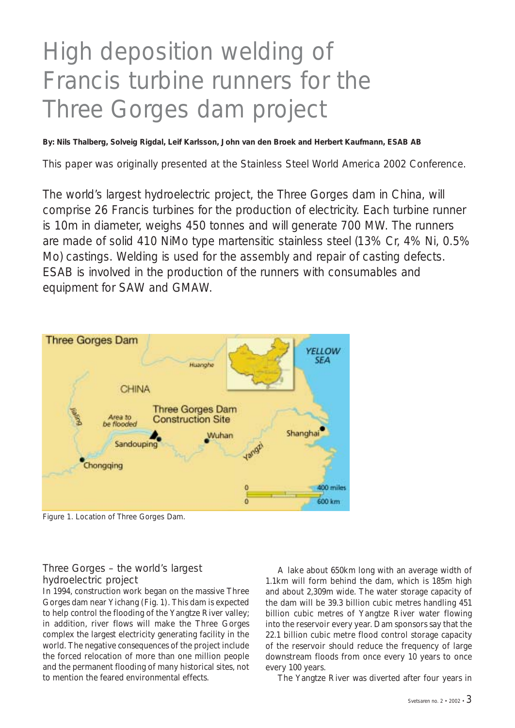# High deposition welding of Francis turbine runners for the Three Gorges dam project

**By: Nils Thalberg, Solveig Rigdal, Leif Karlsson, John van den Broek and Herbert Kaufmann, ESAB AB**

This paper was originally presented at the Stainless Steel World America 2002 Conference.

The world's largest hydroelectric project, the Three Gorges dam in China, will comprise 26 Francis turbines for the production of electricity. Each turbine runner is 10m in diameter, weighs 450 tonnes and will generate 700 MW. The runners are made of solid 410 NiMo type martensitic stainless steel (13% Cr, 4% Ni, 0.5% Mo) castings. Welding is used for the assembly and repair of casting defects. ESAB is involved in the production of the runners with consumables and equipment for SAW and GMAW.

Figure 1. Location of Three Gorges Dam.

## Three Gorges – the world's largest hydroelectric project

In 1994, construction work began on the massive Three Gorges dam near Yichang (Fig. 1). This dam is expected to help control the flooding of the Yangtze River valley; in addition, river flows will make the Three Gorges complex the largest electricity generating facility in the world. The negative consequences of the project include the forced relocation of more than one million people and the permanent flooding of many historical sites, not to mention the feared environmental effects.

A lake about 650km long with an average width of 1.1km will form behind the dam, which is 185m high and about 2,309m wide. The water storage capacity of the dam will be 39.3 billion cubic metres handling 451 billion cubic metres of Yangtze River water flowing into the reservoir every year. Dam sponsors say that the 22.1 billion cubic metre flood control storage capacity of the reservoir should reduce the frequency of large downstream floods from once every 10 years to once every 100 years.

The Yangtze River was diverted after four years in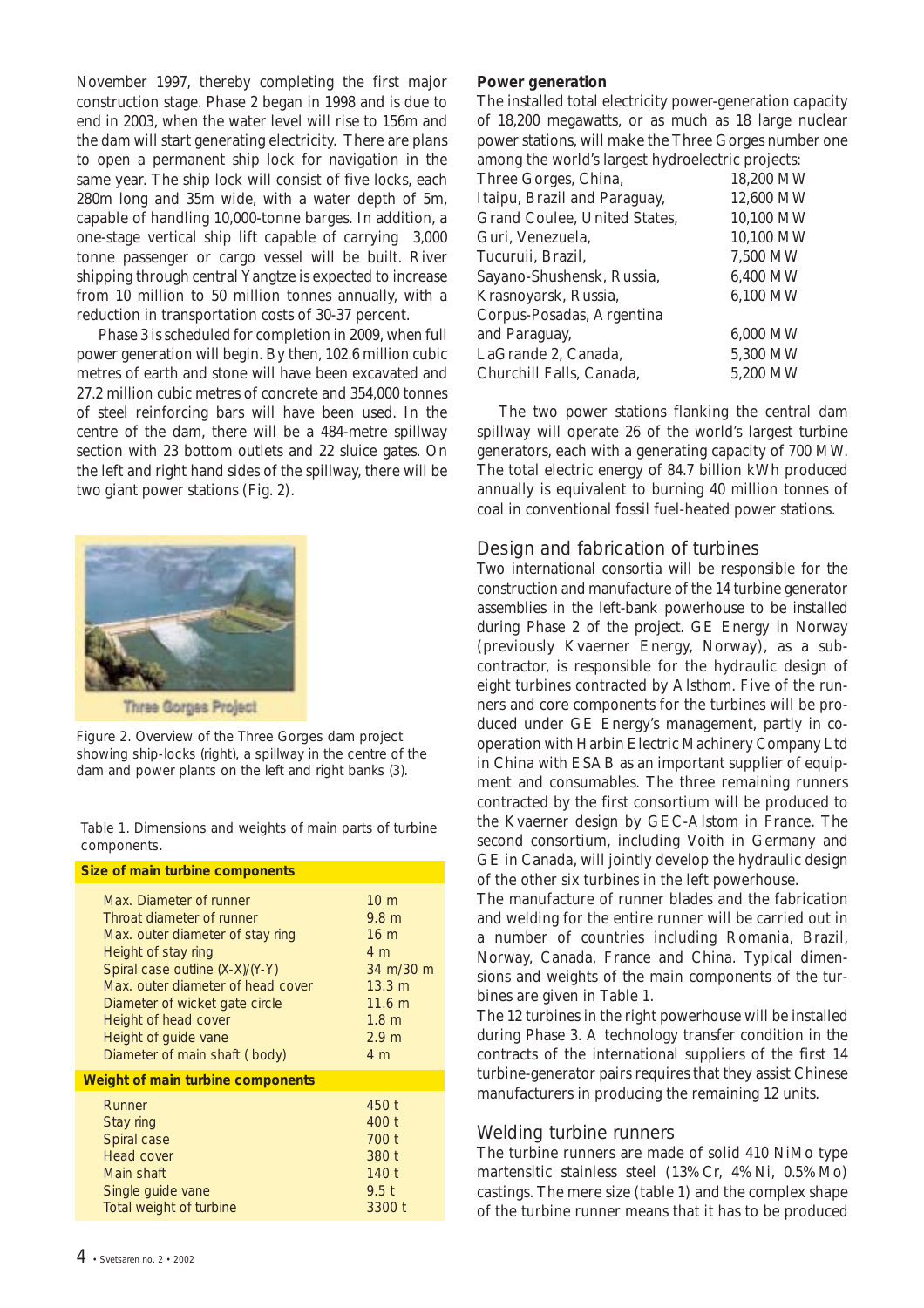November 1997, thereby completing the first major construction stage. Phase 2 began in 1998 and is due to end in 2003, when the water level will rise to 156m and the dam will start generating electricity. There are plans to open a permanent ship lock for navigation in the same year. The ship lock will consist of five locks, each 280m long and 35m wide, with a water depth of 5m, capable of handling 10,000-tonne barges. In addition, a one-stage vertical ship lift capable of carrying 3,000 tonne passenger or cargo vessel will be built. River shipping through central Yangtze is expected to increase from 10 million to 50 million tonnes annually, with a reduction in transportation costs of 30-37 percent.

Phase 3 is scheduled for completion in 2009, when full power generation will begin. By then, 102.6 million cubic metres of earth and stone will have been excavated and 27.2 million cubic metres of concrete and 354,000 tonnes of steel reinforcing bars will have been used. In the centre of the dam, there will be a 484-metre spillway section with 23 bottom outlets and 22 sluice gates. On the left and right hand sides of the spillway, there will be two giant power stations (Fig. 2).

Three Gorges Project

Figure 2. Overview of the Three Gorges dam project showing ship-locks (right), a spillway in the centre of the dam and power plants on the left and right banks (3).

Table 1. Dimensions and weights of main parts of turbine components.

| Size of main turbine components | |
|---|---|
| Max. Diameter of runner | 10 m |
| Throat diameter of runner | 9.8 m |
| Max. outer diameter of stay ring | 16 m |
| Height of stay ring | 4 m |
| Spiral case outline (X-X)/(Y-Y) | 34 m/30 m |
| Max. outer diameter of head cover | 13.3 m |
| Diameter of wicket gate circle | 11.6 m |
| Height of head cover | 1.8 m |
| Height of guide vane | 2.9 m |
| Diameter of main shaft ( body) | 4 m |
| **Weight of main turbine components** | |
| Runner | 450 t |
| Stay ring | 400 t |
| Spiral case | 700 t |
| Head cover | 380 t |
| Main shaft | 140 t |
| Single guide vane | 9.5 t |
| Total weight of turbine | 3300 t |

**Power generation**

The installed total electricity power-generation capacity of 18,200 megawatts, or as much as 18 large nuclear power stations, will make the Three Gorges number one among the world's largest hydroelectric projects:

| | |
|---|---|
| Three Gorges, China, | 18,200 MW |
| Itaipu, Brazil and Paraguay, | 12,600 MW |
| Grand Coulee, United States, | 10,100 MW |
| Guri, Venezuela, | 10,100 MW |
| Tucuruii, Brazil, | 7,500 MW |
| Sayano-Shushensk, Russia, | 6,400 MW |
| Krasnoyarsk, Russia, | 6,100 MW |
| Corpus-Posadas, Argentina and Paraguay, | 6,000 MW |
| LaGrande 2, Canada, | 5,300 MW |
| Churchill Falls, Canada, | 5,200 MW |

The two power stations flanking the central dam spillway will operate 26 of the world's largest turbine generators, each with a generating capacity of 700 MW. The total electric energy of 84.7 billion kWh produced annually is equivalent to burning 40 million tonnes of coal in conventional fossil fuel-heated power stations.

## Design and fabrication of turbines

Two international consortia will be responsible for the construction and manufacture of the 14 turbine generator assemblies in the left-bank powerhouse to be installed during Phase 2 of the project. GE Energy in Norway (previously Kvaerner Energy, Norway), as a subcontractor, is responsible for the hydraulic design of eight turbines contracted by Alsthom. Five of the runners and core components for the turbines will be produced under GE Energy's management, partly in cooperation with Harbin Electric Machinery Company Ltd in China with ESAB as an important supplier of equipment and consumables. The three remaining runners contracted by the first consortium will be produced to the Kvaerner design by GEC-Alstom in France. The second consortium, including Voith in Germany and GE in Canada, will jointly develop the hydraulic design of the other six turbines in the left powerhouse.

The manufacture of runner blades and the fabrication and welding for the entire runner will be carried out in a number of countries including Romania, Brazil, Norway, Canada, France and China. Typical dimensions and weights of the main components of the turbines are given in Table 1.

The 12 turbines in the right powerhouse will be installed during Phase 3. A technology transfer condition in the contracts of the international suppliers of the first 14 turbine-generator pairs requires that they assist Chinese manufacturers in producing the remaining 12 units.

## Welding turbine runners

The turbine runners are made of solid 410 NiMo type martensitic stainless steel (13% Cr, 4% Ni, 0.5% Mo) castings. The mere size (table 1) and the complex shape of the turbine runner means that it has to be produced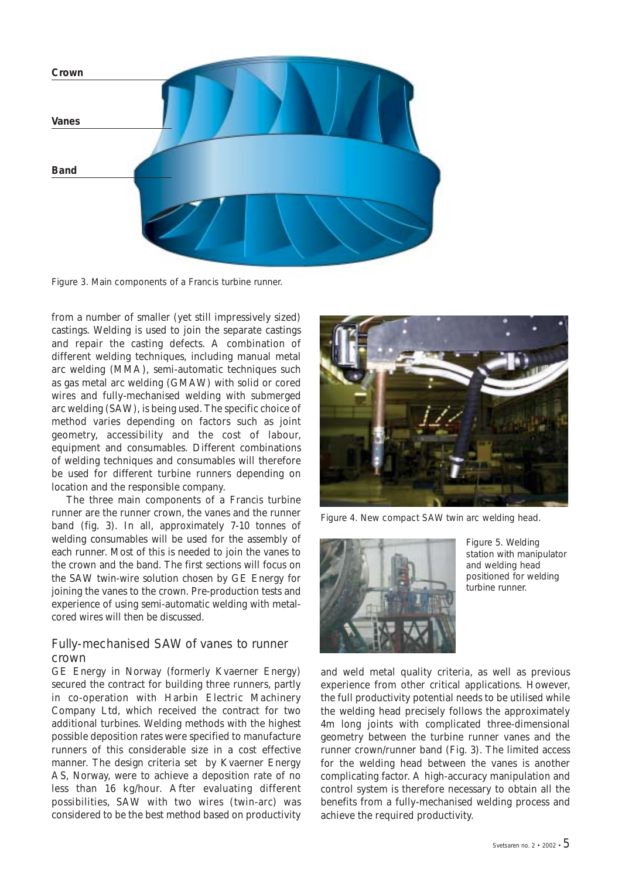Crown

Vanes

Band

Figure 3. Main components of a Francis turbine runner.

from a number of smaller (yet still impressively sized) castings. Welding is used to join the separate castings and repair the casting defects. A combination of different welding techniques, including manual metal arc welding (MMA), semi-automatic techniques such as gas metal arc welding (GMAW) with solid or cored wires and fully-mechanised welding with submerged arc welding (SAW), is being used. The specific choice of method varies depending on factors such as joint geometry, accessibility and the cost of labour, equipment and consumables. Different combinations of welding techniques and consumables will therefore be used for different turbine runners depending on location and the responsible company.

The three main components of a Francis turbine runner are the runner crown, the vanes and the runner band (fig. 3). In all, approximately 7-10 tonnes of welding consumables will be used for the assembly of each runner. Most of this is needed to join the vanes to the crown and the band. The first sections will focus on the SAW twin-wire solution chosen by GE Energy for joining the vanes to the crown. Pre-production tests and experience of using semi-automatic welding with metal-cored wires will then be discussed.

## Fully-mechanised SAW of vanes to runner crown

GE Energy in Norway (formerly Kvaerner Energy) secured the contract for building three runners, partly in co-operation with Harbin Electric Machinery Company Ltd, which received the contract for two additional turbines. Welding methods with the highest possible deposition rates were specified to manufacture runners of this considerable size in a cost effective manner. The design criteria set by Kvaerner Energy AS, Norway, were to achieve a deposition rate of no less than 16 kg/hour. After evaluating different possibilities, SAW with two wires (twin-arc) was considered to be the best method based on productivity and weld metal quality criteria, as well as previous experience from other critical applications. However, the full productivity potential needs to be utilised while the welding head precisely follows the approximately 4m long joints with complicated three-dimensional geometry between the turbine runner vanes and the runner crown/runner band (Fig. 3). The limited access for the welding head between the vanes is another complicating factor. A high-accuracy manipulation and control system is therefore necessary to obtain all the benefits from a fully-mechanised welding process and achieve the required productivity.

Figure 4. New compact SAW twin arc welding head.

Figure 5. Welding station with manipulator and welding head positioned for welding turbine runner.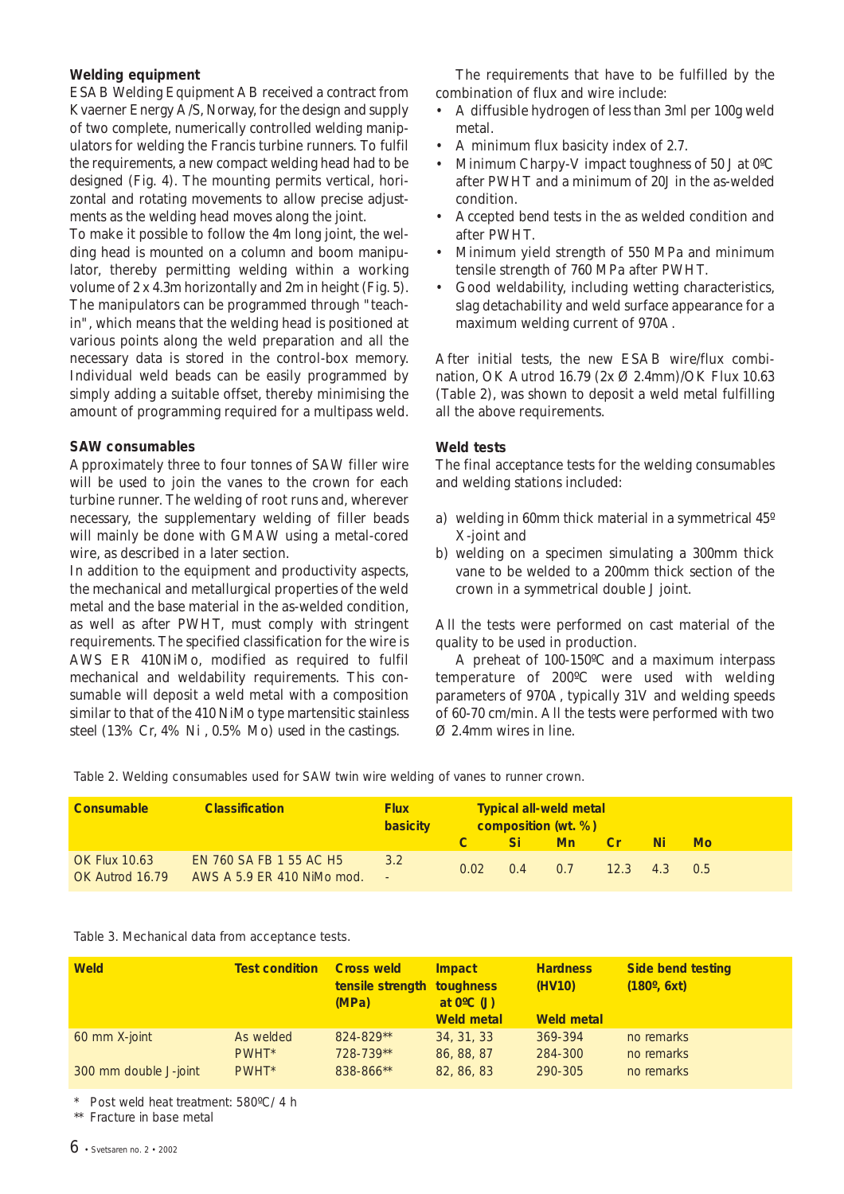### Welding equipment

ESAB Welding Equipment AB received a contract from Kvaerner Energy A/S, Norway, for the design and supply of two complete, numerically controlled welding manipulators for welding the Francis turbine runners. To fulfil the requirements, a new compact welding head had to be designed (Fig. 4). The mounting permits vertical, horizontal and rotating movements to allow precise adjustments as the welding head moves along the joint.

To make it possible to follow the 4m long joint, the welding head is mounted on a column and boom manipulator, thereby permitting welding within a working volume of 2 x 4.3m horizontally and 2m in height (Fig. 5). The manipulators can be programmed through "teach-in", which means that the welding head is positioned at various points along the weld preparation and all the necessary data is stored in the control-box memory. Individual weld beads can be easily programmed by simply adding a suitable offset, thereby minimising the amount of programming required for a multipass weld.

### SAW consumables

Approximately three to four tonnes of SAW filler wire will be used to join the vanes to the crown for each turbine runner. The welding of root runs and, wherever necessary, the supplementary welding of filler beads will mainly be done with GMAW using a metal-cored wire, as described in a later section.

In addition to the equipment and productivity aspects, the mechanical and metallurgical properties of the weld metal and the base material in the as-welded condition, as well as after PWHT, must comply with stringent requirements. The specified classification for the wire is AWS ER 410NiMo, modified as required to fulfil mechanical and weldability requirements. This consumable will deposit a weld metal with a composition similar to that of the 410 NiMo type martensitic stainless steel (13% Cr, 4% Ni, 0.5% Mo) used in the castings.

The requirements that have to be fulfilled by the combination of flux and wire include:

- A diffusible hydrogen of less than 3ml per 100g weld metal.
- A minimum flux basicity index of 2.7.
- Minimum Charpy-V impact toughness of 50 J at 0ºC after PWHT and a minimum of 20J in the as-welded condition.
- Accepted bend tests in the as welded condition and after PWHT.
- Minimum yield strength of 550 MPa and minimum tensile strength of 760 MPa after PWHT.
- Good weldability, including wetting characteristics, slag detachability and weld surface appearance for a maximum welding current of 970A.

After initial tests, the new ESAB wire/flux combination, OK Autrod 16.79 (2x Ø 2.4mm)/OK Flux 10.63 (Table 2), was shown to deposit a weld metal fulfilling all the above requirements.

### Weld tests

The final acceptance tests for the welding consumables and welding stations included:

a) welding in 60mm thick material in a symmetrical 45º X-joint and
b) welding on a specimen simulating a 300mm thick vane to be welded to a 200mm thick section of the crown in a symmetrical double J joint.

All the tests were performed on cast material of the quality to be used in production.

A preheat of 100-150ºC and a maximum interpass temperature of 200ºC were used with welding parameters of 970A, typically 31V and welding speeds of 60-70 cm/min. All the tests were performed with two Ø 2.4mm wires in line.

Table 2. Welding consumables used for SAW twin wire welding of vanes to runner crown.

| Consumable | Classification | Flux basicity | Typical all-weld metal composition (wt. %) | | | | | |
|---|---|---|---|---|---|---|---|---|
| | | | C | Si | Mn | Cr | Ni | Mo |
| OK Flux 10.63<br>OK Autrod 16.79 | EN 760 SA FB 1 55 AC H5<br>AWS A 5.9 ER 410 NiMo mod. | 3.2<br>- | 0.02 | 0.4 | 0.7 | 12.3 | 4.3 | 0.5 |

Table 3. Mechanical data from acceptance tests.

| Weld | Test condition | Cross weld tensile strength (MPa) | Impact toughness at 0ºC (J) Weld metal | Hardness (HV10) Weld metal | Side bend testing (180º, 6xt) |
|---|---|---|---|---|---|
| 60 mm X-joint | As welded | 824-829** | 34, 31, 33 | 369-394 | no remarks |
| | PWHT* | 728-739** | 86, 88, 87 | 284-300 | no remarks |
| 300 mm double J-joint | PWHT* | 838-866** | 82, 86, 83 | 290-305 | no remarks |

\* Post weld heat treatment: 580ºC/ 4 h

** Fracture in base metal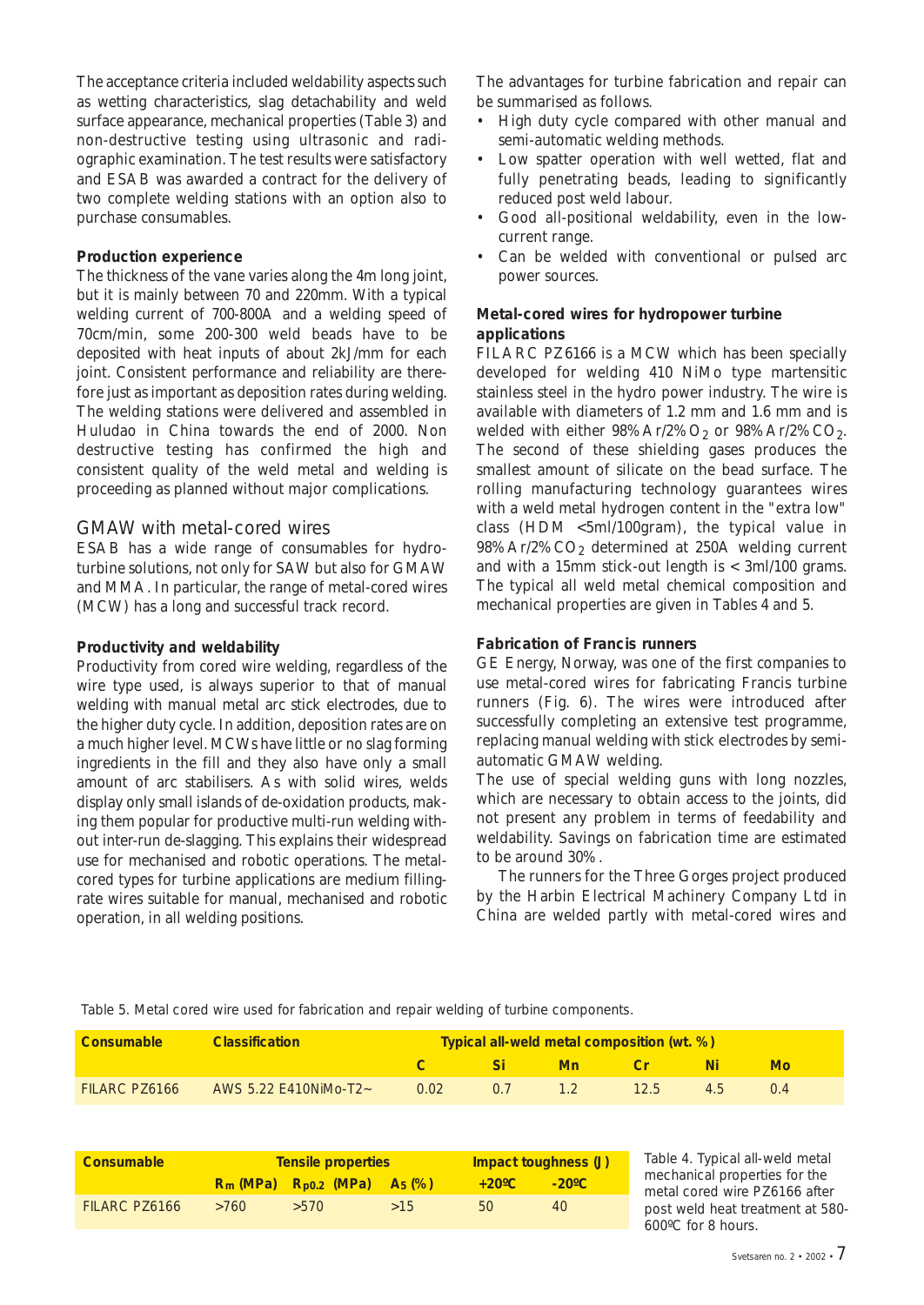The acceptance criteria included weldability aspects such as wetting characteristics, slag detachability and weld surface appearance, mechanical properties (Table 3) and non-destructive testing using ultrasonic and radiographic examination. The test results were satisfactory and ESAB was awarded a contract for the delivery of two complete welding stations with an option also to purchase consumables.

**Production experience**

The thickness of the vane varies along the 4m long joint, but it is mainly between 70 and 220mm. With a typical welding current of 700-800A and a welding speed of 70cm/min, some 200-300 weld beads have to be deposited with heat inputs of about 2kJ/mm for each joint. Consistent performance and reliability are therefore just as important as deposition rates during welding. The welding stations were delivered and assembled in Huludao in China towards the end of 2000. Non destructive testing has confirmed the high and consistent quality of the weld metal and welding is proceeding as planned without major complications.

## GMAW with metal-cored wires

ESAB has a wide range of consumables for hydro-turbine solutions, not only for SAW but also for GMAW and MMA. In particular, the range of metal-cored wires (MCW) has a long and successful track record.

**Productivity and weldability**

Productivity from cored wire welding, regardless of the wire type used, is always superior to that of manual welding with manual metal arc stick electrodes, due to the higher duty cycle. In addition, deposition rates are on a much higher level. MCWs have little or no slag forming ingredients in the fill and they also have only a small amount of arc stabilisers. As with solid wires, welds display only small islands of de-oxidation products, making them popular for productive multi-run welding without inter-run de-slagging. This explains their widespread use for mechanised and robotic operations. The metal-cored types for turbine applications are medium filling-rate wires suitable for manual, mechanised and robotic operation, in all welding positions.

The advantages for turbine fabrication and repair can be summarised as follows.

- High duty cycle compared with other manual and semi-automatic welding methods.
- Low spatter operation with well wetted, flat and fully penetrating beads, leading to significantly reduced post weld labour.
- Good all-positional weldability, even in the low-current range.
- Can be welded with conventional or pulsed arc power sources.

**Metal-cored wires for hydropower turbine applications**

FILARC PZ6166 is a MCW which has been specially developed for welding 410 NiMo type martensitic stainless steel in the hydro power industry. The wire is available with diameters of 1.2 mm and 1.6 mm and is welded with either 98%Ar/2%$O_2$ or 98%Ar/2%$CO_2$. The second of these shielding gases produces the smallest amount of silicate on the bead surface. The rolling manufacturing technology guarantees wires with a weld metal hydrogen content in the "extra low" class (HDM <5ml/100gram), the typical value in 98%Ar/2%$CO_2$ determined at 250A welding current and with a 15mm stick-out length is < 3ml/100 grams. The typical all weld metal chemical composition and mechanical properties are given in Tables 4 and 5.

**Fabrication of Francis runners**

GE Energy, Norway, was one of the first companies to use metal-cored wires for fabricating Francis turbine runners (Fig. 6). The wires were introduced after successfully completing an extensive test programme, replacing manual welding with stick electrodes by semi-automatic GMAW welding.

The use of special welding guns with long nozzles, which are necessary to obtain access to the joints, did not present any problem in terms of feedability and weldability. Savings on fabrication time are estimated to be around 30%.

The runners for the Three Gorges project produced by the Harbin Electrical Machinery Company Ltd in China are welded partly with metal-cored wires and

Table 5. Metal cored wire used for fabrication and repair welding of turbine components.

| Consumable | Classification | Typical all-weld metal composition (wt. %) | | | | | |
|---|---|---|---|---|---|---|---|
| | | C | Si | Mn | Cr | Ni | Mo |
| FILARC PZ6166 | AWS 5.22 E410NiMo-T2~ | 0.02 | 0.7 | 1.2 | 12.5 | 4.5 | 0.4 |

| Consumable | Tensile properties | | | Impact toughness (J) | |
|---|---|---|---|---|---|
| | $R_m$ (MPa) | $R_{p0.2}$ (MPa) | $A_5$ (%) | +20ºC | -20ºC |
| FILARC PZ6166 | >760 | >570 | >15 | 50 | 40 |

Table 4. Typical all-weld metal mechanical properties for the metal cored wire PZ6166 after post weld heat treatment at 580-600ºC for 8 hours.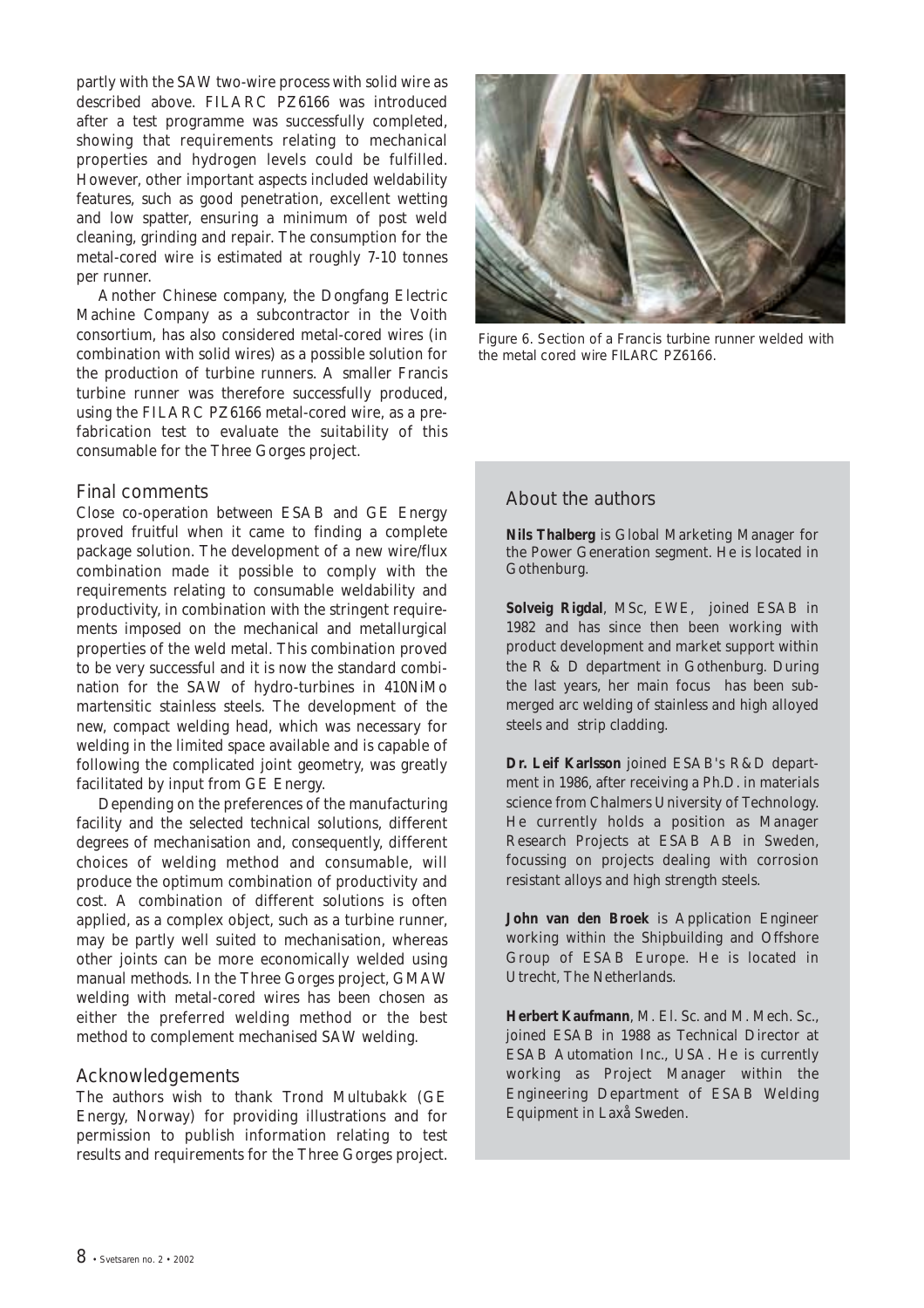partly with the SAW two-wire process with solid wire as described above. FILARC PZ6166 was introduced after a test programme was successfully completed, showing that requirements relating to mechanical properties and hydrogen levels could be fulfilled. However, other important aspects included weldability features, such as good penetration, excellent wetting and low spatter, ensuring a minimum of post weld cleaning, grinding and repair. The consumption for the metal-cored wire is estimated at roughly 7-10 tonnes per runner.

Another Chinese company, the Dongfang Electric Machine Company as a subcontractor in the Voith consortium, has also considered metal-cored wires (in combination with solid wires) as a possible solution for the production of turbine runners. A smaller Francis turbine runner was therefore successfully produced, using the FILARC PZ6166 metal-cored wire, as a prefabrication test to evaluate the suitability of this consumable for the Three Gorges project.

Figure 6. Section of a Francis turbine runner welded with the metal cored wire FILARC PZ6166.

## Final comments

Close co-operation between ESAB and GE Energy proved fruitful when it came to finding a complete package solution. The development of a new wire/flux combination made it possible to comply with the requirements relating to consumable weldability and productivity, in combination with the stringent requirements imposed on the mechanical and metallurgical properties of the weld metal. This combination proved to be very successful and it is now the standard combination for the SAW of hydro-turbines in 410NiMo martensitic stainless steels. The development of the new, compact welding head, which was necessary for welding in the limited space available and is capable of following the complicated joint geometry, was greatly facilitated by input from GE Energy.

Depending on the preferences of the manufacturing facility and the selected technical solutions, different degrees of mechanisation and, consequently, different choices of welding method and consumable, will produce the optimum combination of productivity and cost. A combination of different solutions is often applied, as a complex object, such as a turbine runner, may be partly well suited to mechanisation, whereas other joints can be more economically welded using manual methods. In the Three Gorges project, GMAW welding with metal-cored wires has been chosen as either the preferred welding method or the best method to complement mechanised SAW welding.

## Acknowledgements

The authors wish to thank Trond Multubakk (GE Energy, Norway) for providing illustrations and for permission to publish information relating to test results and requirements for the Three Gorges project.

## About the authors

**Nils Thalberg** is Global Marketing Manager for the Power Generation segment. He is located in Gothenburg.

**Solveig Rigdal**, MSc, EWE, joined ESAB in 1982 and has since then been working with product development and market support within the R & D department in Gothenburg. During the last years, her main focus has been submerged arc welding of stainless and high alloyed steels and strip cladding.

**Dr. Leif Karlsson** joined ESAB's R&D department in 1986, after receiving a Ph.D. in materials science from Chalmers University of Technology. He currently holds a position as Manager Research Projects at ESAB AB in Sweden, focussing on projects dealing with corrosion resistant alloys and high strength steels.

**John van den Broek** is Application Engineer working within the Shipbuilding and Offshore Group of ESAB Europe. He is located in Utrecht, The Netherlands.

**Herbert Kaufmann**, M. El. Sc. and M. Mech. Sc., joined ESAB in 1988 as Technical Director at ESAB Automation Inc., USA. He is currently working as Project Manager within the Engineering Department of ESAB Welding Equipment in Laxå Sweden.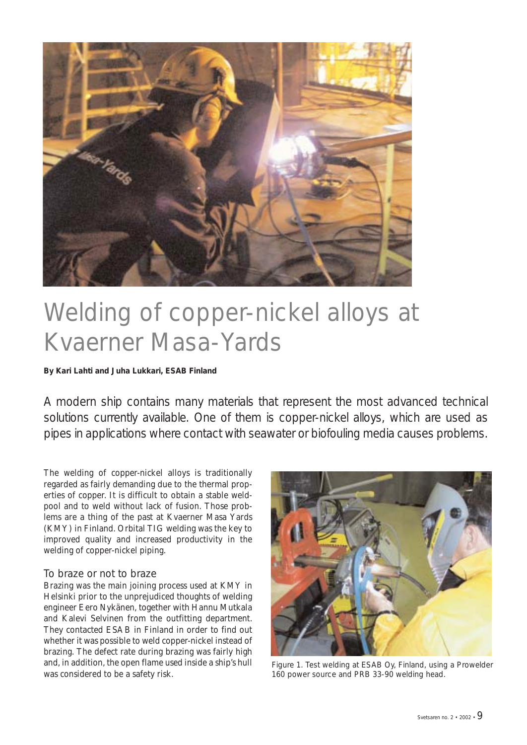# Welding of copper-nickel alloys at Kvaerner Masa-Yards

**By Kari Lahti and Juha Lukkari, ESAB Finland**

A modern ship contains many materials that represent the most advanced technical solutions currently available. One of them is copper-nickel alloys, which are used as pipes in applications where contact with seawater or biofouling media causes problems.

The welding of copper-nickel alloys is traditionally regarded as fairly demanding due to the thermal properties of copper. It is difficult to obtain a stable weldpool and to weld without lack of fusion. Those problems are a thing of the past at Kvaerner Masa Yards (KMY) in Finland. Orbital TIG welding was the key to improved quality and increased productivity in the welding of copper-nickel piping.

## To braze or not to braze

Brazing was the main joining process used at KMY in Helsinki prior to the unprejudiced thoughts of welding engineer Eero Nykänen, together with Hannu Mutkala and Kalevi Selvinen from the outfitting department. They contacted ESAB in Finland in order to find out whether it was possible to weld copper-nickel instead of brazing. The defect rate during brazing was fairly high and, in addition, the open flame used inside a ship's hull was considered to be a safety risk.

Figure 1. Test welding at ESAB Oy, Finland, using a Prowelder 160 power source and PRB 33-90 welding head.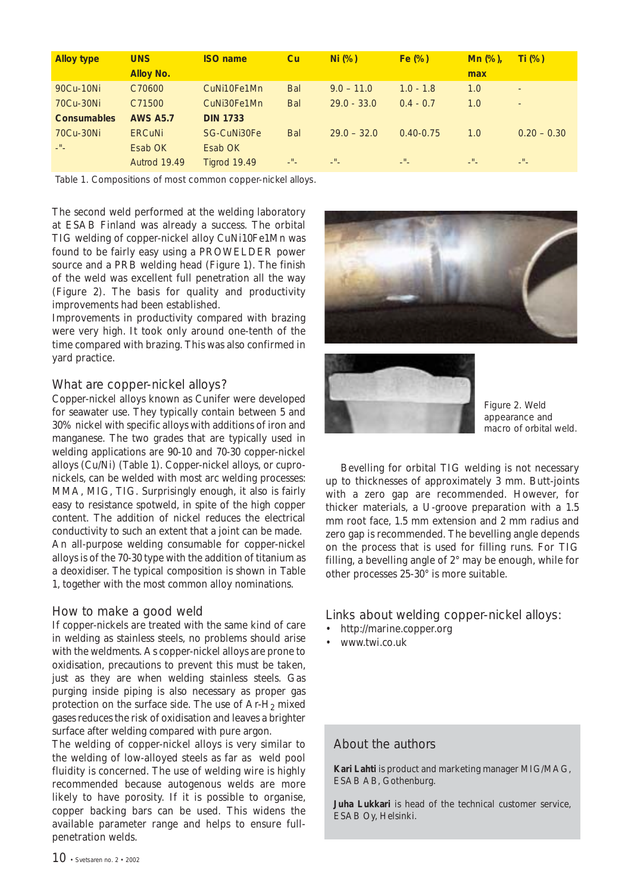| Alloy type | UNS Alloy No. | ISO name | Cu | Ni (%) | Fe (%) | Mn (%), max | Ti (%) |
|---|---|---|---|---|---|---|---|
| 90Cu-10Ni | C70600 | CuNi10Fe1Mn | Bal | 9.0 – 11.0 | 1.0 - 1.8 | 1.0 | - |
| 70Cu-30Ni | C71500 | CuNi30Fe1Mn | Bal | 29.0 - 33.0 | 0.4 - 0.7 | 1.0 | - |
| **Consumables** | **AWS A5.7** | **DIN 1733** | | | | | |
| 70Cu-30Ni | ERCuNi | SG-CuNi30Fe | Bal | 29.0 – 32.0 | 0.40-0.75 | 1.0 | 0.20 – 0.30 |
| -"- | Esab OK | Esab OK | | | | | |
| | Autrod 19.49 | Tigrod 19.49 | -"- | -"- | -"- | -"- | -"- |

Table 1. Compositions of most common copper-nickel alloys.

The second weld performed at the welding laboratory at ESAB Finland was already a success. The orbital TIG welding of copper-nickel alloy CuNi10Fe1Mn was found to be fairly easy using a PROWELDER power source and a PRB welding head (Figure 1). The finish of the weld was excellent full penetration all the way (Figure 2). The basis for quality and productivity improvements had been established.

Improvements in productivity compared with brazing were very high. It took only around one-tenth of the time compared with brazing. This was also confirmed in yard practice.

## What are copper-nickel alloys?

Copper-nickel alloys known as Cunifer were developed for seawater use. They typically contain between 5 and 30% nickel with specific alloys with additions of iron and manganese. The two grades that are typically used in welding applications are 90-10 and 70-30 copper-nickel alloys (Cu/Ni) (Table 1). Copper-nickel alloys, or cupro-nickels, can be welded with most arc welding processes: MMA, MIG, TIG. Surprisingly enough, it also is fairly easy to resistance spotweld, in spite of the high copper content. The addition of nickel reduces the electrical conductivity to such an extent that a joint can be made.

An all-purpose welding consumable for copper-nickel alloys is of the 70-30 type with the addition of titanium as a deoxidiser. The typical composition is shown in Table 1, together with the most common alloy nominations.

## How to make a good weld

If copper-nickels are treated with the same kind of care in welding as stainless steels, no problems should arise with the weldments. As copper-nickel alloys are prone to oxidisation, precautions to prevent this must be taken, just as they are when welding stainless steels. Gas purging inside piping is also necessary as proper gas protection on the surface side. The use of Ar-$H_2$ mixed gases reduces the risk of oxidisation and leaves a brighter surface after welding compared with pure argon.

The welding of copper-nickel alloys is very similar to the welding of low-alloyed steels as far as weld pool fluidity is concerned. The use of welding wire is highly recommended because autogenous welds are more likely to have porosity. If it is possible to organise, copper backing bars can be used. This widens the available parameter range and helps to ensure full-penetration welds.

Figure 2. Weld appearance and macro of orbital weld.

Bevelling for orbital TIG welding is not necessary up to thicknesses of approximately 3 mm. Butt-joints with a zero gap are recommended. However, for thicker materials, a U-groove preparation with a 1.5 mm root face, 1.5 mm extension and 2 mm radius and zero gap is recommended. The bevelling angle depends on the process that is used for filling runs. For TIG filling, a bevelling angle of 2° may be enough, while for other processes 25-30° is more suitable.

## Links about welding copper-nickel alloys:

- http://marine.copper.org
- www.twi.co.uk

## About the authors

**Kari Lahti** is product and marketing manager MIG/MAG, ESAB AB, Gothenburg.

**Juha Lukkari** is head of the technical customer service, ESAB Oy, Helsinki.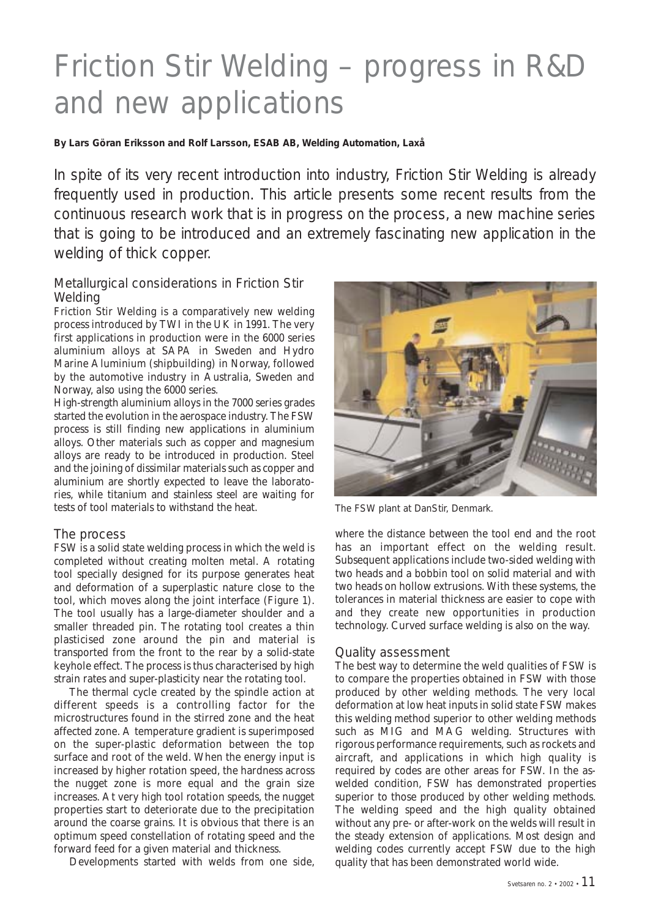# Friction Stir Welding – progress in R&D and new applications

**By Lars Göran Eriksson and Rolf Larsson, ESAB AB, Welding Automation, Laxå**

In spite of its very recent introduction into industry, Friction Stir Welding is already frequently used in production. This article presents some recent results from the continuous research work that is in progress on the process, a new machine series that is going to be introduced and an extremely fascinating new application in the welding of thick copper.

## Metallurgical considerations in Friction Stir Welding

Friction Stir Welding is a comparatively new welding process introduced by TWI in the UK in 1991. The very first applications in production were in the 6000 series aluminium alloys at SAPA in Sweden and Hydro Marine Aluminium (shipbuilding) in Norway, followed by the automotive industry in Australia, Sweden and Norway, also using the 6000 series.

High-strength aluminium alloys in the 7000 series grades started the evolution in the aerospace industry. The FSW process is still finding new applications in aluminium alloys. Other materials such as copper and magnesium alloys are ready to be introduced in production. Steel and the joining of dissimilar materials such as copper and aluminium are shortly expected to leave the laboratories, while titanium and stainless steel are waiting for tests of tool materials to withstand the heat.

## The process

FSW is a solid state welding process in which the weld is completed without creating molten metal. A rotating tool specially designed for its purpose generates heat and deformation of a superplastic nature close to the tool, which moves along the joint interface (Figure 1). The tool usually has a large-diameter shoulder and a smaller threaded pin. The rotating tool creates a thin plasticised zone around the pin and material is transported from the front to the rear by a solid-state keyhole effect. The process is thus characterised by high strain rates and super-plasticity near the rotating tool.

The thermal cycle created by the spindle action at different speeds is a controlling factor for the microstructures found in the stirred zone and the heat affected zone. A temperature gradient is superimposed on the super-plastic deformation between the top surface and root of the weld. When the energy input is increased by higher rotation speed, the hardness across the nugget zone is more equal and the grain size increases. At very high tool rotation speeds, the nugget properties start to deteriorate due to the precipitation around the coarse grains. It is obvious that there is an optimum speed constellation of rotating speed and the forward feed for a given material and thickness.

Developments started with welds from one side, where the distance between the tool end and the root has an important effect on the welding result. Subsequent applications include two-sided welding with two heads and a bobbin tool on solid material and with two heads on hollow extrusions. With these systems, the tolerances in material thickness are easier to cope with and they create new opportunities in production technology. Curved surface welding is also on the way.

The FSW plant at DanStir, Denmark.

## Quality assessment

The best way to determine the weld qualities of FSW is to compare the properties obtained in FSW with those produced by other welding methods. The very local deformation at low heat inputs in solid state FSW makes this welding method superior to other welding methods such as MIG and MAG welding. Structures with rigorous performance requirements, such as rockets and aircraft, and applications in which high quality is required by codes are other areas for FSW. In the as-welded condition, FSW has demonstrated properties superior to those produced by other welding methods. The welding speed and the high quality obtained without any pre- or after-work on the welds will result in the steady extension of applications. Most design and welding codes currently accept FSW due to the high quality that has been demonstrated world wide.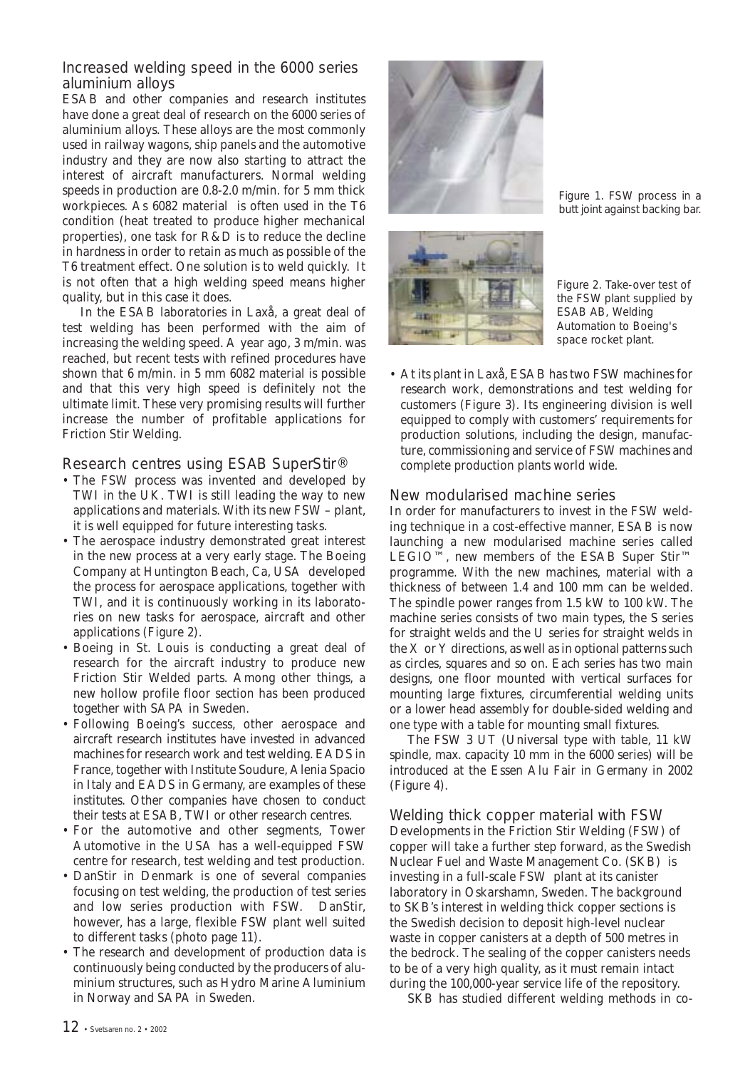## Increased welding speed in the 6000 series aluminium alloys

ESAB and other companies and research institutes have done a great deal of research on the 6000 series of aluminium alloys. These alloys are the most commonly used in railway wagons, ship panels and the automotive industry and they are now also starting to attract the interest of aircraft manufacturers. Normal welding speeds in production are 0.8-2.0 m/min. for 5 mm thick workpieces. As 6082 material is often used in the T6 condition (heat treated to produce higher mechanical properties), one task for R&D is to reduce the decline in hardness in order to retain as much as possible of the T6 treatment effect. One solution is to weld quickly. It is not often that a high welding speed means higher quality, but in this case it does.

In the ESAB laboratories in Laxå, a great deal of test welding has been performed with the aim of increasing the welding speed. A year ago, 3 m/min. was reached, but recent tests with refined procedures have shown that 6 m/min. in 5 mm 6082 material is possible and that this very high speed is definitely not the ultimate limit. These very promising results will further increase the number of profitable applications for Friction Stir Welding.

## Research centres using ESAB SuperStir®

- The FSW process was invented and developed by TWI in the UK. TWI is still leading the way to new applications and materials. With its new FSW – plant, it is well equipped for future interesting tasks.
- The aerospace industry demonstrated great interest in the new process at a very early stage. The Boeing Company at Huntington Beach, Ca, USA developed the process for aerospace applications, together with TWI, and it is continuously working in its laboratories on new tasks for aerospace, aircraft and other applications (Figure 2).
- Boeing in St. Louis is conducting a great deal of research for the aircraft industry to produce new Friction Stir Welded parts. Among other things, a new hollow profile floor section has been produced together with SAPA in Sweden.
- Following Boeing's success, other aerospace and aircraft research institutes have invested in advanced machines for research work and test welding. EADS in France, together with Institute Soudure, Alenia Spacio in Italy and EADS in Germany, are examples of these institutes. Other companies have chosen to conduct their tests at ESAB, TWI or other research centres.
- For the automotive and other segments, Tower Automotive in the USA has a well-equipped FSW centre for research, test welding and test production.
- DanStir in Denmark is one of several companies focusing on test welding, the production of test series and low series production with FSW. DanStir, however, has a large, flexible FSW plant well suited to different tasks (photo page 11).
- The research and development of production data is continuously being conducted by the producers of aluminium structures, such as Hydro Marine Aluminium in Norway and SAPA in Sweden.

Figure 1. FSW process in a butt joint against backing bar.

Figure 2. Take-over test of the FSW plant supplied by ESAB AB, Welding Automation to Boeing's space rocket plant.

- At its plant in Laxå, ESAB has two FSW machines for research work, demonstrations and test welding for customers (Figure 3). Its engineering division is well equipped to comply with customers' requirements for production solutions, including the design, manufacture, commissioning and service of FSW machines and complete production plants world wide.

## New modularised machine series

In order for manufacturers to invest in the FSW welding technique in a cost-effective manner, ESAB is now launching a new modularised machine series called LEGIO™, new members of the ESAB Super Stir™ programme. With the new machines, material with a thickness of between 1.4 and 100 mm can be welded. The spindle power ranges from 1.5 kW to 100 kW. The machine series consists of two main types, the S series for straight welds and the U series for straight welds in the X or Y directions, as well as in optional patterns such as circles, squares and so on. Each series has two main designs, one floor mounted with vertical surfaces for mounting large fixtures, circumferential welding units or a lower head assembly for double-sided welding and one type with a table for mounting small fixtures.

The FSW 3 UT (Universal type with table, 11 kW spindle, max. capacity 10 mm in the 6000 series) will be introduced at the Essen Alu Fair in Germany in 2002 (Figure 4).

## Welding thick copper material with FSW

Developments in the Friction Stir Welding (FSW) of copper will take a further step forward, as the Swedish Nuclear Fuel and Waste Management Co. (SKB) is investing in a full-scale FSW plant at its canister laboratory in Oskarshamn, Sweden. The background to SKB's interest in welding thick copper sections is the Swedish decision to deposit high-level nuclear waste in copper canisters at a depth of 500 metres in the bedrock. The sealing of the copper canisters needs to be of a very high quality, as it must remain intact during the 100,000-year service life of the repository.

SKB has studied different welding methods in co-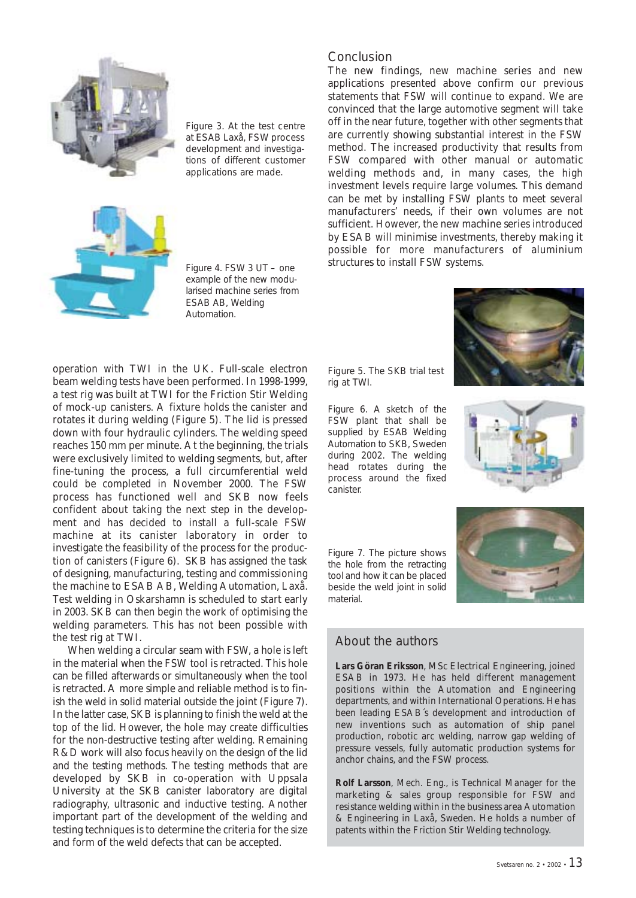Figure 3. At the test centre at ESAB Laxå, FSW process development and investigations of different customer applications are made.

Figure 4. FSW 3 UT – one example of the new modularised machine series from ESAB AB, Welding Automation.

operation with TWI in the UK. Full-scale electron beam welding tests have been performed. In 1998-1999, a test rig was built at TWI for the Friction Stir Welding of mock-up canisters. A fixture holds the canister and rotates it during welding (Figure 5). The lid is pressed down with four hydraulic cylinders. The welding speed reaches 150 mm per minute. At the beginning, the trials were exclusively limited to welding segments, but, after fine-tuning the process, a full circumferential weld could be completed in November 2000. The FSW process has functioned well and SKB now feels confident about taking the next step in the development and has decided to install a full-scale FSW machine at its canister laboratory in order to investigate the feasibility of the process for the production of canisters (Figure 6). SKB has assigned the task of designing, manufacturing, testing and commissioning the machine to ESAB AB, Welding Automation, Laxå. Test welding in Oskarshamn is scheduled to start early in 2003. SKB can then begin the work of optimising the welding parameters. This has not been possible with the test rig at TWI.

When welding a circular seam with FSW, a hole is left in the material when the FSW tool is retracted. This hole can be filled afterwards or simultaneously when the tool is retracted. A more simple and reliable method is to finish the weld in solid material outside the joint (Figure 7). In the latter case, SKB is planning to finish the weld at the top of the lid. However, the hole may create difficulties for the non-destructive testing after welding. Remaining R&D work will also focus heavily on the design of the lid and the testing methods. The testing methods that are developed by SKB in co-operation with Uppsala University at the SKB canister laboratory are digital radiography, ultrasonic and inductive testing. Another important part of the development of the welding and testing techniques is to determine the criteria for the size and form of the weld defects that can be accepted.

## Conclusion

The new findings, new machine series and new applications presented above confirm our previous statements that FSW will continue to expand. We are convinced that the large automotive segment will take off in the near future, together with other segments that are currently showing substantial interest in the FSW method. The increased productivity that results from FSW compared with other manual or automatic welding methods and, in many cases, the high investment levels require large volumes. This demand can be met by installing FSW plants to meet several manufacturers' needs, if their own volumes are not sufficient. However, the new machine series introduced by ESAB will minimise investments, thereby making it possible for more manufacturers of aluminium structures to install FSW systems.

Figure 5. The SKB trial test rig at TWI.

Figure 6. A sketch of the FSW plant that shall be supplied by ESAB Welding Automation to SKB, Sweden during 2002. The welding head rotates during the process around the fixed canister.

Figure 7. The picture shows the hole from the retracting tool and how it can be placed beside the weld joint in solid material.

## About the authors

**Lars Göran Eriksson**, MSc Electrical Engineering, joined ESAB in 1973. He has held different management positions within the Automation and Engineering departments, and within International Operations. He has been leading ESAB´s development and introduction of new inventions such as automation of ship panel production, robotic arc welding, narrow gap welding of pressure vessels, fully automatic production systems for anchor chains, and the FSW process.

**Rolf Larsson**, Mech. Eng., is Technical Manager for the marketing & sales group responsible for FSW and resistance welding within in the business area Automation & Engineering in Laxå, Sweden. He holds a number of patents within the Friction Stir Welding technology.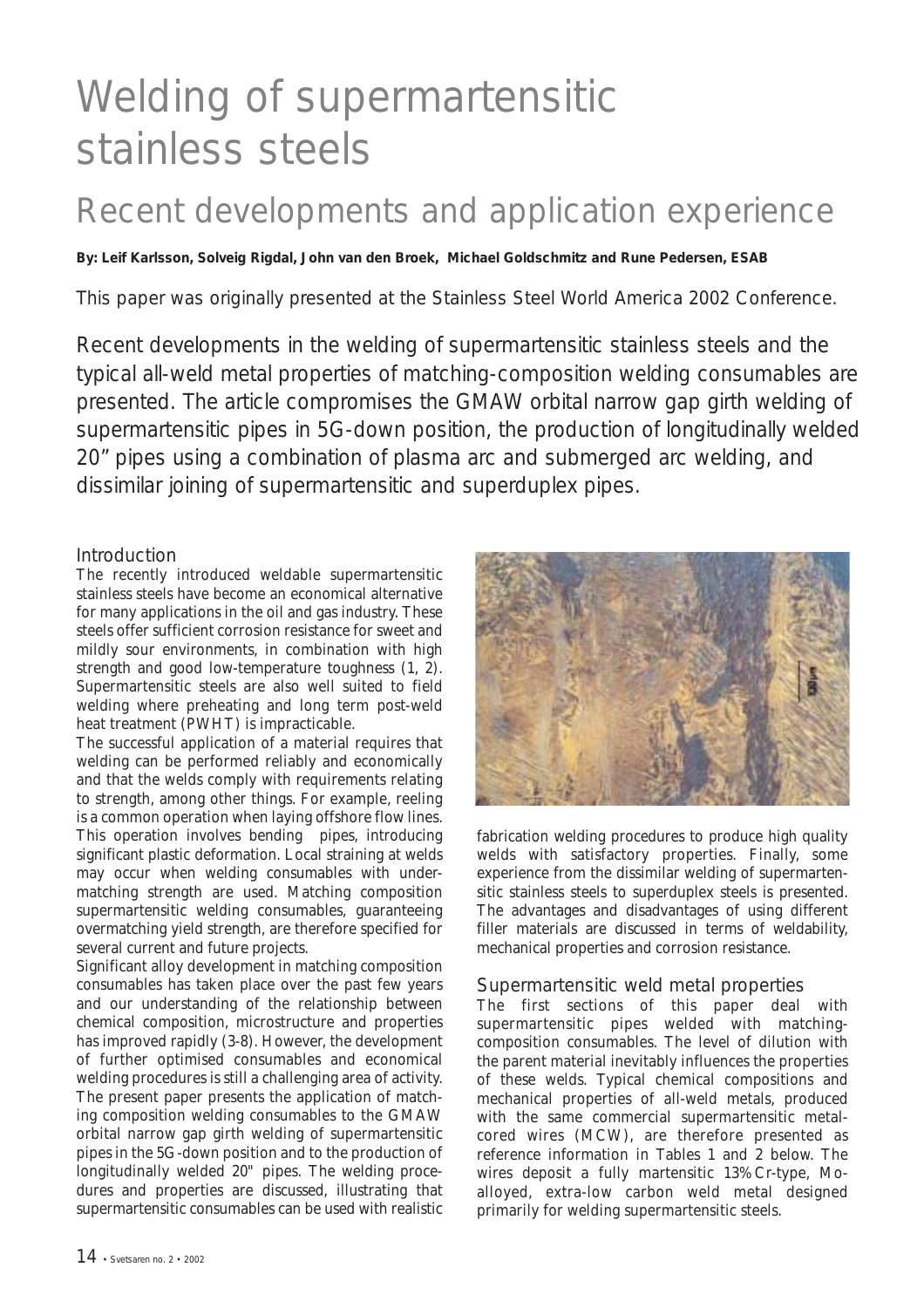# Welding of supermartensitic stainless steels

## Recent developments and application experience

**By: Leif Karlsson, Solveig Rigdal, John van den Broek, Michael Goldschmitz and Rune Pedersen, ESAB**

This paper was originally presented at the Stainless Steel World America 2002 Conference.

Recent developments in the welding of supermartensitic stainless steels and the typical all-weld metal properties of matching-composition welding consumables are presented. The article compromises the GMAW orbital narrow gap girth welding of supermartensitic pipes in 5G-down position, the production of longitudinally welded 20" pipes using a combination of plasma arc and submerged arc welding, and dissimilar joining of supermartensitic and superduplex pipes.

### Introduction

The recently introduced weldable supermartensitic stainless steels have become an economical alternative for many applications in the oil and gas industry. These steels offer sufficient corrosion resistance for sweet and mildly sour environments, in combination with high strength and good low-temperature toughness (1, 2). Supermartensitic steels are also well suited to field welding where preheating and long term post-weld heat treatment (PWHT) is impracticable.

The successful application of a material requires that welding can be performed reliably and economically and that the welds comply with requirements relating to strength, among other things. For example, reeling is a common operation when laying offshore flow lines. This operation involves bending pipes, introducing significant plastic deformation. Local straining at welds may occur when welding consumables with undermatching strength are used. Matching composition supermartensitic welding consumables, guaranteeing overmatching yield strength, are therefore specified for several current and future projects.

Significant alloy development in matching composition consumables has taken place over the past few years and our understanding of the relationship between chemical composition, microstructure and properties has improved rapidly (3-8). However, the development of further optimised consumables and economical welding procedures is still a challenging area of activity. The present paper presents the application of matching composition welding consumables to the GMAW orbital narrow gap girth welding of supermartensitic pipes in the 5G-down position and to the production of longitudinally welded 20" pipes. The welding procedures and properties are discussed, illustrating that supermartensitic consumables can be used with realistic fabrication welding procedures to produce high quality welds with satisfactory properties. Finally, some experience from the dissimilar welding of supermartensitic stainless steels to superduplex steels is presented. The advantages and disadvantages of using different filler materials are discussed in terms of weldability, mechanical properties and corrosion resistance.

### Supermartensitic weld metal properties

The first sections of this paper deal with supermartensitic pipes welded with matching-composition consumables. The level of dilution with the parent material inevitably influences the properties of these welds. Typical chemical compositions and mechanical properties of all-weld metals, produced with the same commercial supermartensitic metal-cored wires (MCW), are therefore presented as reference information in Tables 1 and 2 below. The wires deposit a fully martensitic 13% Cr-type, Mo-alloyed, extra-low carbon weld metal designed primarily for welding supermartensitic steels.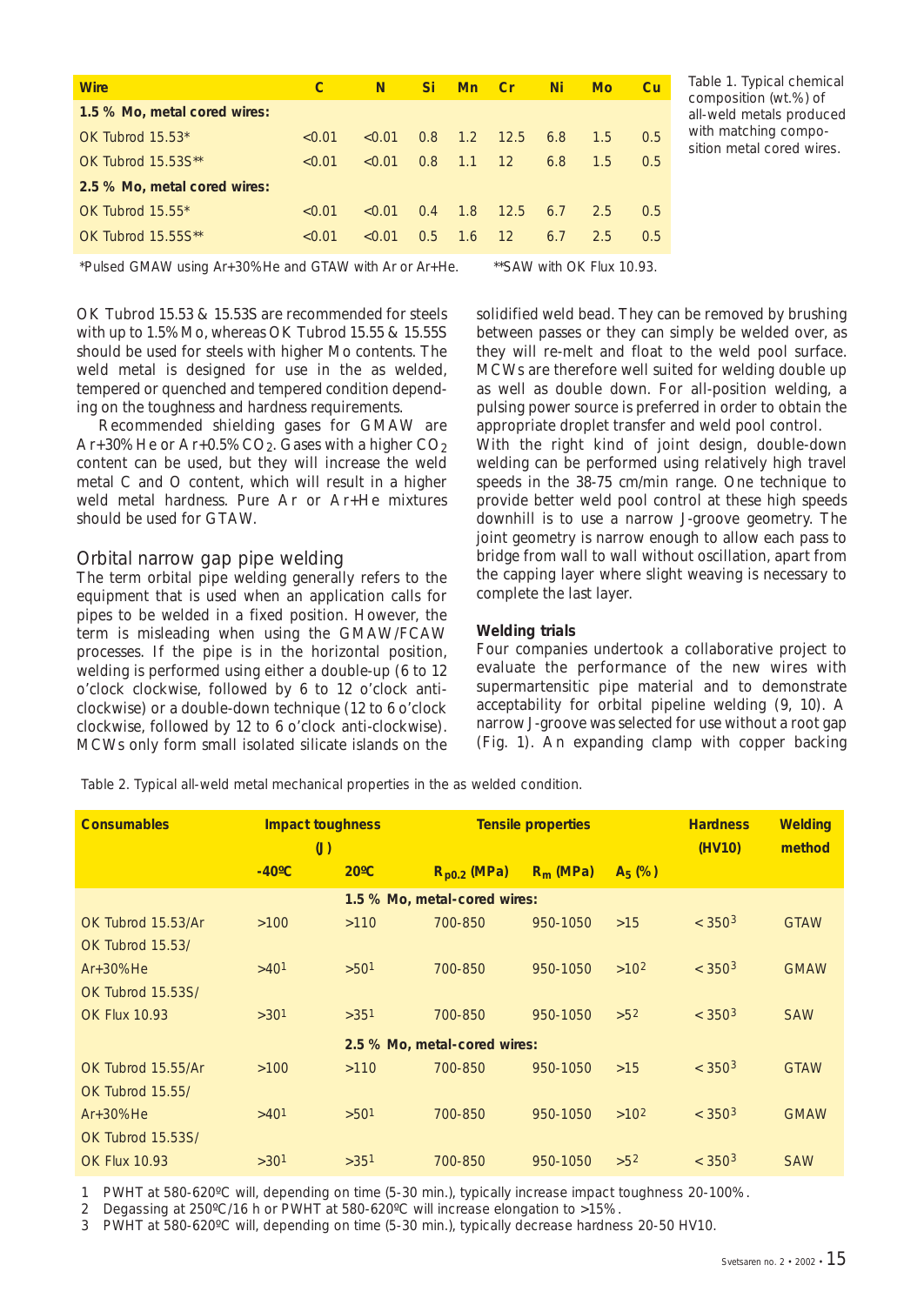| Wire | C | N | Si | Mn | Cr | Ni | Mo | Cu |
|---|---|---|---|---|---|---|---|---|
| **1.5 % Mo, metal cored wires:** | | | | | | | | |
| OK Tubrod 15.53* | <0.01 | <0.01 | 0.8 | 1.2 | 12.5 | 6.8 | 1.5 | 0.5 |
| OK Tubrod 15.53S** | <0.01 | <0.01 | 0.8 | 1.1 | 12 | 6.8 | 1.5 | 0.5 |
| **2.5 % Mo, metal cored wires:** | | | | | | | | |
| OK Tubrod 15.55* | <0.01 | <0.01 | 0.4 | 1.8 | 12.5 | 6.7 | 2.5 | 0.5 |
| OK Tubrod 15.55S** | <0.01 | <0.01 | 0.5 | 1.6 | 12 | 6.7 | 2.5 | 0.5 |

*Pulsed GMAW using Ar+30%He and GTAW with Ar or Ar+He. **SAW with OK Flux 10.93.

Table 1. Typical chemical composition (wt.%) of all-weld metals produced with matching composition metal cored wires.

OK Tubrod 15.53 & 15.53S are recommended for steels with up to 1.5% Mo, whereas OK Tubrod 15.55 & 15.55S should be used for steels with higher Mo contents. The weld metal is designed for use in the as welded, tempered or quenched and tempered condition depending on the toughness and hardness requirements.

Recommended shielding gases for GMAW are Ar+30% He or Ar+0.5% $CO_2$. Gases with a higher $CO_2$ content can be used, but they will increase the weld metal C and O content, which will result in a higher weld metal hardness. Pure Ar or Ar+He mixtures should be used for GTAW.

## Orbital narrow gap pipe welding

The term orbital pipe welding generally refers to the equipment that is used when an application calls for pipes to be welded in a fixed position. However, the term is misleading when using the GMAW/FCAW processes. If the pipe is in the horizontal position, welding is performed using either a double-up (6 to 12 o'clock clockwise, followed by 6 to 12 o'clock anti-clockwise) or a double-down technique (12 to 6 o'clock clockwise, followed by 12 to 6 o'clock anti-clockwise). MCWs only form small isolated silicate islands on the solidified weld bead. They can be removed by brushing between passes or they can simply be welded over, as they will re-melt and float to the weld pool surface. MCWs are therefore well suited for welding double up as well as double down. For all-position welding, a pulsing power source is preferred in order to obtain the appropriate droplet transfer and weld pool control.

With the right kind of joint design, double-down welding can be performed using relatively high travel speeds in the 38-75 cm/min range. One technique to provide better weld pool control at these high speeds downhill is to use a narrow J-groove geometry. The joint geometry is narrow enough to allow each pass to bridge from wall to wall without oscillation, apart from the capping layer where slight weaving is necessary to complete the last layer.

### Welding trials

Four companies undertook a collaborative project to evaluate the performance of the new wires with supermartensitic pipe material and to demonstrate acceptability for orbital pipeline welding (9, 10). A narrow J-groove was selected for use without a root gap (Fig. 1). An expanding clamp with copper backing

Table 2. Typical all-weld metal mechanical properties in the as welded condition.

| Consumables | Impact toughness (J) | | Tensile properties | | | Hardness (HV10) | Welding method |
|---|---|---|---|---|---|---|---|
| | -40ºC | 20ºC | $R_{p0.2}$ (MPa) | $R_m$ (MPa) | $A_5$ (%) | | |
| **1.5 % Mo, metal-cored wires:** | | | | | | | |
| OK Tubrod 15.53/Ar | >100 | >110 | 700-850 | 950-1050 | >15 | < 350[3] | GTAW |
| OK Tubrod 15.53/ Ar+30%He | >40[1] | >50[1] | 700-850 | 950-1050 | >10[2] | < 350[3] | GMAW |
| OK Tubrod 15.53S/ OK Flux 10.93 | >30[1] | >35[1] | 700-850 | 950-1050 | >5[2] | < 350[3] | SAW |
| **2.5 % Mo, metal-cored wires:** | | | | | | | |
| OK Tubrod 15.55/Ar | >100 | >110 | 700-850 | 950-1050 | >15 | < 350[3] | GTAW |
| OK Tubrod 15.55/ Ar+30%He | >40[1] | >50[1] | 700-850 | 950-1050 | >10[2] | < 350[3] | GMAW |
| OK Tubrod 15.53S/ OK Flux 10.93 | >30[1] | >35[1] | 700-850 | 950-1050 | >5[2] | < 350[3] | SAW |

1 PWHT at 580-620ºC will, depending on time (5-30 min.), typically increase impact toughness 20-100%.
2 Degassing at 250ºC/16 h or PWHT at 580-620ºC will increase elongation to >15%.
3 PWHT at 580-620ºC will, depending on time (5-30 min.), typically decrease hardness 20-50 HV10.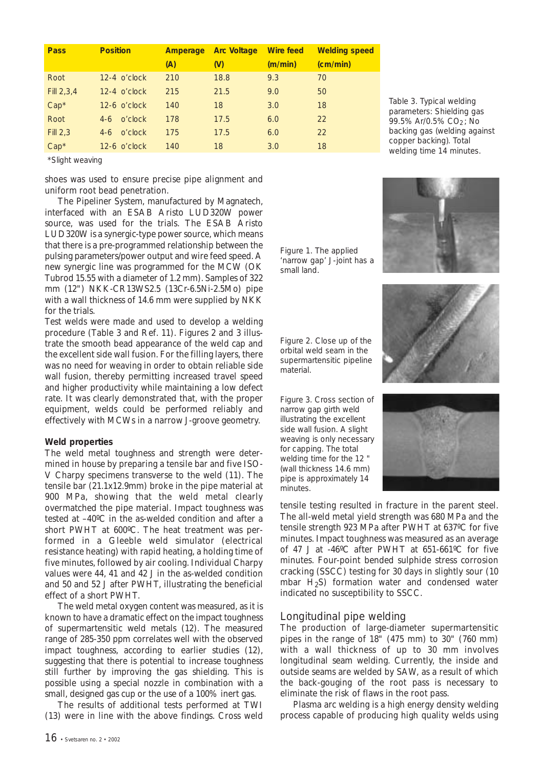| Pass | Position | Amperage (A) | Arc Voltage (V) | Wire feed (m/min) | Welding speed (cm/min) |
|---|---|---|---|---|---|
| Root | 12-4 o'clock | 210 | 18.8 | 9.3 | 70 |
| Fill 2,3,4 | 12-4 o'clock | 215 | 21.5 | 9.0 | 50 |
| Cap* | 12-6 o'clock | 140 | 18 | 3.0 | 18 |
| Root | 4-6 o'clock | 178 | 17.5 | 6.0 | 22 |
| Fill 2,3 | 4-6 o'clock | 175 | 17.5 | 6.0 | 22 |
| Cap* | 12-6 o'clock | 140 | 18 | 3.0 | 18 |

*Slight weaving

Table 3. Typical welding parameters: Shielding gas 99.5% Ar/0.5% $CO_2$; No backing gas (welding against copper backing). Total welding time 14 minutes.

shoes was used to ensure precise pipe alignment and uniform root bead penetration.

The Pipeliner System, manufactured by Magnatech, interfaced with an ESAB Aristo LUD320W power source, was used for the trials. The ESAB Aristo LUD320W is a synergic-type power source, which means that there is a pre-programmed relationship between the pulsing parameters/power output and wire feed speed. A new synergic line was programmed for the MCW (OK Tubrod 15.55 with a diameter of 1.2 mm). Samples of 322 mm (12") NKK-CR13WS2.5 (13Cr-6.5Ni-2.5Mo) pipe with a wall thickness of 14.6 mm were supplied by NKK for the trials.

Test welds were made and used to develop a welding procedure (Table 3 and Ref. 11). Figures 2 and 3 illustrate the smooth bead appearance of the weld cap and the excellent side wall fusion. For the filling layers, there was no need for weaving in order to obtain reliable side wall fusion, thereby permitting increased travel speed and higher productivity while maintaining a low defect rate. It was clearly demonstrated that, with the proper equipment, welds could be performed reliably and effectively with MCWs in a narrow J-groove geometry.

Figure 1. The applied 'narrow gap' J-joint has a small land.

Figure 2. Close up of the orbital weld seam in the supermartensitic pipeline material.

Figure 3. Cross section of narrow gap girth weld illustrating the excellent side wall fusion. A slight weaving is only necessary for capping. The total welding time for the 12 " (wall thickness 14.6 mm) pipe is approximately 14 minutes.

### Weld properties

The weld metal toughness and strength were determined in house by preparing a tensile bar and five ISO-V Charpy specimens transverse to the weld (11). The tensile bar (21.1x12.9mm) broke in the pipe material at 900 MPa, showing that the weld metal clearly overmatched the pipe material. Impact toughness was tested at –40ºC in the as-welded condition and after a short PWHT at 600ºC. The heat treatment was performed in a Gleeble weld simulator (electrical resistance heating) with rapid heating, a holding time of five minutes, followed by air cooling. Individual Charpy values were 44, 41 and 42 J in the as-welded condition and 50 and 52 J after PWHT, illustrating the beneficial effect of a short PWHT.

The weld metal oxygen content was measured, as it is known to have a dramatic effect on the impact toughness of supermartensitic weld metals (12). The measured range of 285-350 ppm correlates well with the observed impact toughness, according to earlier studies (12), suggesting that there is potential to increase toughness still further by improving the gas shielding. This is possible using a special nozzle in combination with a small, designed gas cup or the use of a 100% inert gas.

The results of additional tests performed at TWI (13) were in line with the above findings. Cross weld tensile testing resulted in fracture in the parent steel. The all-weld metal yield strength was 680 MPa and the tensile strength 923 MPa after PWHT at 637ºC for five minutes. Impact toughness was measured as an average of 47 J at -46ºC after PWHT at 651-661ºC for five minutes. Four-point bended sulphide stress corrosion cracking (SSCC) testing for 30 days in slightly sour (10 mbar $H_2S$) formation water and condensed water indicated no susceptibility to SSCC.

## Longitudinal pipe welding

The production of large-diameter supermartensitic pipes in the range of 18" (475 mm) to 30" (760 mm) with a wall thickness of up to 30 mm involves longitudinal seam welding. Currently, the inside and outside seams are welded by SAW, as a result of which the back-gouging of the root pass is necessary to eliminate the risk of flaws in the root pass.

Plasma arc welding is a high energy density welding process capable of producing high quality welds using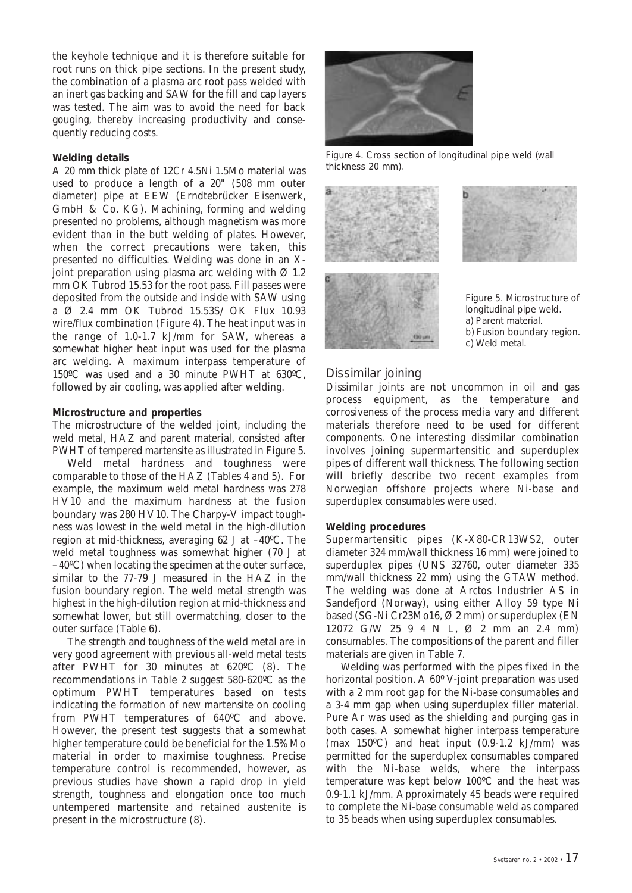the keyhole technique and it is therefore suitable for root runs on thick pipe sections. In the present study, the combination of a plasma arc root pass welded with an inert gas backing and SAW for the fill and cap layers was tested. The aim was to avoid the need for back gouging, thereby increasing productivity and consequently reducing costs.

**Welding details**

A 20 mm thick plate of 12Cr 4.5Ni 1.5Mo material was used to produce a length of a 20" (508 mm outer diameter) pipe at EEW (Erndtebrücker Eisenwerk, GmbH & Co. KG). Machining, forming and welding presented no problems, although magnetism was more evident than in the butt welding of plates. However, when the correct precautions were taken, this presented no difficulties. Welding was done in an X-joint preparation using plasma arc welding with Ø 1.2 mm OK Tubrod 15.53 for the root pass. Fill passes were deposited from the outside and inside with SAW using a Ø 2.4 mm OK Tubrod 15.53S/ OK Flux 10.93 wire/flux combination (Figure 4). The heat input was in the range of 1.0-1.7 kJ/mm for SAW, whereas a somewhat higher heat input was used for the plasma arc welding. A maximum interpass temperature of 150ºC was used and a 30 minute PWHT at 630ºC, followed by air cooling, was applied after welding.

**Microstructure and properties**

The microstructure of the welded joint, including the weld metal, HAZ and parent material, consisted after PWHT of tempered martensite as illustrated in Figure 5.

Weld metal hardness and toughness were comparable to those of the HAZ (Tables 4 and 5). For example, the maximum weld metal hardness was 278 HV10 and the maximum hardness at the fusion boundary was 280 HV10. The Charpy-V impact toughness was lowest in the weld metal in the high-dilution region at mid-thickness, averaging 62 J at –40ºC. The weld metal toughness was somewhat higher (70 J at –40ºC) when locating the specimen at the outer surface, similar to the 77-79 J measured in the HAZ in the fusion boundary region. The weld metal strength was highest in the high-dilution region at mid-thickness and somewhat lower, but still overmatching, closer to the outer surface (Table 6).

The strength and toughness of the weld metal are in very good agreement with previous all-weld metal tests after PWHT for 30 minutes at 620ºC (8). The recommendations in Table 2 suggest 580-620ºC as the optimum PWHT temperatures based on tests indicating the formation of new martensite on cooling from PWHT temperatures of 640ºC and above. However, the present test suggests that a somewhat higher temperature could be beneficial for the 1.5% Mo material in order to maximise toughness. Precise temperature control is recommended, however, as previous studies have shown a rapid drop in yield strength, toughness and elongation once too much untempered martensite and retained austenite is present in the microstructure (8).

Figure 4. Cross section of longitudinal pipe weld (wall thickness 20 mm).

Figure 5. Microstructure of longitudinal pipe weld.
a) Parent material.
b) Fusion boundary region.
c) Weld metal.

## Dissimilar joining

Dissimilar joints are not uncommon in oil and gas process equipment, as the temperature and corrosiveness of the process media vary and different materials therefore need to be used for different components. One interesting dissimilar combination involves joining supermartensitic and superduplex pipes of different wall thickness. The following section will briefly describe two recent examples from Norwegian offshore projects where Ni-base and superduplex consumables were used.

**Welding procedures**

Supermartensitic pipes (K-X80-CR13WS2, outer diameter 324 mm/wall thickness 16 mm) were joined to superduplex pipes (UNS 32760, outer diameter 335 mm/wall thickness 22 mm) using the GTAW method. The welding was done at Arctos Industrier AS in Sandefjord (Norway), using either Alloy 59 type Ni based (SG-Ni Cr23Mo16, Ø 2 mm) or superduplex (EN 12072 G/W 25 9 4 N L, Ø 2 mm an 2.4 mm) consumables. The compositions of the parent and filler materials are given in Table 7.

Welding was performed with the pipes fixed in the horizontal position. A 60º V-joint preparation was used with a 2 mm root gap for the Ni-base consumables and a 3-4 mm gap when using superduplex filler material. Pure Ar was used as the shielding and purging gas in both cases. A somewhat higher interpass temperature (max 150ºC) and heat input (0.9-1.2 kJ/mm) was permitted for the superduplex consumables compared with the Ni-base welds, where the interpass temperature was kept below 100ºC and the heat was 0.9-1.1 kJ/mm. Approximately 45 beads were required to complete the Ni-base consumable weld as compared to 35 beads when using superduplex consumables.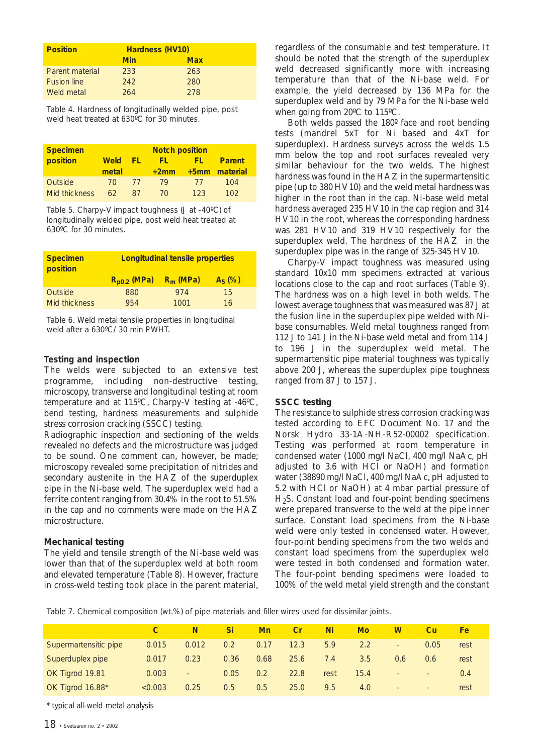| Position | Hardness (HV10) | |
|---|---|---|
| | Min | Max |
| Parent material | 233 | 263 |
| Fusion line | 242 | 280 |
| Weld metal | 264 | 278 |

Table 4. Hardness of longitudinally welded pipe, post weld heat treated at 630ºC for 30 minutes.

| Specimen position | Notch position | | | | |
|---|---|---|---|---|---|
| | Weld metal | FL | FL +2mm | FL +5mm | Parent material |
| Outside | 70 | 77 | 79 | 77 | 104 |
| Mid thickness | 62 | 87 | 70 | 123 | 102 |

Table 5. Charpy-V impact toughness (J at -40ºC) of longitudinally welded pipe, post weld heat treated at 630ºC for 30 minutes.

| Specimen position | Longitudinal tensile properties | | |
|---|---|---|---|
| | $R_{p0.2}$ (MPa) | $R_m$ (MPa) | $A_5$ (%) |
| Outside | 880 | 974 | 15 |
| Mid thickness | 954 | 1001 | 16 |

Table 6. Weld metal tensile properties in longitudinal weld after a 630ºC/ 30 min PWHT.

### Testing and inspection

The welds were subjected to an extensive test programme, including non-destructive testing, microscopy, transverse and longitudinal testing at room temperature and at 115ºC, Charpy-V testing at -46ºC, bend testing, hardness measurements and sulphide stress corrosion cracking (SSCC) testing.

Radiographic inspection and sectioning of the welds revealed no defects and the microstructure was judged to be sound. One comment can, however, be made; microscopy revealed some precipitation of nitrides and secondary austenite in the HAZ of the superduplex pipe in the Ni-base weld. The superduplex weld had a ferrite content ranging from 30.4% in the root to 51.5% in the cap and no comments were made on the HAZ microstructure.

### Mechanical testing

The yield and tensile strength of the Ni-base weld was lower than that of the superduplex weld at both room and elevated temperature (Table 8). However, fracture in cross-weld testing took place in the parent material, regardless of the consumable and test temperature. It should be noted that the strength of the superduplex weld decreased significantly more with increasing temperature than that of the Ni-base weld. For example, the yield decreased by 136 MPa for the superduplex weld and by 79 MPa for the Ni-base weld when going from 20ºC to 115ºC.

Both welds passed the 180º face and root bending tests (mandrel 5xT for Ni based and 4xT for superduplex). Hardness surveys across the welds 1.5 mm below the top and root surfaces revealed very similar behaviour for the two welds. The highest hardness was found in the HAZ in the supermartensitic pipe (up to 380 HV10) and the weld metal hardness was higher in the root than in the cap. Ni-base weld metal hardness averaged 235 HV10 in the cap region and 314 HV10 in the root, whereas the corresponding hardness was 281 HV10 and 319 HV10 respectively for the superduplex weld. The hardness of the HAZ in the superduplex pipe was in the range of 325-345 HV10.

Charpy-V impact toughness was measured using standard 10x10 mm specimens extracted at various locations close to the cap and root surfaces (Table 9). The hardness was on a high level in both welds. The lowest average toughness that was measured was 87 J at the fusion line in the superduplex pipe welded with Ni-base consumables. Weld metal toughness ranged from 112 J to 141 J in the Ni-base weld metal and from 114 J to 196 J in the superduplex weld metal. The supermartensitic pipe material toughness was typically above 200 J, whereas the superduplex pipe toughness ranged from 87 J to 157 J.

### SSCC testing

The resistance to sulphide stress corrosion cracking was tested according to EFC Document No. 17 and the Norsk Hydro 33-1A-NH-R52-00002 specification. Testing was performed at room temperature in condensed water (1000 mg/l NaCl, 400 mg/l NaAc, pH adjusted to 3.6 with HCl or NaOH) and formation water (38890 mg/l NaCl, 400 mg/l NaAc, pH adjusted to 5.2 with HCl or NaOH) at 4 mbar partial pressure of $H_2S$. Constant load and four-point bending specimens were prepared transverse to the weld at the pipe inner surface. Constant load specimens from the Ni-base weld were only tested in condensed water. However, four-point bending specimens from the two welds and constant load specimens from the superduplex weld were tested in both condensed and formation water. The four-point bending specimens were loaded to 100% of the weld metal yield strength and the constant

Table 7. Chemical composition (wt.%) of pipe materials and filler wires used for dissimilar joints.

| | C | N | Si | Mn | Cr | Ni | Mo | W | Cu | Fe |
|---|---|---|---|---|---|---|---|---|---|---|
| Supermartensitic pipe | 0.015 | 0.012 | 0.2 | 0.17 | 12.3 | 5.9 | 2.2 | - | 0.05 | rest |
| Superduplex pipe | 0.017 | 0.23 | 0.36 | 0.68 | 25.6 | 7.4 | 3.5 | 0.6 | 0.6 | rest |
| OK Tigrod 19.81 | 0.003 | - | 0.05 | 0.2 | 22.8 | rest | 15.4 | - | - | 0.4 |
| OK Tigrod 16.88* | <0.003 | 0.25 | 0.5 | 0.5 | 25.0 | 9.5 | 4.0 | - | - | rest |

\* typical all-weld metal analysis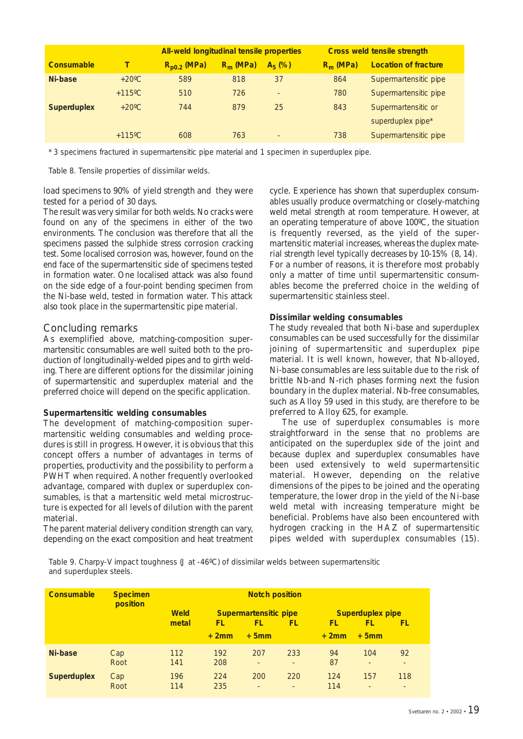| Consumable | T | All-weld longitudinal tensile properties | | | Cross weld tensile strength | |
|---|---|---|---|---|---|---|
| | | $R_{p0.2}$ (MPa) | $R_m$ (MPa) | $A_5$ (%) | $R_m$ (MPa) | Location of fracture |
| **Ni-base** | +20ºC | 589 | 818 | 37 | 864 | Supermartensitic pipe |
| | +115ºC | 510 | 726 | - | 780 | Supermartensitic pipe |
| **Superduplex** | +20ºC | 744 | 879 | 25 | 843 | Supermartensitic or superduplex pipe* |
| | +115ºC | 608 | 763 | - | 738 | Supermartensitic pipe |

\* 3 specimens fractured in supermartensitic pipe material and 1 specimen in superduplex pipe.

Table 8. Tensile properties of dissimilar welds.

load specimens to 90% of yield strength and they were tested for a period of 30 days.

The result was very similar for both welds. No cracks were found on any of the specimens in either of the two environments. The conclusion was therefore that all the specimens passed the sulphide stress corrosion cracking test. Some localised corrosion was, however, found on the end face of the supermartensitic side of specimens tested in formation water. One localised attack was also found on the side edge of a four-point bending specimen from the Ni-base weld, tested in formation water. This attack also took place in the supermartensitic pipe material.

## Concluding remarks

As exemplified above, matching-composition supermartensitic consumables are well suited both to the production of longitudinally-welded pipes and to girth welding. There are different options for the dissimilar joining of supermartensitic and superduplex material and the preferred choice will depend on the specific application.

### Supermartensitic welding consumables

The development of matching-composition supermartensitic welding consumables and welding procedures is still in progress. However, it is obvious that this concept offers a number of advantages in terms of properties, productivity and the possibility to perform a PWHT when required. Another frequently overlooked advantage, compared with duplex or superduplex consumables, is that a martensitic weld metal microstructure is expected for all levels of dilution with the parent material.

The parent material delivery condition strength can vary, depending on the exact composition and heat treatment cycle. Experience has shown that superduplex consumables usually produce overmatching or closely-matching weld metal strength at room temperature. However, at an operating temperature of above 100ºC, the situation is frequently reversed, as the yield of the supermartensitic material increases, whereas the duplex material strength level typically decreases by 10-15% (8, 14). For a number of reasons, it is therefore most probably only a matter of time until supermartensitic consumables become the preferred choice in the welding of supermartensitic stainless steel.

### Dissimilar welding consumables

The study revealed that both Ni-base and superduplex consumables can be used successfully for the dissimilar joining of supermartensitic and superduplex pipe material. It is well known, however, that Nb-alloyed, Ni-base consumables are less suitable due to the risk of brittle Nb-and N-rich phases forming next the fusion boundary in the duplex material. Nb-free consumables, such as Alloy 59 used in this study, are therefore to be preferred to Alloy 625, for example.

The use of superduplex consumables is more straightforward in the sense that no problems are anticipated on the superduplex side of the joint and because duplex and superduplex consumables have been used extensively to weld supermartensitic material. However, depending on the relative dimensions of the pipes to be joined and the operating temperature, the lower drop in the yield of the Ni-base weld metal with increasing temperature might be beneficial. Problems have also been encountered with hydrogen cracking in the HAZ of supermartensitic pipes welded with superduplex consumables (15).

Table 9. Charpy-V impact toughness (J at -46ºC) of dissimilar welds between supermartensitic and superduplex steels.

| Consumable | Specimen position | Notch position | | | | | | |
|---|---|---|---|---|---|---|---|---|
| | | Weld metal | Supermartensitic pipe | | | Superduplex pipe | | |
| | | | FL + 2mm | FL + 5mm | FL | FL + 2mm | FL + 5mm | FL |
| **Ni-base** | Cap | 112 | 192 | 207 | 233 | 94 | 104 | 92 |
| | Root | 141 | 208 | - | - | 87 | - | - |
| **Superduplex** | Cap | 196 | 224 | 200 | 220 | 124 | 157 | 118 |
| | Root | 114 | 235 | - | - | 114 | - | - |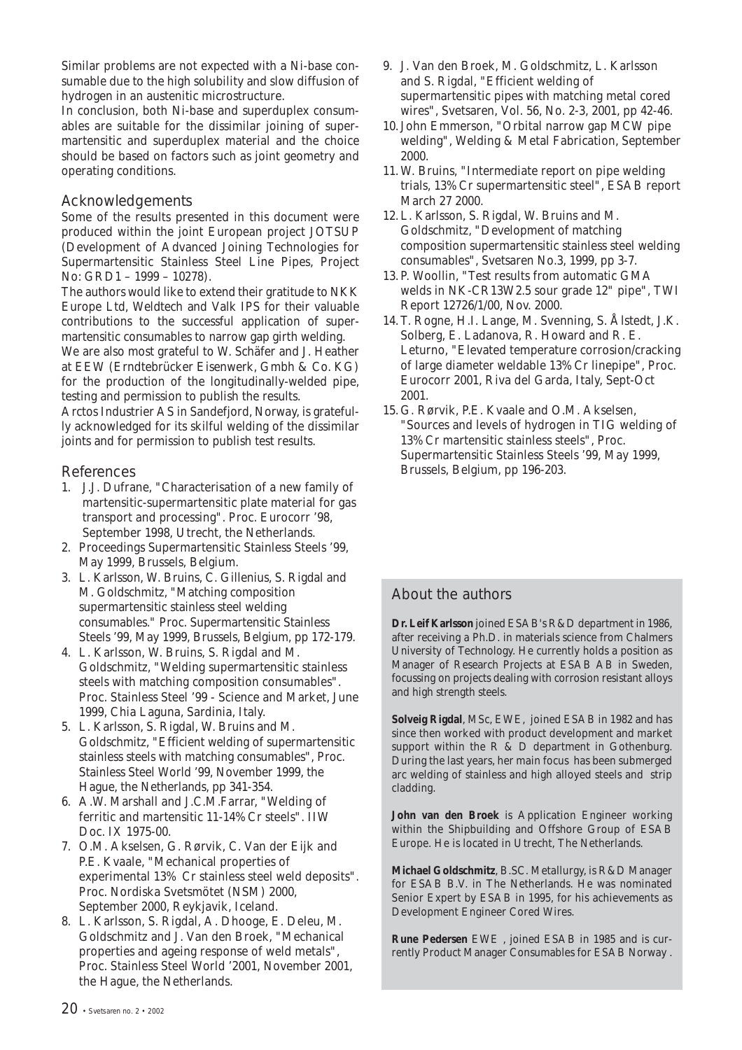Similar problems are not expected with a Ni-base consumable due to the high solubility and slow diffusion of hydrogen in an austenitic microstructure.

In conclusion, both Ni-base and superduplex consumables are suitable for the dissimilar joining of supermartensitic and superduplex material and the choice should be based on factors such as joint geometry and operating conditions.

## Acknowledgements

Some of the results presented in this document were produced within the joint European project JOTSUP (Development of Advanced Joining Technologies for Supermartensitic Stainless Steel Line Pipes, Project No: GRD1 – 1999 – 10278).

The authors would like to extend their gratitude to NKK Europe Ltd, Weldtech and Valk IPS for their valuable contributions to the successful application of supermartensitic consumables to narrow gap girth welding.

We are also most grateful to W. Schäfer and J. Heather at EEW (Erndtebrücker Eisenwerk, Gmbh & Co. KG) for the production of the longitudinally-welded pipe, testing and permission to publish the results.

Arctos Industrier AS in Sandefjord, Norway, is gratefully acknowledged for its skilful welding of the dissimilar joints and for permission to publish test results.

## References

1. J.J. Dufrane, "Characterisation of a new family of martensitic-supermartensitic plate material for gas transport and processing". Proc. Eurocorr '98, September 1998, Utrecht, the Netherlands.
2. Proceedings Supermartensitic Stainless Steels '99, May 1999, Brussels, Belgium.
3. L. Karlsson, W. Bruins, C. Gillenius, S. Rigdal and M. Goldschmitz, "Matching composition supermartensitic stainless steel welding consumables." Proc. Supermartensitic Stainless Steels '99, May 1999, Brussels, Belgium, pp 172-179.
4. L. Karlsson, W. Bruins, S. Rigdal and M. Goldschmitz, "Welding supermartensitic stainless steels with matching composition consumables". Proc. Stainless Steel '99 - Science and Market, June 1999, Chia Laguna, Sardinia, Italy.
5. L. Karlsson, S. Rigdal, W. Bruins and M. Goldschmitz, "Efficient welding of supermartensitic stainless steels with matching consumables", Proc. Stainless Steel World '99, November 1999, the Hague, the Netherlands, pp 341-354.
6. A.W. Marshall and J.C.M.Farrar, "Welding of ferritic and martensitic 11-14% Cr steels". IIW Doc. IX 1975-00.
7. O.M. Akselsen, G. Rørvik, C. Van der Eijk and P.E. Kvaale, "Mechanical properties of experimental 13% Cr stainless steel weld deposits". Proc. Nordiska Svetsmötet (NSM) 2000, September 2000, Reykjavik, Iceland.
8. L. Karlsson, S. Rigdal, A. Dhooge, E. Deleu, M. Goldschmitz and J. Van den Broek, "Mechanical properties and ageing response of weld metals", Proc. Stainless Steel World '2001, November 2001, the Hague, the Netherlands.
9. J. Van den Broek, M. Goldschmitz, L. Karlsson and S. Rigdal, "Efficient welding of supermartensitic pipes with matching metal cored wires", Svetsaren, Vol. 56, No. 2-3, 2001, pp 42-46.
10. John Emmerson, "Orbital narrow gap MCW pipe welding", Welding & Metal Fabrication, September 2000.
11. W. Bruins, "Intermediate report on pipe welding trials, 13% Cr supermartensitic steel", ESAB report March 27 2000.
12. L. Karlsson, S. Rigdal, W. Bruins and M. Goldschmitz, "Development of matching composition supermartensitic stainless steel welding consumables", Svetsaren No.3, 1999, pp 3-7.
13. P. Woollin, "Test results from automatic GMA welds in NK-CR13W2.5 sour grade 12" pipe", TWI Report 12726/1/00, Nov. 2000.
14. T. Rogne, H.I. Lange, M. Svenning, S. Ålstedt, J.K. Solberg, E. Ladanova, R. Howard and R. E. Leturno, "Elevated temperature corrosion/cracking of large diameter weldable 13% Cr linepipe", Proc. Eurocorr 2001, Riva del Garda, Italy, Sept-Oct 2001.
15. G. Rørvik, P.E. Kvaale and O.M. Akselsen, "Sources and levels of hydrogen in TIG welding of 13% Cr martensitic stainless steels", Proc. Supermartensitic Stainless Steels '99, May 1999, Brussels, Belgium, pp 196-203.

## About the authors

**Dr. Leif Karlsson** joined ESAB's R&D department in 1986, after receiving a Ph.D. in materials science from Chalmers University of Technology. He currently holds a position as Manager of Research Projects at ESAB AB in Sweden, focussing on projects dealing with corrosion resistant alloys and high strength steels.

**Solveig Rigdal**, MSc, EWE, joined ESAB in 1982 and has since then worked with product development and market support within the R & D department in Gothenburg. During the last years, her main focus has been submerged arc welding of stainless and high alloyed steels and strip cladding.

**John van den Broek** is Application Engineer working within the Shipbuilding and Offshore Group of ESAB Europe. He is located in Utrecht, The Netherlands.

**Michael Goldschmitz**, B.SC. Metallurgy, is R&D Manager for ESAB B.V. in The Netherlands. He was nominated Senior Expert by ESAB in 1995, for his achievements as Development Engineer Cored Wires.

**Rune Pedersen** EWE , joined ESAB in 1985 and is currently Product Manager Consumables for ESAB Norway .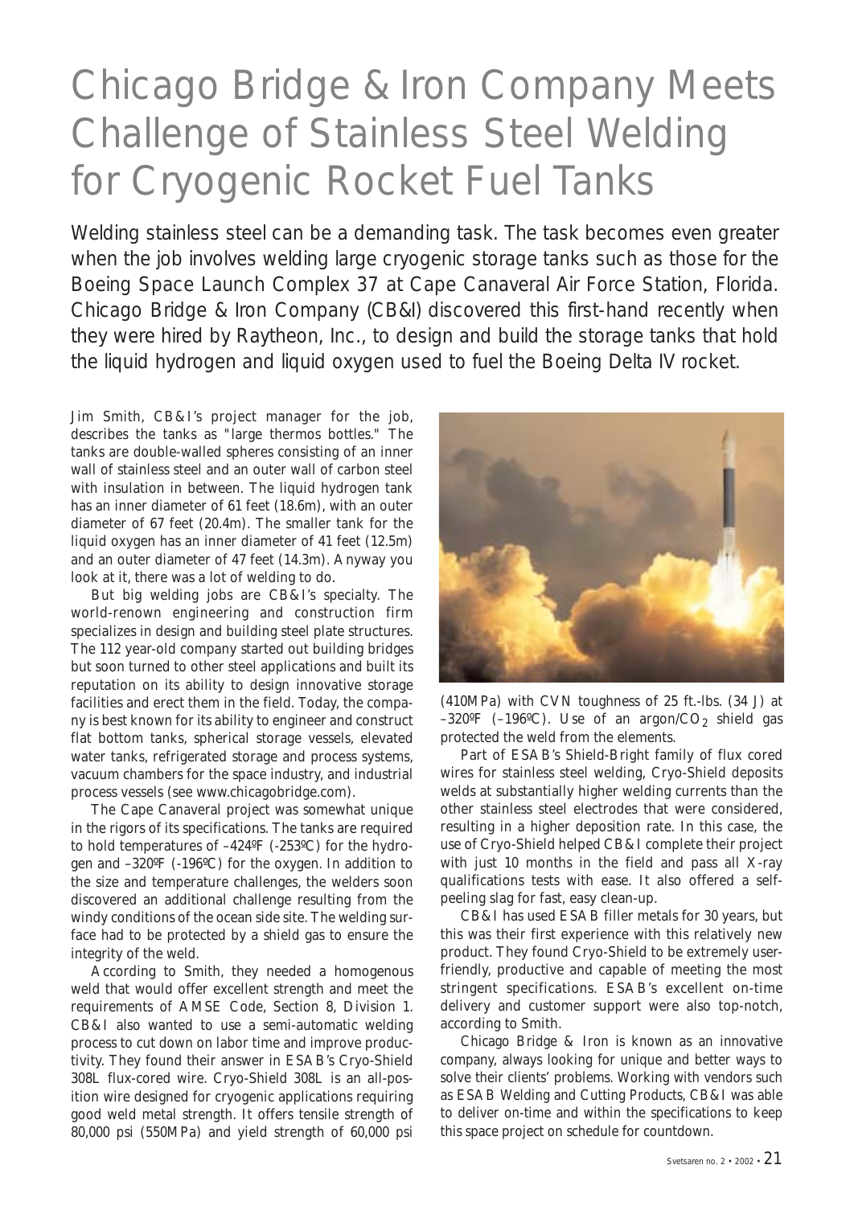# Chicago Bridge & Iron Company Meets Challenge of Stainless Steel Welding for Cryogenic Rocket Fuel Tanks

Welding stainless steel can be a demanding task. The task becomes even greater when the job involves welding large cryogenic storage tanks such as those for the Boeing Space Launch Complex 37 at Cape Canaveral Air Force Station, Florida. Chicago Bridge & Iron Company (CB&I) discovered this first-hand recently when they were hired by Raytheon, Inc., to design and build the storage tanks that hold the liquid hydrogen and liquid oxygen used to fuel the Boeing Delta IV rocket.

Jim Smith, CB&I's project manager for the job, describes the tanks as "large thermos bottles." The tanks are double-walled spheres consisting of an inner wall of stainless steel and an outer wall of carbon steel with insulation in between. The liquid hydrogen tank has an inner diameter of 61 feet (18.6m), with an outer diameter of 67 feet (20.4m). The smaller tank for the liquid oxygen has an inner diameter of 41 feet (12.5m) and an outer diameter of 47 feet (14.3m). Anyway you look at it, there was a lot of welding to do.

But big welding jobs are CB&I's specialty. The world-renown engineering and construction firm specializes in design and building steel plate structures. The 112 year-old company started out building bridges but soon turned to other steel applications and built its reputation on its ability to design innovative storage facilities and erect them in the field. Today, the company is best known for its ability to engineer and construct flat bottom tanks, spherical storage vessels, elevated water tanks, refrigerated storage and process systems, vacuum chambers for the space industry, and industrial process vessels (see www.chicagobridge.com).

The Cape Canaveral project was somewhat unique in the rigors of its specifications. The tanks are required to hold temperatures of –424ºF (-253ºC) for the hydrogen and –320ºF (-196ºC) for the oxygen. In addition to the size and temperature challenges, the welders soon discovered an additional challenge resulting from the windy conditions of the ocean side site. The welding surface had to be protected by a shield gas to ensure the integrity of the weld.

According to Smith, they needed a homogenous weld that would offer excellent strength and meet the requirements of AMSE Code, Section 8, Division 1. CB&I also wanted to use a semi-automatic welding process to cut down on labor time and improve productivity. They found their answer in ESAB's Cryo-Shield 308L flux-cored wire. Cryo-Shield 308L is an all-position wire designed for cryogenic applications requiring good weld metal strength. It offers tensile strength of 80,000 psi (550MPa) and yield strength of 60,000 psi (410MPa) with CVN toughness of 25 ft.-lbs. (34 J) at –320ºF (–196ºC). Use of an argon/$CO_2$ shield gas protected the weld from the elements.

Part of ESAB's Shield-Bright family of flux cored wires for stainless steel welding, Cryo-Shield deposits welds at substantially higher welding currents than the other stainless steel electrodes that were considered, resulting in a higher deposition rate. In this case, the use of Cryo-Shield helped CB&I complete their project with just 10 months in the field and pass all X-ray qualifications tests with ease. It also offered a self-peeling slag for fast, easy clean-up.

CB&I has used ESAB filler metals for 30 years, but this was their first experience with this relatively new product. They found Cryo-Shield to be extremely user-friendly, productive and capable of meeting the most stringent specifications. ESAB's excellent on-time delivery and customer support were also top-notch, according to Smith.

Chicago Bridge & Iron is known as an innovative company, always looking for unique and better ways to solve their clients' problems. Working with vendors such as ESAB Welding and Cutting Products, CB&I was able to deliver on-time and within the specifications to keep this space project on schedule for countdown.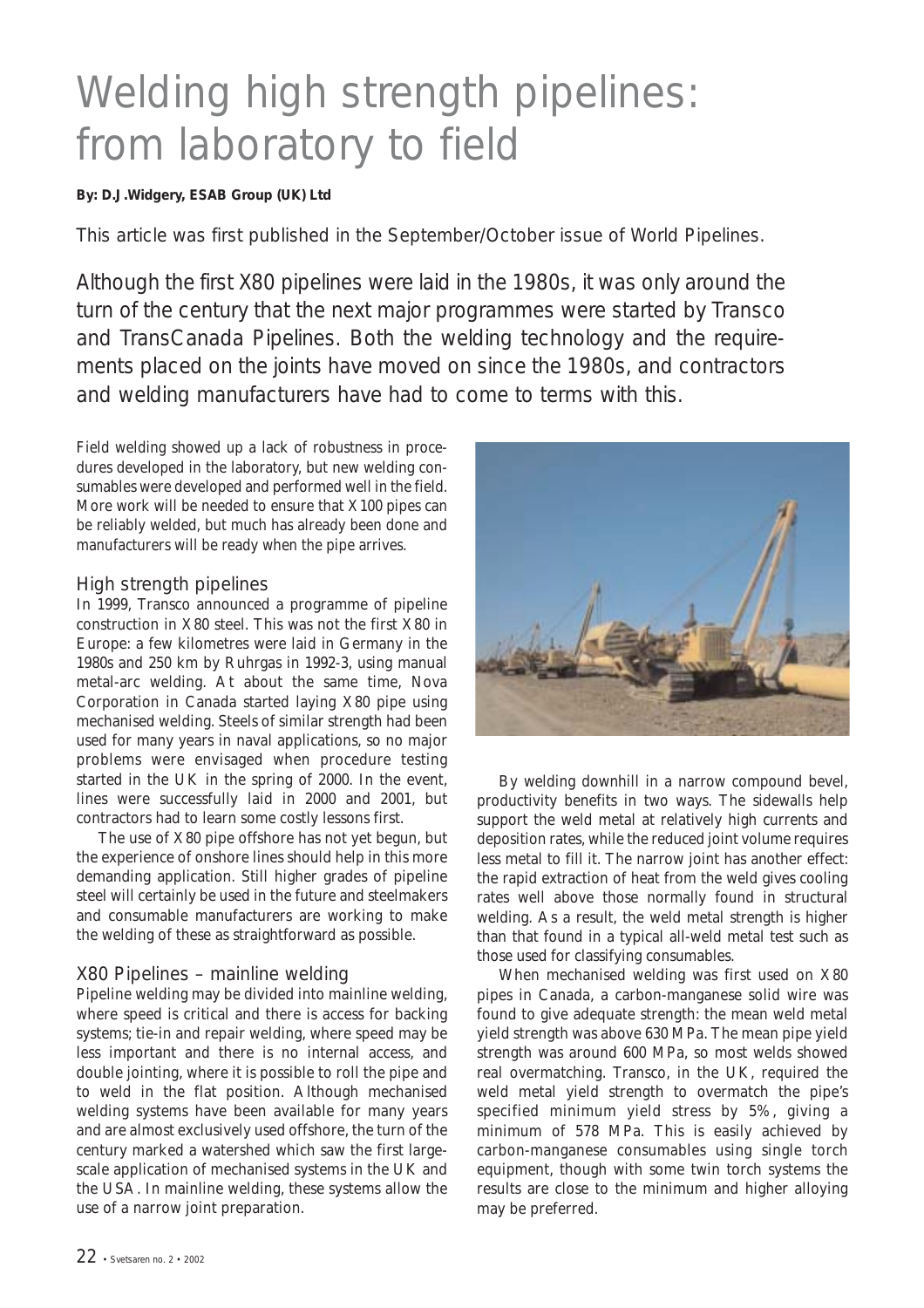# Welding high strength pipelines: from laboratory to field

**By: D.J.Widgery, ESAB Group (UK) Ltd**

This article was first published in the September/October issue of World Pipelines.

Although the first X80 pipelines were laid in the 1980s, it was only around the turn of the century that the next major programmes were started by Transco and TransCanada Pipelines. Both the welding technology and the requirements placed on the joints have moved on since the 1980s, and contractors and welding manufacturers have had to come to terms with this.

Field welding showed up a lack of robustness in procedures developed in the laboratory, but new welding consumables were developed and performed well in the field. More work will be needed to ensure that X100 pipes can be reliably welded, but much has already been done and manufacturers will be ready when the pipe arrives.

## High strength pipelines

In 1999, Transco announced a programme of pipeline construction in X80 steel. This was not the first X80 in Europe: a few kilometres were laid in Germany in the 1980s and 250 km by Ruhrgas in 1992-3, using manual metal-arc welding. At about the same time, Nova Corporation in Canada started laying X80 pipe using mechanised welding. Steels of similar strength had been used for many years in naval applications, so no major problems were envisaged when procedure testing started in the UK in the spring of 2000. In the event, lines were successfully laid in 2000 and 2001, but contractors had to learn some costly lessons first.

The use of X80 pipe offshore has not yet begun, but the experience of onshore lines should help in this more demanding application. Still higher grades of pipeline steel will certainly be used in the future and steelmakers and consumable manufacturers are working to make the welding of these as straightforward as possible.

## X80 Pipelines – mainline welding

Pipeline welding may be divided into mainline welding, where speed is critical and there is access for backing systems; tie-in and repair welding, where speed may be less important and there is no internal access, and double jointing, where it is possible to roll the pipe and to weld in the flat position. Although mechanised welding systems have been available for many years and are almost exclusively used offshore, the turn of the century marked a watershed which saw the first large-scale application of mechanised systems in the UK and the USA. In mainline welding, these systems allow the use of a narrow joint preparation.

By welding downhill in a narrow compound bevel, productivity benefits in two ways. The sidewalls help support the weld metal at relatively high currents and deposition rates, while the reduced joint volume requires less metal to fill it. The narrow joint has another effect: the rapid extraction of heat from the weld gives cooling rates well above those normally found in structural welding. As a result, the weld metal strength is higher than that found in a typical all-weld metal test such as those used for classifying consumables.

When mechanised welding was first used on X80 pipes in Canada, a carbon-manganese solid wire was found to give adequate strength: the mean weld metal yield strength was above 630 MPa. The mean pipe yield strength was around 600 MPa, so most welds showed real overmatching. Transco, in the UK, required the weld metal yield strength to overmatch the pipe's specified minimum yield stress by 5%, giving a minimum of 578 MPa. This is easily achieved by carbon-manganese consumables using single torch equipment, though with some twin torch systems the results are close to the minimum and higher alloying may be preferred.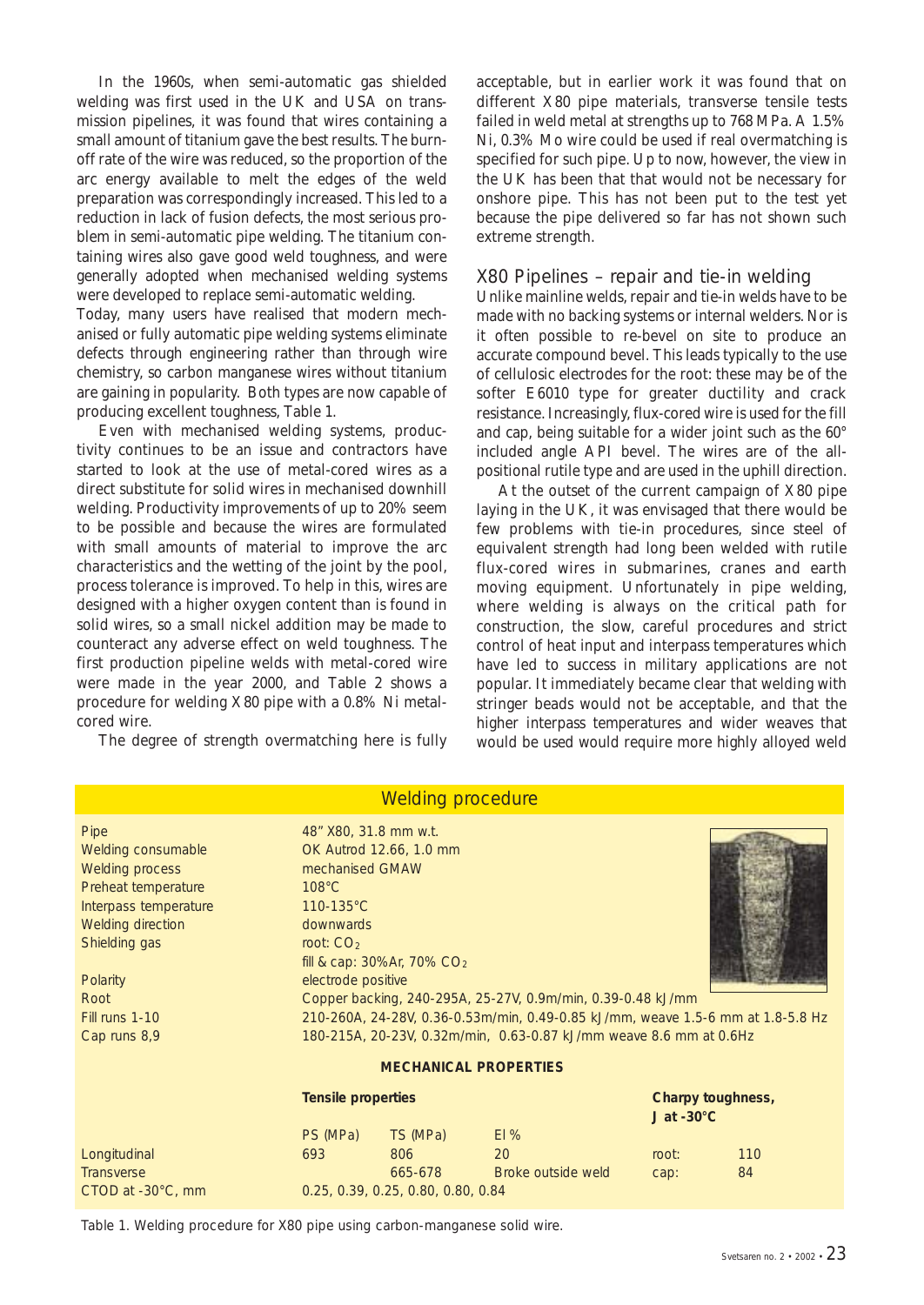In the 1960s, when semi-automatic gas shielded welding was first used in the UK and USA on transmission pipelines, it was found that wires containing a small amount of titanium gave the best results. The burn-off rate of the wire was reduced, so the proportion of the arc energy available to melt the edges of the weld preparation was correspondingly increased. This led to a reduction in lack of fusion defects, the most serious problem in semi-automatic pipe welding. The titanium containing wires also gave good weld toughness, and were generally adopted when mechanised welding systems were developed to replace semi-automatic welding.
Today, many users have realised that modern mechanised or fully automatic pipe welding systems eliminate defects through engineering rather than through wire chemistry, so carbon manganese wires without titanium are gaining in popularity. Both types are now capable of producing excellent toughness, Table 1.

Even with mechanised welding systems, productivity continues to be an issue and contractors have started to look at the use of metal-cored wires as a direct substitute for solid wires in mechanised downhill welding. Productivity improvements of up to 20% seem to be possible and because the wires are formulated with small amounts of material to improve the arc characteristics and the wetting of the joint by the pool, process tolerance is improved. To help in this, wires are designed with a higher oxygen content than is found in solid wires, so a small nickel addition may be made to counteract any adverse effect on weld toughness. The first production pipeline welds with metal-cored wire were made in the year 2000, and Table 2 shows a procedure for welding X80 pipe with a 0.8% Ni metal-cored wire.

The degree of strength overmatching here is fully acceptable, but in earlier work it was found that on different X80 pipe materials, transverse tensile tests failed in weld metal at strengths up to 768 MPa. A 1.5% Ni, 0.3% Mo wire could be used if real overmatching is specified for such pipe. Up to now, however, the view in the UK has been that that would not be necessary for onshore pipe. This has not been put to the test yet because the pipe delivered so far has not shown such extreme strength.

## X80 Pipelines – repair and tie-in welding

Unlike mainline welds, repair and tie-in welds have to be made with no backing systems or internal welders. Nor is it often possible to re-bevel on site to produce an accurate compound bevel. This leads typically to the use of cellulosic electrodes for the root: these may be of the softer E6010 type for greater ductility and crack resistance. Increasingly, flux-cored wire is used for the fill and cap, being suitable for a wider joint such as the 60° included angle API bevel. The wires are of the all-positional rutile type and are used in the uphill direction.

At the outset of the current campaign of X80 pipe laying in the UK, it was envisaged that there would be few problems with tie-in procedures, since steel of equivalent strength had long been welded with rutile flux-cored wires in submarines, cranes and earth moving equipment. Unfortunately in pipe welding, where welding is always on the critical path for construction, the slow, careful procedures and strict control of heat input and interpass temperatures which have led to success in military applications are not popular. It immediately became clear that welding with stringer beads would not be acceptable, and that the higher interpass temperatures and wider weaves that would be used would require more highly alloyed weld

### Welding procedure

| | |
|---|---|
| Pipe | 48" X80, 31.8 mm w.t. |
| Welding consumable | OK Autrod 12.66, 1.0 mm |
| Welding process | mechanised GMAW |
| Preheat temperature | 108°C |
| Interpass temperature | 110-135°C |
| Welding direction | downwards |
| Shielding gas | root: $CO_2$<br>fill & cap: 30%Ar, 70% $CO_2$ |
| Polarity | electrode positive |
| Root | Copper backing, 240-295A, 25-27V, 0.9m/min, 0.39-0.48 kJ/mm |
| Fill runs 1-10 | 210-260A, 24-28V, 0.36-0.53m/min, 0.49-0.85 kJ/mm, weave 1.5-6 mm at 1.8-5.8 Hz |
| Cap runs 8,9 | 180-215A, 20-23V, 0.32m/min, 0.63-0.87 kJ/mm weave 8.6 mm at 0.6Hz |

**MECHANICAL PROPERTIES**

| | **Tensile properties** | | | **Charpy toughness, J at -30°C** | |
|---|---|---|---|---|---|
| | PS (MPa) | TS (MPa) | El % | | |
| Longitudinal | 693 | 806 | 20 | root: | 110 |
| Transverse | | 665-678 | Broke outside weld | cap: | 84 |
| CTOD at -30°C, mm | 0.25, 0.39, 0.25, 0.80, 0.80, 0.84 | | | | |

Table 1. Welding procedure for X80 pipe using carbon-manganese solid wire.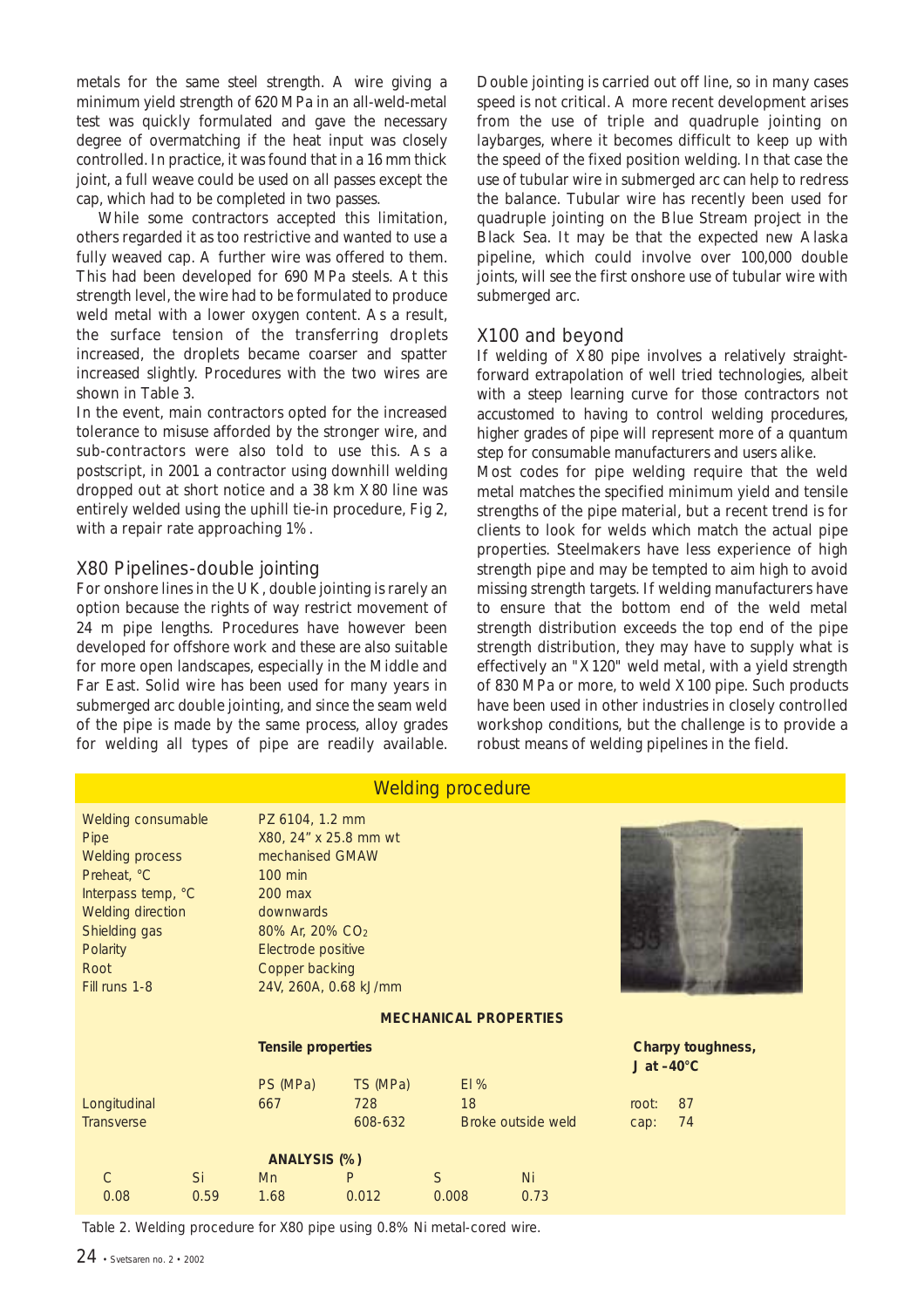metals for the same steel strength. A wire giving a minimum yield strength of 620 MPa in an all-weld-metal test was quickly formulated and gave the necessary degree of overmatching if the heat input was closely controlled. In practice, it was found that in a 16 mm thick joint, a full weave could be used on all passes except the cap, which had to be completed in two passes.

While some contractors accepted this limitation, others regarded it as too restrictive and wanted to use a fully weaved cap. A further wire was offered to them. This had been developed for 690 MPa steels. At this strength level, the wire had to be formulated to produce weld metal with a lower oxygen content. As a result, the surface tension of the transferring droplets increased, the droplets became coarser and spatter increased slightly. Procedures with the two wires are shown in Table 3.

In the event, main contractors opted for the increased tolerance to misuse afforded by the stronger wire, and sub-contractors were also told to use this. As a postscript, in 2001 a contractor using downhill welding dropped out at short notice and a 38 km X80 line was entirely welded using the uphill tie-in procedure, Fig 2, with a repair rate approaching 1%.

## X80 Pipelines-double jointing

For onshore lines in the UK, double jointing is rarely an option because the rights of way restrict movement of 24 m pipe lengths. Procedures have however been developed for offshore work and these are also suitable for more open landscapes, especially in the Middle and Far East. Solid wire has been used for many years in submerged arc double jointing, and since the seam weld of the pipe is made by the same process, alloy grades for welding all types of pipe are readily available. Double jointing is carried out off line, so in many cases speed is not critical. A more recent development arises from the use of triple and quadruple jointing on laybarges, where it becomes difficult to keep up with the speed of the fixed position welding. In that case the use of tubular wire in submerged arc can help to redress the balance. Tubular wire has recently been used for quadruple jointing on the Blue Stream project in the Black Sea. It may be that the expected new Alaska pipeline, which could involve over 100,000 double joints, will see the first onshore use of tubular wire with submerged arc.

## X100 and beyond

If welding of X80 pipe involves a relatively straight-forward extrapolation of well tried technologies, albeit with a steep learning curve for those contractors not accustomed to having to control welding procedures, higher grades of pipe will represent more of a quantum step for consumable manufacturers and users alike.

Most codes for pipe welding require that the weld metal matches the specified minimum yield and tensile strengths of the pipe material, but a recent trend is for clients to look for welds which match the actual pipe properties. Steelmakers have less experience of high strength pipe and may be tempted to aim high to avoid missing strength targets. If welding manufacturers have to ensure that the bottom end of the weld metal strength distribution exceeds the top end of the pipe strength distribution, they may have to supply what is effectively an "X120" weld metal, with a yield strength of 830 MPa or more, to weld X100 pipe. Such products have been used in other industries in closely controlled workshop conditions, but the challenge is to provide a robust means of welding pipelines in the field.

### Welding procedure

| | |
|---|---|
| Welding consumable | PZ 6104, 1.2 mm |
| Pipe | X80, 24" x 25.8 mm wt |
| Welding process | mechanised GMAW |
| Preheat, °C | 100 min |
| Interpass temp, °C | 200 max |
| Welding direction | downwards |
| Shielding gas | 80% Ar, 20% $CO_2$ |
| Polarity | Electrode positive |
| Root | Copper backing |
| Fill runs 1-8 | 24V, 260A, 0.68 kJ/mm |

**MECHANICAL PROPERTIES**

| | **Tensile properties** | | | **Charpy toughness, J at –40°C** |
|---|---|---|---|---|
| | PS (MPa) | TS (MPa) | El % | |
| Longitudinal | 667 | 728 | 18 | root: 87 |
| Transverse | | 608-632 | Broke outside weld | cap: 74 |

**ANALYSIS (%)**

| C | Si | Mn | P | S | Ni |
|---|---|---|---|---|---|
| 0.08 | 0.59 | 1.68 | 0.012 | 0.008 | 0.73 |

Table 2. Welding procedure for X80 pipe using 0.8% Ni metal-cored wire.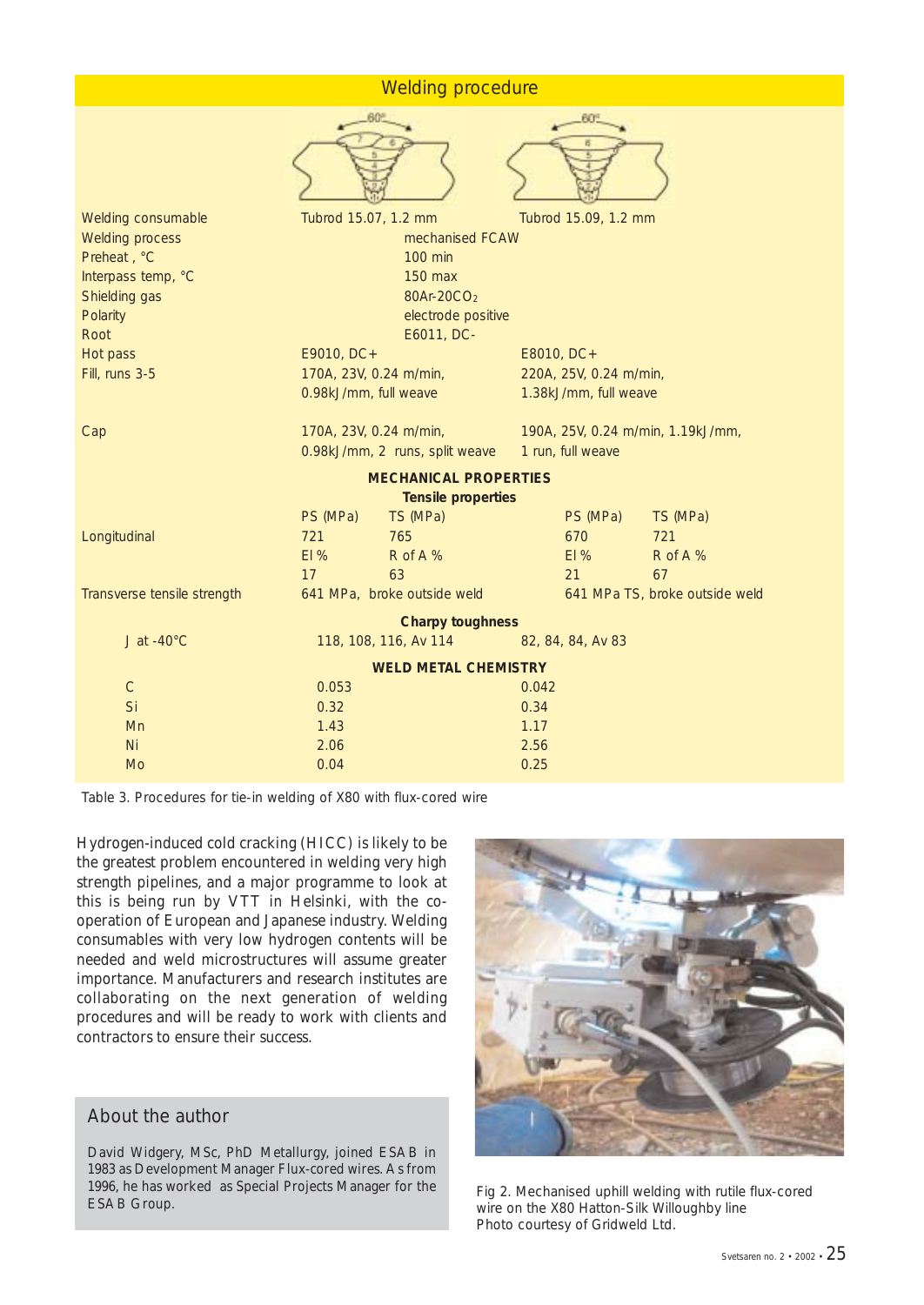## Welding procedure

| | | | | |
|---|---|---|---|---|
| Welding consumable | Tubrod 15.07, 1.2 mm | | Tubrod 15.09, 1.2 mm | |
| Welding process | mechanised FCAW | | | |
| Preheat , °C | 100 min | | | |
| Interpass temp, °C | 150 max | | | |
| Shielding gas | 80Ar-20$CO_2$ | | | |
| Polarity | electrode positive | | | |
| Root | E6011, DC- | | | |
| Hot pass | E9010, DC+ | | E8010, DC+ | |
| Fill, runs 3-5 | 170A, 23V, 0.24 m/min, 0.98kJ/mm, full weave | | 220A, 25V, 0.24 m/min, 1.38kJ/mm, full weave | |
| Cap | 170A, 23V, 0.24 m/min, 0.98kJ/mm, 2 runs, split weave | | 190A, 25V, 0.24 m/min, 1.19kJ/mm, 1 run, full weave | |
| **MECHANICAL PROPERTIES** | | | | |
| **Tensile properties** | | | | |
| | PS (MPa) | TS (MPa) | PS (MPa) | TS (MPa) |
| Longitudinal | 721 | 765 | 670 | 721 |
| | El % | R of A % | El % | R of A % |
| | 17 | 63 | 21 | 67 |
| Transverse tensile strength | 641 MPa, broke outside weld | | 641 MPa TS, broke outside weld | |
| **Charpy toughness** | | | | |
| J at -40°C | 118, 108, 116, Av 114 | | 82, 84, 84, Av 83 | |
| **WELD METAL CHEMISTRY** | | | | |
| C | 0.053 | | 0.042 | |
| Si | 0.32 | | 0.34 | |
| Mn | 1.43 | | 1.17 | |
| Ni | 2.06 | | 2.56 | |
| Mo | 0.04 | | 0.25 | |

Table 3. Procedures for tie-in welding of X80 with flux-cored wire

Hydrogen-induced cold cracking (HICC) is likely to be the greatest problem encountered in welding very high strength pipelines, and a major programme to look at this is being run by VTT in Helsinki, with the co-operation of European and Japanese industry. Welding consumables with very low hydrogen contents will be needed and weld microstructures will assume greater importance. Manufacturers and research institutes are collaborating on the next generation of welding procedures and will be ready to work with clients and contractors to ensure their success.

Fig 2. Mechanised uphill welding with rutile flux-cored wire on the X80 Hatton-Silk Willoughby line
Photo courtesy of Gridweld Ltd.

### About the author

David Widgery, MSc, PhD Metallurgy, joined ESAB in 1983 as Development Manager Flux-cored wires. As from 1996, he has worked as Special Projects Manager for the ESAB Group.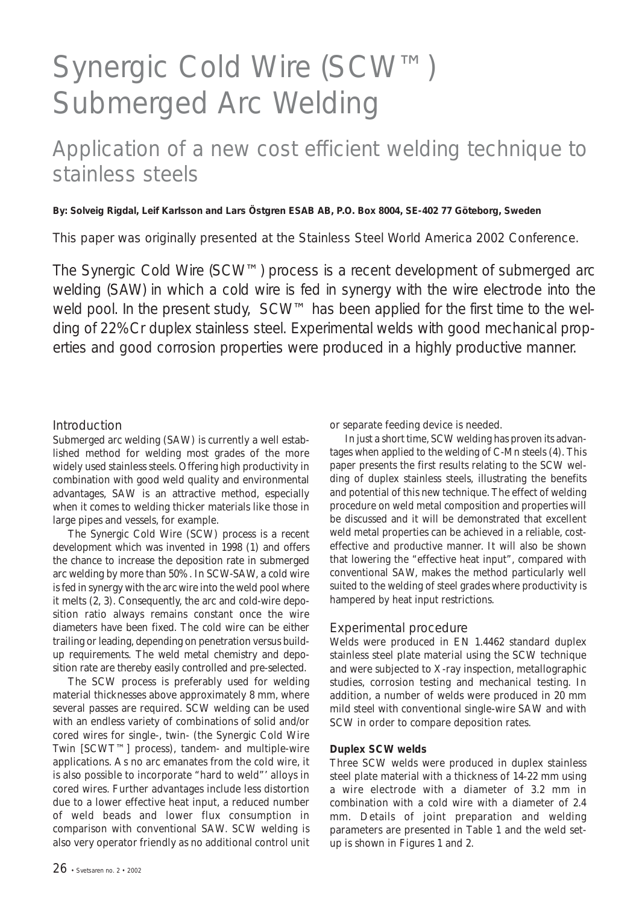# Synergic Cold Wire (SCW™) Submerged Arc Welding

## Application of a new cost efficient welding technique to stainless steels

**By: Solveig Rigdal, Leif Karlsson and Lars Östgren ESAB AB, P.O. Box 8004, SE-402 77 Göteborg, Sweden**

This paper was originally presented at the Stainless Steel World America 2002 Conference.

The Synergic Cold Wire (SCW™) process is a recent development of submerged arc welding (SAW) in which a cold wire is fed in synergy with the wire electrode into the weld pool. In the present study, SCW™ has been applied for the first time to the welding of 22%Cr duplex stainless steel. Experimental welds with good mechanical properties and good corrosion properties were produced in a highly productive manner.

### Introduction

Submerged arc welding (SAW) is currently a well established method for welding most grades of the more widely used stainless steels. Offering high productivity in combination with good weld quality and environmental advantages, SAW is an attractive method, especially when it comes to welding thicker materials like those in large pipes and vessels, for example.

The Synergic Cold Wire (SCW) process is a recent development which was invented in 1998 (1) and offers the chance to increase the deposition rate in submerged arc welding by more than 50%. In SCW-SAW, a cold wire is fed in synergy with the arc wire into the weld pool where it melts (2, 3). Consequently, the arc and cold-wire deposition ratio always remains constant once the wire diameters have been fixed. The cold wire can be either trailing or leading, depending on penetration versus build-up requirements. The weld metal chemistry and deposition rate are thereby easily controlled and pre-selected.

The SCW process is preferably used for welding material thicknesses above approximately 8 mm, where several passes are required. SCW welding can be used with an endless variety of combinations of solid and/or cored wires for single-, twin- (the Synergic Cold Wire Twin [SCWT™] process), tandem- and multiple-wire applications. As no arc emanates from the cold wire, it is also possible to incorporate "hard to weld"' alloys in cored wires. Further advantages include less distortion due to a lower effective heat input, a reduced number of weld beads and lower flux consumption in comparison with conventional SAW. SCW welding is also very operator friendly as no additional control unit or separate feeding device is needed.

In just a short time, SCW welding has proven its advantages when applied to the welding of C-Mn steels (4). This paper presents the first results relating to the SCW welding of duplex stainless steels, illustrating the benefits and potential of this new technique. The effect of welding procedure on weld metal composition and properties will be discussed and it will be demonstrated that excellent weld metal properties can be achieved in a reliable, cost-effective and productive manner. It will also be shown that lowering the "effective heat input", compared with conventional SAW, makes the method particularly well suited to the welding of steel grades where productivity is hampered by heat input restrictions.

### Experimental procedure

Welds were produced in EN 1.4462 standard duplex stainless steel plate material using the SCW technique and were subjected to X-ray inspection, metallographic studies, corrosion testing and mechanical testing. In addition, a number of welds were produced in 20 mm mild steel with conventional single-wire SAW and with SCW in order to compare deposition rates.

#### Duplex SCW welds

Three SCW welds were produced in duplex stainless steel plate material with a thickness of 14-22 mm using a wire electrode with a diameter of 3.2 mm in combination with a cold wire with a diameter of 2.4 mm. Details of joint preparation and welding parameters are presented in Table 1 and the weld set-up is shown in Figures 1 and 2.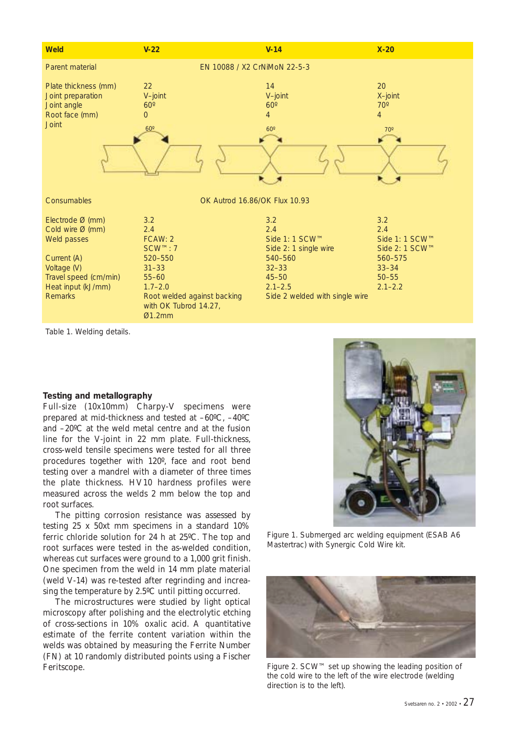| Weld | V-22 | V-14 | X-20 |
|---|---|---|---|
| Parent material | EN 10088 / X2 CrNiMoN 22-5-3 | | |
| Plate thickness (mm) | 22 | 14 | 20 |
| Joint preparation | V–joint | V–joint | X–joint |
| Joint angle | 60º | 60º | 70º |
| Root face (mm) | 0 | 4 | 4 |
| Joint | 60º | 60º | 70º |
| Consumables | OK Autrod 16.86/OK Flux 10.93 | | |
| Electrode Ø (mm) | 3.2 | 3.2 | 3.2 |
| Cold wire Ø (mm) | 2.4 | 2.4 | 2.4 |
| Weld passes | FCAW: 2<br>SCW™: 7 | Side 1: 1 SCW™<br>Side 2: 1 single wire | Side 1: 1 SCW™<br>Side 2: 1 SCW™ |
| Current (A) | 520–550 | 540–560 | 560–575 |
| Voltage (V) | 31–33 | 32–33 | 33–34 |
| Travel speed (cm/min) | 55–60 | 45–50 | 50–55 |
| Heat input (kJ/mm) | 1.7–2.0 | 2.1–2.5 | 2.1–2.2 |
| Remarks | Root welded against backing with OK Tubrod 14.27, Ø1.2mm | Side 2 welded with single wire | |

Table 1. Welding details.

### Testing and metallography

Full-size (10x10mm) Charpy-V specimens were prepared at mid-thickness and tested at –60ºC, –40ºC and –20ºC at the weld metal centre and at the fusion line for the V-joint in 22 mm plate. Full-thickness, cross-weld tensile specimens were tested for all three procedures together with 120º, face and root bend testing over a mandrel with a diameter of three times the plate thickness. HV10 hardness profiles were measured across the welds 2 mm below the top and root surfaces.

The pitting corrosion resistance was assessed by testing 25 x 50xt mm specimens in a standard 10% ferric chloride solution for 24 h at 25ºC. The top and root surfaces were tested in the as-welded condition, whereas cut surfaces were ground to a 1,000 grit finish. One specimen from the weld in 14 mm plate material (weld V-14) was re-tested after regrinding and increasing the temperature by 2.5ºC until pitting occurred.

The microstructures were studied by light optical microscopy after polishing and the electrolytic etching of cross-sections in 10% oxalic acid. A quantitative estimate of the ferrite content variation within the welds was obtained by measuring the Ferrite Number (FN) at 10 randomly distributed points using a Fischer Feritscope.

Figure 1. Submerged arc welding equipment (ESAB A6 Mastertrac) with Synergic Cold Wire kit.

Figure 2. SCW™ set up showing the leading position of the cold wire to the left of the wire electrode (welding direction is to the left).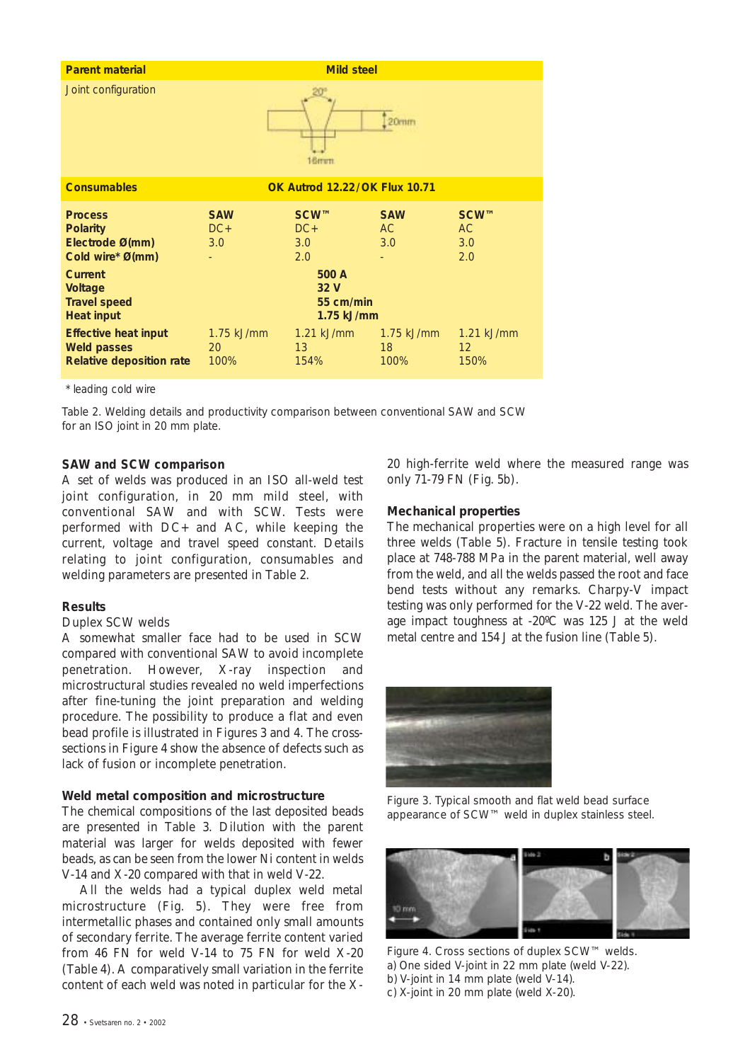| Parent material | Mild steel | | | |
|---|---|---|---|---|
| Joint configuration | 20°, 20mm, 16mm | | | |
| **Consumables** | **OK Autrod 12.22/OK Flux 10.71** | | | |
| **Process** | **SAW** | **SCW™** | **SAW** | **SCW™** |
| **Polarity** | DC+ | DC+ | AC | AC |
| **Electrode Ø(mm)** | 3.0 | 3.0 | 3.0 | 3.0 |
| **Cold wire* Ø(mm)** | - | 2.0 | - | 2.0 |
| **Current** | 500 A | | | |
| **Voltage** | 32 V | | | |
| **Travel speed** | 55 cm/min | | | |
| **Heat input** | 1.75 kJ/mm | | | |
| **Effective heat input** | 1.75 kJ/mm | 1.21 kJ/mm | 1.75 kJ/mm | 1.21 kJ/mm |
| **Weld passes** | 20 | 13 | 18 | 12 |
| **Relative deposition rate** | 100% | 154% | 100% | 150% |

\* leading cold wire

Table 2. Welding details and productivity comparison between conventional SAW and SCW for an ISO joint in 20 mm plate.

## SAW and SCW comparison

A set of welds was produced in an ISO all-weld test joint configuration, in 20 mm mild steel, with conventional SAW and with SCW. Tests were performed with DC+ and AC, while keeping the current, voltage and travel speed constant. Details relating to joint configuration, consumables and welding parameters are presented in Table 2.

## Results

Duplex SCW welds

A somewhat smaller face had to be used in SCW compared with conventional SAW to avoid incomplete penetration. However, X-ray inspection and microstructural studies revealed no weld imperfections after fine-tuning the joint preparation and welding procedure. The possibility to produce a flat and even bead profile is illustrated in Figures 3 and 4. The cross-sections in Figure 4 show the absence of defects such as lack of fusion or incomplete penetration.

## Weld metal composition and microstructure

The chemical compositions of the last deposited beads are presented in Table 3. Dilution with the parent material was larger for welds deposited with fewer beads, as can be seen from the lower Ni content in welds V-14 and X-20 compared with that in weld V-22.

All the welds had a typical duplex weld metal microstructure (Fig. 5). They were free from intermetallic phases and contained only small amounts of secondary ferrite. The average ferrite content varied from 46 FN for weld V-14 to 75 FN for weld X-20 (Table 4). A comparatively small variation in the ferrite content of each weld was noted in particular for the X-20 high-ferrite weld where the measured range was only 71-79 FN (Fig. 5b).

## Mechanical properties

The mechanical properties were on a high level for all three welds (Table 5). Fracture in tensile testing took place at 748-788 MPa in the parent material, well away from the weld, and all the welds passed the root and face bend tests without any remarks. Charpy-V impact testing was only performed for the V-22 weld. The average impact toughness at -20ºC was 125 J at the weld metal centre and 154 J at the fusion line (Table 5).

Figure 3. Typical smooth and flat weld bead surface appearance of SCW™ weld in duplex stainless steel.

Figure 4. Cross sections of duplex SCW™ welds.
a) One sided V-joint in 22 mm plate (weld V-22).
b) V-joint in 14 mm plate (weld V-14).
c) X-joint in 20 mm plate (weld X-20).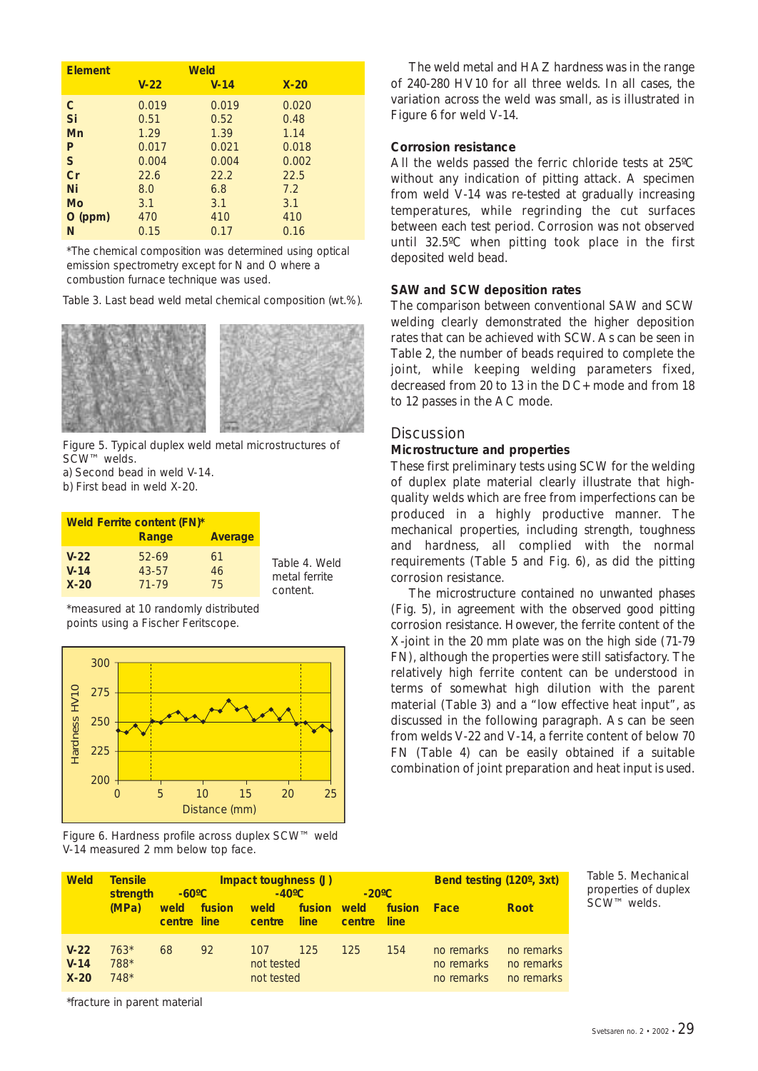| Element | Weld | | |
|---|---|---|---|
| | V-22 | V-14 | X-20 |
| C | 0.019 | 0.019 | 0.020 |
| Si | 0.51 | 0.52 | 0.48 |
| Mn | 1.29 | 1.39 | 1.14 |
| P | 0.017 | 0.021 | 0.018 |
| S | 0.004 | 0.004 | 0.002 |
| Cr | 22.6 | 22.2 | 22.5 |
| Ni | 8.0 | 6.8 | 7.2 |
| Mo | 3.1 | 3.1 | 3.1 |
| O (ppm) | 470 | 410 | 410 |
| N | 0.15 | 0.17 | 0.16 |

*The chemical composition was determined using optical emission spectrometry except for N and O where a combustion furnace technique was used.

Table 3. Last bead weld metal chemical composition (wt.%).

Figure 5. Typical duplex weld metal microstructures of SCW™ welds.
a) Second bead in weld V-14.
b) First bead in weld X-20.

| Weld | Ferrite content (FN)* | |
|---|---|---|
| | Range | Average |
| V-22 | 52-69 | 61 |
| V-14 | 43-57 | 46 |
| X-20 | 71-79 | 75 |

*measured at 10 randomly distributed points using a Fischer Feritscope.

Table 4. Weld metal ferrite content.

Figure 6. Hardness profile across duplex SCW™ weld V-14 measured 2 mm below top face.

The weld metal and HAZ hardness was in the range of 240-280 HV10 for all three welds. In all cases, the variation across the weld was small, as is illustrated in Figure 6 for weld V-14.

### Corrosion resistance

All the welds passed the ferric chloride tests at 25ºC without any indication of pitting attack. A specimen from weld V-14 was re-tested at gradually increasing temperatures, while regrinding the cut surfaces between each test period. Corrosion was not observed until 32.5ºC when pitting took place in the first deposited weld bead.

### SAW and SCW deposition rates

The comparison between conventional SAW and SCW welding clearly demonstrated the higher deposition rates that can be achieved with SCW. As can be seen in Table 2, the number of beads required to complete the joint, while keeping welding parameters fixed, decreased from 20 to 13 in the DC+ mode and from 18 to 12 passes in the AC mode.

## Discussion

### Microstructure and properties

These first preliminary tests using SCW for the welding of duplex plate material clearly illustrate that high-quality welds which are free from imperfections can be produced in a highly productive manner. The mechanical properties, including strength, toughness and hardness, all complied with the normal requirements (Table 5 and Fig. 6), as did the pitting corrosion resistance.

The microstructure contained no unwanted phases (Fig. 5), in agreement with the observed good pitting corrosion resistance. However, the ferrite content of the X-joint in the 20 mm plate was on the high side (71-79 FN), although the properties were still satisfactory. The relatively high ferrite content can be understood in terms of somewhat high dilution with the parent material (Table 3) and a "low effective heat input", as discussed in the following paragraph. As can be seen from welds V-22 and V-14, a ferrite content of below 70 FN (Table 4) can be easily obtained if a suitable combination of joint preparation and heat input is used.

| Weld | Tensile strength (MPa) | Impact toughness (J) -60ºC weld centre | -60ºC fusion line | -40ºC weld centre | -40ºC fusion line | -20ºC weld centre | -20ºC fusion line | Bend testing (120º, 3xt) Face | Root |
|---|---|---|---|---|---|---|---|---|---|
| V-22 | 763* | 68 | 92 | 107 | 125 | 125 | 154 | no remarks | no remarks |
| V-14 | 788* | | | not tested | | | | no remarks | no remarks |
| X-20 | 748* | | | not tested | | | | no remarks | no remarks |

*fracture in parent material

Table 5. Mechanical properties of duplex SCW™ welds.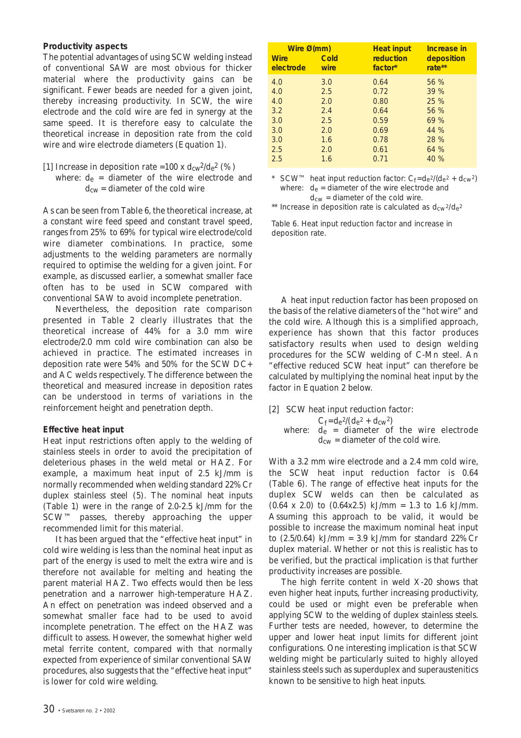### Productivity aspects

The potential advantages of using SCW welding instead of conventional SAW are most obvious for thicker material where the productivity gains can be significant. Fewer beads are needed for a given joint, thereby increasing productivity. In SCW, the wire electrode and the cold wire are fed in synergy at the same speed. It is therefore easy to calculate the theoretical increase in deposition rate from the cold wire and wire electrode diameters (Equation 1).

[1] Increase in deposition rate $= 100 \times d_{cw}^2/d_e^2$ (%)
where: $d_e$ = diameter of the wire electrode and $d_{cw}$ = diameter of the cold wire

As can be seen from Table 6, the theoretical increase, at a constant wire feed speed and constant travel speed, ranges from 25% to 69% for typical wire electrode/cold wire diameter combinations. In practice, some adjustments to the welding parameters are normally required to optimise the welding for a given joint. For example, as discussed earlier, a somewhat smaller face often has to be used in SCW compared with conventional SAW to avoid incomplete penetration.

Nevertheless, the deposition rate comparison presented in Table 2 clearly illustrates that the theoretical increase of 44% for a 3.0 mm wire electrode/2.0 mm cold wire combination can also be achieved in practice. The estimated increases in deposition rate were 54% and 50% for the SCW DC+ and AC welds respectively. The difference between the theoretical and measured increase in deposition rates can be understood in terms of variations in the reinforcement height and penetration depth.

### Effective heat input

Heat input restrictions often apply to the welding of stainless steels in order to avoid the precipitation of deleterious phases in the weld metal or HAZ. For example, a maximum heat input of 2.5 kJ/mm is normally recommended when welding standard 22% Cr duplex stainless steel (5). The nominal heat inputs (Table 1) were in the range of 2.0-2.5 kJ/mm for the SCW™ passes, thereby approaching the upper recommended limit for this material.

It has been argued that the "effective heat input" in cold wire welding is less than the nominal heat input as part of the energy is used to melt the extra wire and is therefore not available for melting and heating the parent material HAZ. Two effects would then be less penetration and a narrower high-temperature HAZ. An effect on penetration was indeed observed and a somewhat smaller face had to be used to avoid incomplete penetration. The effect on the HAZ was difficult to assess. However, the somewhat higher weld metal ferrite content, compared with that normally expected from experience of similar conventional SAW procedures, also suggests that the "effective heat input" is lower for cold wire welding.

| Wire Ø(mm) | | Heat input reduction factor* | Increase in deposition rate** |
|---|---|---|---|
| Wire electrode | Cold wire | | |
| 4.0 | 3.0 | 0.64 | 56 % |
| 4.0 | 2.5 | 0.72 | 39 % |
| 4.0 | 2.0 | 0.80 | 25 % |
| 3.2 | 2.4 | 0.64 | 56 % |
| 3.0 | 2.5 | 0.59 | 69 % |
| 3.0 | 2.0 | 0.69 | 44 % |
| 3.0 | 1.6 | 0.78 | 28 % |
| 2.5 | 2.0 | 0.61 | 64 % |
| 2.5 | 1.6 | 0.71 | 40 % |

\* SCW™ heat input reduction factor: $C_f = d_e^2/(d_e^2 + d_{cw}^2)$
where: $d_e$ = diameter of the wire electrode and $d_{cw}$ = diameter of the cold wire.

** Increase in deposition rate is calculated as $d_{cw}^2/d_e^2$

Table 6. Heat input reduction factor and increase in deposition rate.

A heat input reduction factor has been proposed on the basis of the relative diameters of the "hot wire" and the cold wire. Although this is a simplified approach, experience has shown that this factor produces satisfactory results when used to design welding procedures for the SCW welding of C-Mn steel. An "effective reduced SCW heat input" can therefore be calculated by multiplying the nominal heat input by the factor in Equation 2 below.

[2] SCW heat input reduction factor:
$C_f = d_e^2/(d_e^2 + d_{cw}^2)$
where: $d_e$ = diameter of the wire electrode
$d_{cw}$ = diameter of the cold wire.

With a 3.2 mm wire electrode and a 2.4 mm cold wire, the SCW heat input reduction factor is 0.64 (Table 6). The range of effective heat inputs for the duplex SCW welds can then be calculated as (0.64 x 2.0) to (0.64x2.5) kJ/mm = 1.3 to 1.6 kJ/mm. Assuming this approach to be valid, it would be possible to increase the maximum nominal heat input to (2.5/0.64) kJ/mm = 3.9 kJ/mm for standard 22% Cr duplex material. Whether or not this is realistic has to be verified, but the practical implication is that further productivity increases are possible.

The high ferrite content in weld X-20 shows that even higher heat inputs, further increasing productivity, could be used or might even be preferable when applying SCW to the welding of duplex stainless steels. Further tests are needed, however, to determine the upper and lower heat input limits for different joint configurations. One interesting implication is that SCW welding might be particularly suited to highly alloyed stainless steels such as superduplex and superaustenitics known to be sensitive to high heat inputs.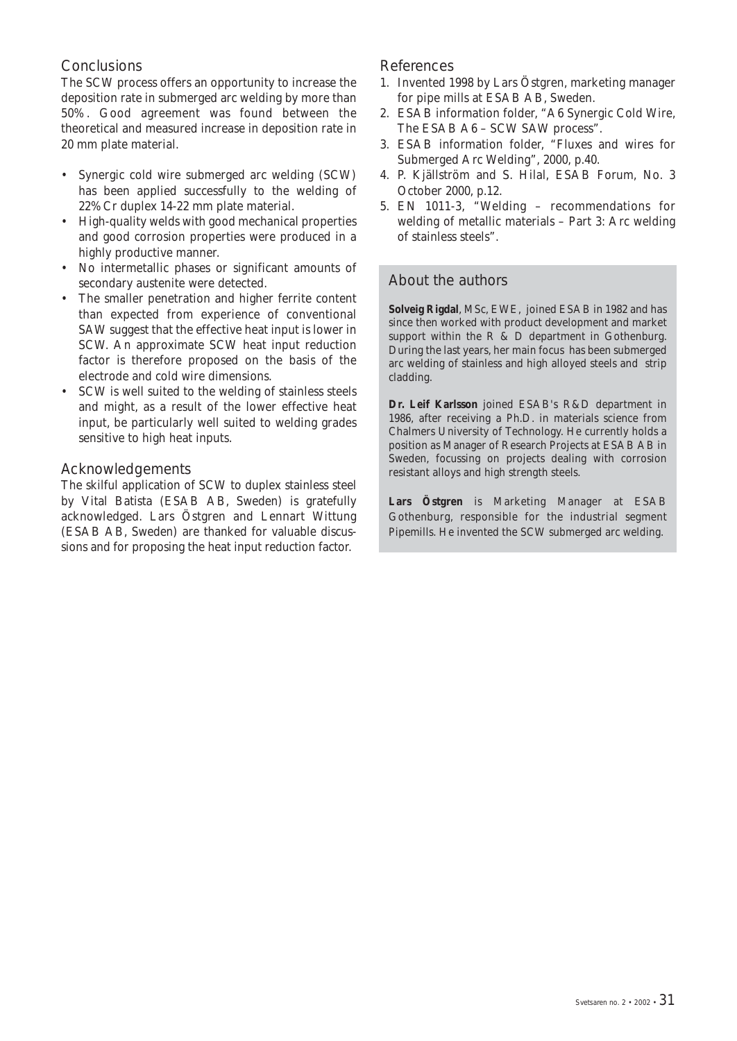## Conclusions

The SCW process offers an opportunity to increase the deposition rate in submerged arc welding by more than 50%. Good agreement was found between the theoretical and measured increase in deposition rate in 20 mm plate material.

- Synergic cold wire submerged arc welding (SCW) has been applied successfully to the welding of 22%Cr duplex 14-22 mm plate material.
- High-quality welds with good mechanical properties and good corrosion properties were produced in a highly productive manner.
- No intermetallic phases or significant amounts of secondary austenite were detected.
- The smaller penetration and higher ferrite content than expected from experience of conventional SAW suggest that the effective heat input is lower in SCW. An approximate SCW heat input reduction factor is therefore proposed on the basis of the electrode and cold wire dimensions.
- SCW is well suited to the welding of stainless steels and might, as a result of the lower effective heat input, be particularly well suited to welding grades sensitive to high heat inputs.

## Acknowledgements

The skilful application of SCW to duplex stainless steel by Vital Batista (ESAB AB, Sweden) is gratefully acknowledged. Lars Östgren and Lennart Wittung (ESAB AB, Sweden) are thanked for valuable discussions and for proposing the heat input reduction factor.

## References

1. Invented 1998 by Lars Östgren, marketing manager for pipe mills at ESAB AB, Sweden.
2. ESAB information folder, "A6 Synergic Cold Wire, The ESAB A6 – SCW SAW process".
3. ESAB information folder, "Fluxes and wires for Submerged Arc Welding", 2000, p.40.
4. P. Kjällström and S. Hilal, ESAB Forum, No. 3 October 2000, p.12.
5. EN 1011-3, "Welding – recommendations for welding of metallic materials – Part 3: Arc welding of stainless steels".

## About the authors

**Solveig Rigdal**, MSc, EWE, joined ESAB in 1982 and has since then worked with product development and market support within the R & D department in Gothenburg. During the last years, her main focus has been submerged arc welding of stainless and high alloyed steels and strip cladding.

**Dr. Leif Karlsson** joined ESAB's R&D department in 1986, after receiving a Ph.D. in materials science from Chalmers University of Technology. He currently holds a position as Manager of Research Projects at ESAB AB in Sweden, focussing on projects dealing with corrosion resistant alloys and high strength steels.

**Lars Östgren** is Marketing Manager at ESAB Gothenburg, responsible for the industrial segment Pipemills. He invented the SCW submerged arc welding.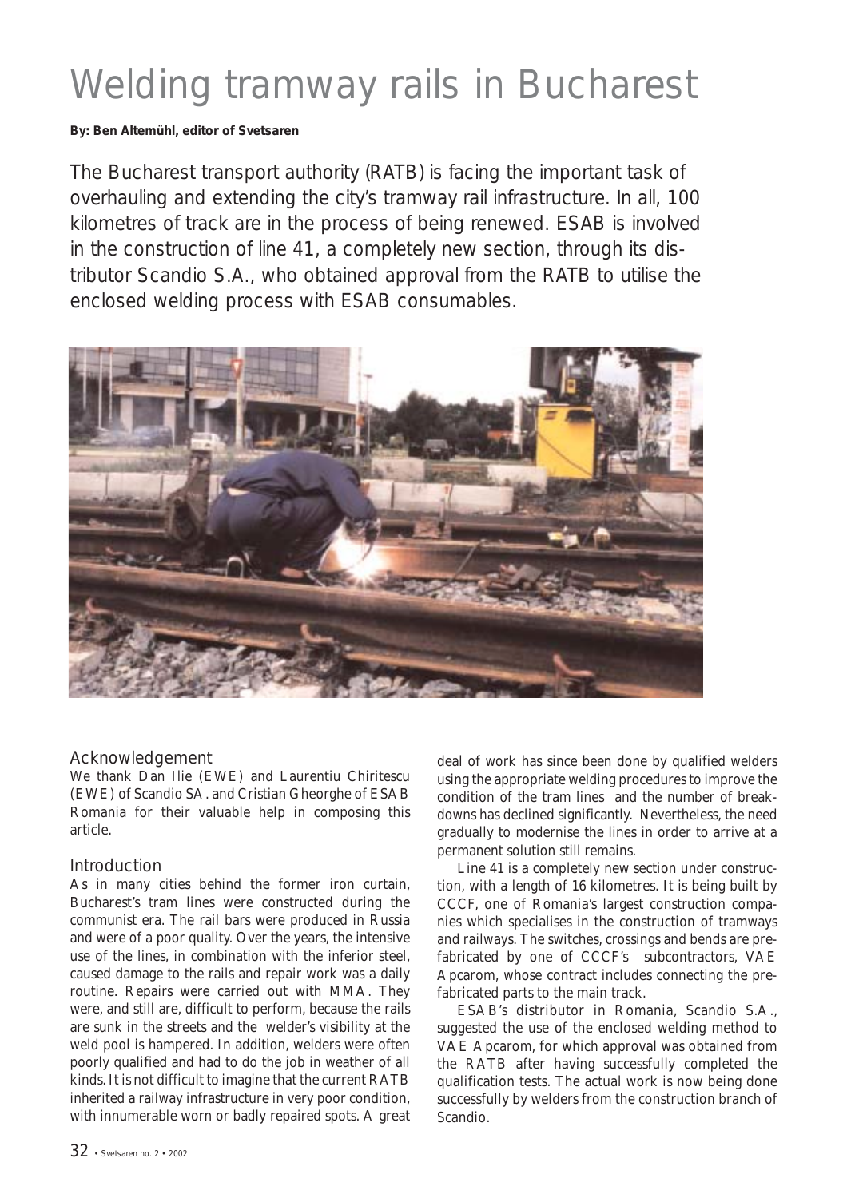# Welding tramway rails in Bucharest

**By: Ben Altemühl, editor of Svetsaren**

The Bucharest transport authority (RATB) is facing the important task of overhauling and extending the city's tramway rail infrastructure. In all, 100 kilometres of track are in the process of being renewed. ESAB is involved in the construction of line 41, a completely new section, through its distributor Scandio S.A., who obtained approval from the RATB to utilise the enclosed welding process with ESAB consumables.

## Acknowledgement

We thank Dan Ilie (EWE) and Laurentiu Chiritescu (EWE) of Scandio SA. and Cristian Gheorghe of ESAB Romania for their valuable help in composing this article.

## Introduction

As in many cities behind the former iron curtain, Bucharest's tram lines were constructed during the communist era. The rail bars were produced in Russia and were of a poor quality. Over the years, the intensive use of the lines, in combination with the inferior steel, caused damage to the rails and repair work was a daily routine. Repairs were carried out with MMA. They were, and still are, difficult to perform, because the rails are sunk in the streets and the welder's visibility at the weld pool is hampered. In addition, welders were often poorly qualified and had to do the job in weather of all kinds. It is not difficult to imagine that the current RATB inherited a railway infrastructure in very poor condition, with innumerable worn or badly repaired spots. A great deal of work has since been done by qualified welders using the appropriate welding procedures to improve the condition of the tram lines and the number of breakdowns has declined significantly. Nevertheless, the need gradually to modernise the lines in order to arrive at a permanent solution still remains.

Line 41 is a completely new section under construction, with a length of 16 kilometres. It is being built by CCCF, one of Romania's largest construction companies which specialises in the construction of tramways and railways. The switches, crossings and bends are prefabricated by one of CCCF's subcontractors, VAE Apcarom, whose contract includes connecting the prefabricated parts to the main track.

ESAB's distributor in Romania, Scandio S.A., suggested the use of the enclosed welding method to VAE Apcarom, for which approval was obtained from the RATB after having successfully completed the qualification tests. The actual work is now being done successfully by welders from the construction branch of Scandio.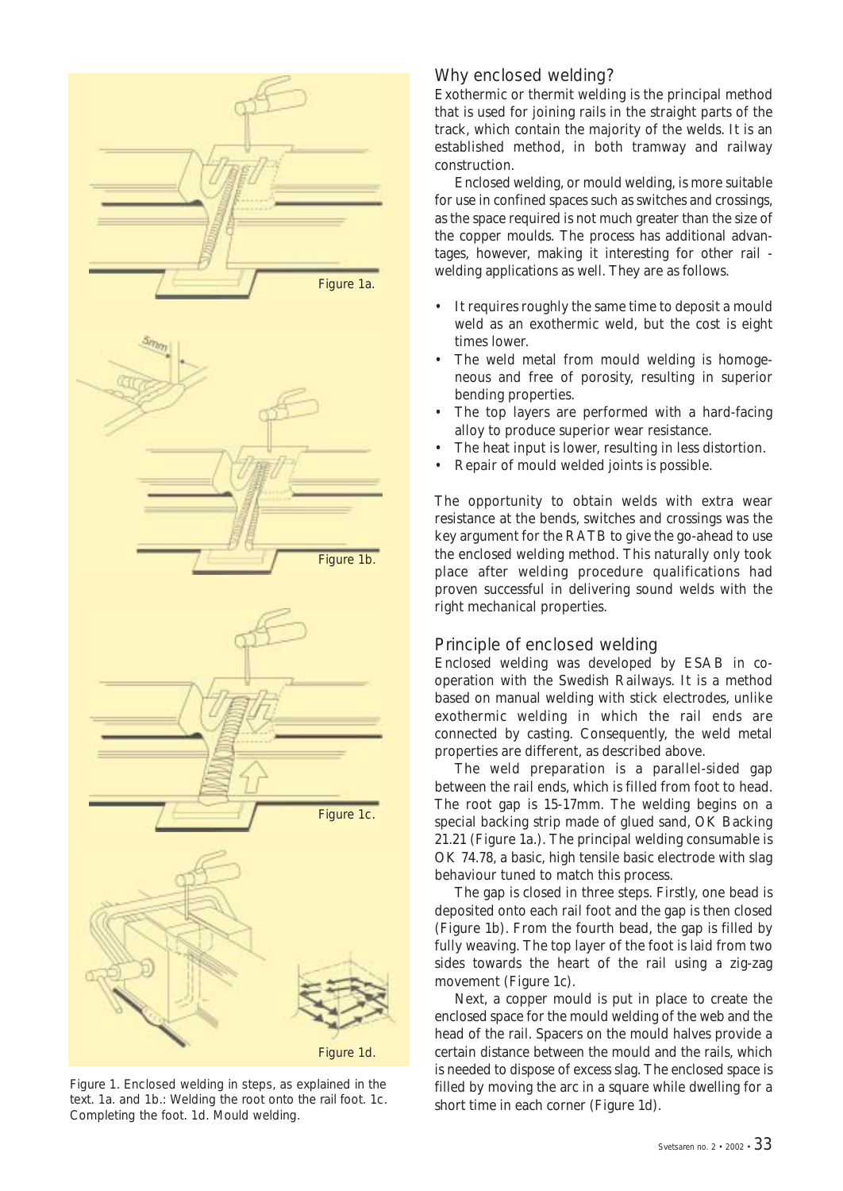Figure 1a.

Figure 1b.

Figure 1c.

Figure 1d.

Figure 1. Enclosed welding in steps, as explained in the text. 1a. and 1b.: Welding the root onto the rail foot. 1c. Completing the foot. 1d. Mould welding.

## Why enclosed welding?

Exothermic or thermit welding is the principal method that is used for joining rails in the straight parts of the track, which contain the majority of the welds. It is an established method, in both tramway and railway construction.

Enclosed welding, or mould welding, is more suitable for use in confined spaces such as switches and crossings, as the space required is not much greater than the size of the copper moulds. The process has additional advantages, however, making it interesting for other rail - welding applications as well. They are as follows.

- It requires roughly the same time to deposit a mould weld as an exothermic weld, but the cost is eight times lower.
- The weld metal from mould welding is homogeneous and free of porosity, resulting in superior bending properties.
- The top layers are performed with a hard-facing alloy to produce superior wear resistance.
- The heat input is lower, resulting in less distortion.
- Repair of mould welded joints is possible.

The opportunity to obtain welds with extra wear resistance at the bends, switches and crossings was the key argument for the RATB to give the go-ahead to use the enclosed welding method. This naturally only took place after welding procedure qualifications had proven successful in delivering sound welds with the right mechanical properties.

## Principle of enclosed welding

Enclosed welding was developed by ESAB in co-operation with the Swedish Railways. It is a method based on manual welding with stick electrodes, unlike exothermic welding in which the rail ends are connected by casting. Consequently, the weld metal properties are different, as described above.

The weld preparation is a parallel-sided gap between the rail ends, which is filled from foot to head. The root gap is 15-17mm. The welding begins on a special backing strip made of glued sand, OK Backing 21.21 (Figure 1a.). The principal welding consumable is OK 74.78, a basic, high tensile basic electrode with slag behaviour tuned to match this process.

The gap is closed in three steps. Firstly, one bead is deposited onto each rail foot and the gap is then closed (Figure 1b). From the fourth bead, the gap is filled by fully weaving. The top layer of the foot is laid from two sides towards the heart of the rail using a zig-zag movement (Figure 1c).

Next, a copper mould is put in place to create the enclosed space for the mould welding of the web and the head of the rail. Spacers on the mould halves provide a certain distance between the mould and the rails, which is needed to dispose of excess slag. The enclosed space is filled by moving the arc in a square while dwelling for a short time in each corner (Figure 1d).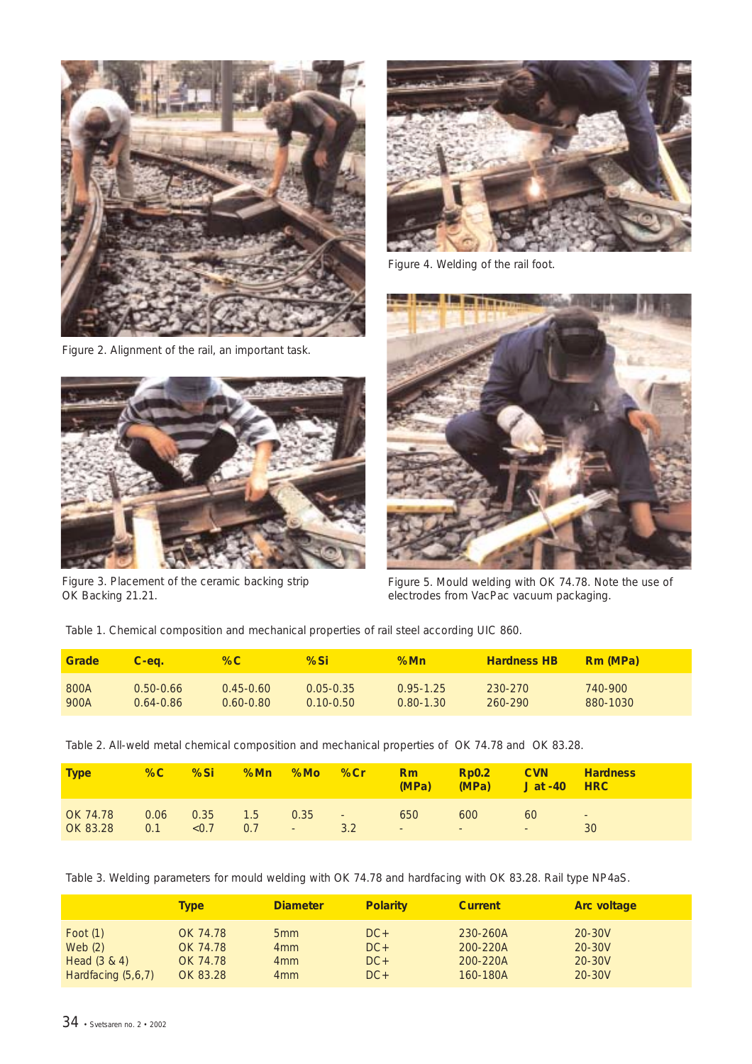Figure 2. Alignment of the rail, an important task.

Figure 3. Placement of the ceramic backing strip OK Backing 21.21.

Figure 4. Welding of the rail foot.

Figure 5. Mould welding with OK 74.78. Note the use of electrodes from VacPac vacuum packaging.

Table 1. Chemical composition and mechanical properties of rail steel according UIC 860.

| Grade | C-eq. | %C | %Si | %Mn | Hardness HB | Rm (MPa) |
|---|---|---|---|---|---|---|
| 800A | 0.50-0.66 | 0.45-0.60 | 0.05-0.35 | 0.95-1.25 | 230-270 | 740-900 |
| 900A | 0.64-0.86 | 0.60-0.80 | 0.10-0.50 | 0.80-1.30 | 260-290 | 880-1030 |

Table 2. All-weld metal chemical composition and mechanical properties of OK 74.78 and OK 83.28.

| Type | %C | %Si | %Mn | %Mo | %Cr | Rm (MPa) | Rp0.2 (MPa) | CVN J at -40 | Hardness HRC |
|---|---|---|---|---|---|---|---|---|---|
| OK 74.78 | 0.06 | 0.35 | 1.5 | 0.35 | - | 650 | 600 | 60 | - |
| OK 83.28 | 0.1 | <0.7 | 0.7 | - | 3.2 | - | - | - | 30 |

Table 3. Welding parameters for mould welding with OK 74.78 and hardfacing with OK 83.28. Rail type NP4aS.

| | Type | Diameter | Polarity | Current | Arc voltage |
|---|---|---|---|---|---|
| Foot (1) | OK 74.78 | 5mm | DC+ | 230-260A | 20-30V |
| Web (2) | OK 74.78 | 4mm | DC+ | 200-220A | 20-30V |
| Head (3 & 4) | OK 74.78 | 4mm | DC+ | 200-220A | 20-30V |
| Hardfacing (5,6,7) | OK 83.28 | 4mm | DC+ | 160-180A | 20-30V |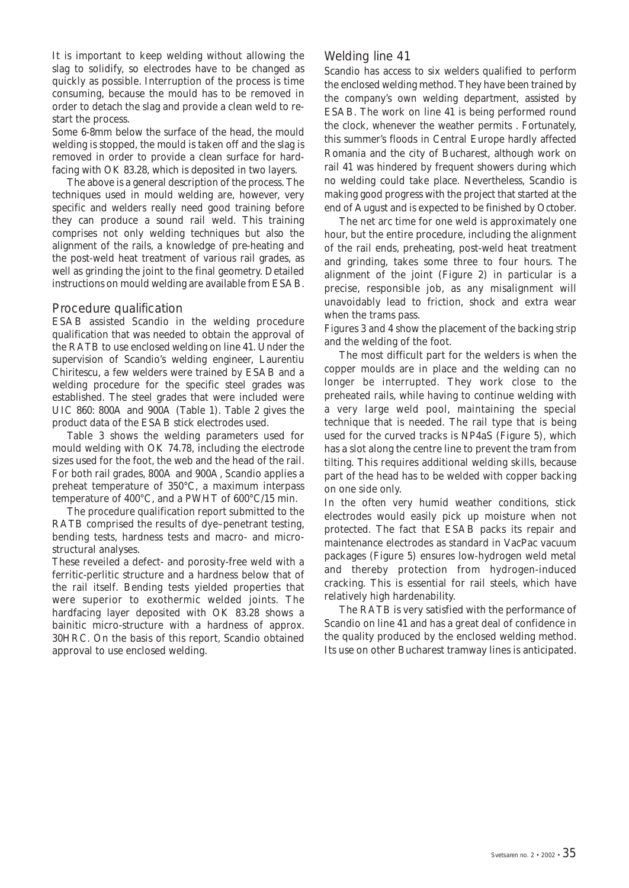It is important to keep welding without allowing the slag to solidify, so electrodes have to be changed as quickly as possible. Interruption of the process is time consuming, because the mould has to be removed in order to detach the slag and provide a clean weld to re-start the process.

Some 6-8mm below the surface of the head, the mould welding is stopped, the mould is taken off and the slag is removed in order to provide a clean surface for hard-facing with OK 83.28, which is deposited in two layers.

The above is a general description of the process. The techniques used in mould welding are, however, very specific and welders really need good training before they can produce a sound rail weld. This training comprises not only welding techniques but also the alignment of the rails, a knowledge of pre-heating and the post-weld heat treatment of various rail grades, as well as grinding the joint to the final geometry. Detailed instructions on mould welding are available from ESAB.

## Procedure qualification

ESAB assisted Scandio in the welding procedure qualification that was needed to obtain the approval of the RATB to use enclosed welding on line 41. Under the supervision of Scandio's welding engineer, Laurentiu Chiritescu, a few welders were trained by ESAB and a welding procedure for the specific steel grades was established. The steel grades that were included were UIC 860: 800A and 900A (Table 1). Table 2 gives the product data of the ESAB stick electrodes used.

Table 3 shows the welding parameters used for mould welding with OK 74.78, including the electrode sizes used for the foot, the web and the head of the rail. For both rail grades, 800A and 900A, Scandio applies a preheat temperature of 350°C, a maximum interpass temperature of 400°C, and a PWHT of 600°C/15 min.

The procedure qualification report submitted to the RATB comprised the results of dye–penetrant testing, bending tests, hardness tests and macro- and micro-structural analyses.

These reveiled a defect- and porosity-free weld with a ferritic-perlitic structure and a hardness below that of the rail itself. Bending tests yielded properties that were superior to exothermic welded joints. The hardfacing layer deposited with OK 83.28 shows a bainitic micro-structure with a hardness of approx. 30HRC. On the basis of this report, Scandio obtained approval to use enclosed welding.

## Welding line 41

Scandio has access to six welders qualified to perform the enclosed welding method. They have been trained by the company's own welding department, assisted by ESAB. The work on line 41 is being performed round the clock, whenever the weather permits . Fortunately, this summer's floods in Central Europe hardly affected Romania and the city of Bucharest, although work on rail 41 was hindered by frequent showers during which no welding could take place. Nevertheless, Scandio is making good progress with the project that started at the end of August and is expected to be finished by October.

The net arc time for one weld is approximately one hour, but the entire procedure, including the alignment of the rail ends, preheating, post-weld heat treatment and grinding, takes some three to four hours. The alignment of the joint (Figure 2) in particular is a precise, responsible job, as any misalignment will unavoidably lead to friction, shock and extra wear when the trams pass.

Figures 3 and 4 show the placement of the backing strip and the welding of the foot.

The most difficult part for the welders is when the copper moulds are in place and the welding can no longer be interrupted. They work close to the preheated rails, while having to continue welding with a very large weld pool, maintaining the special technique that is needed. The rail type that is being used for the curved tracks is NP4aS (Figure 5), which has a slot along the centre line to prevent the tram from tilting. This requires additional welding skills, because part of the head has to be welded with copper backing on one side only.

In the often very humid weather conditions, stick electrodes would easily pick up moisture when not protected. The fact that ESAB packs its repair and maintenance electrodes as standard in VacPac vacuum packages (Figure 5) ensures low-hydrogen weld metal and thereby protection from hydrogen-induced cracking. This is essential for rail steels, which have relatively high hardenability.

The RATB is very satisfied with the performance of Scandio on line 41 and has a great deal of confidence in the quality produced by the enclosed welding method. Its use on other Bucharest tramway lines is anticipated.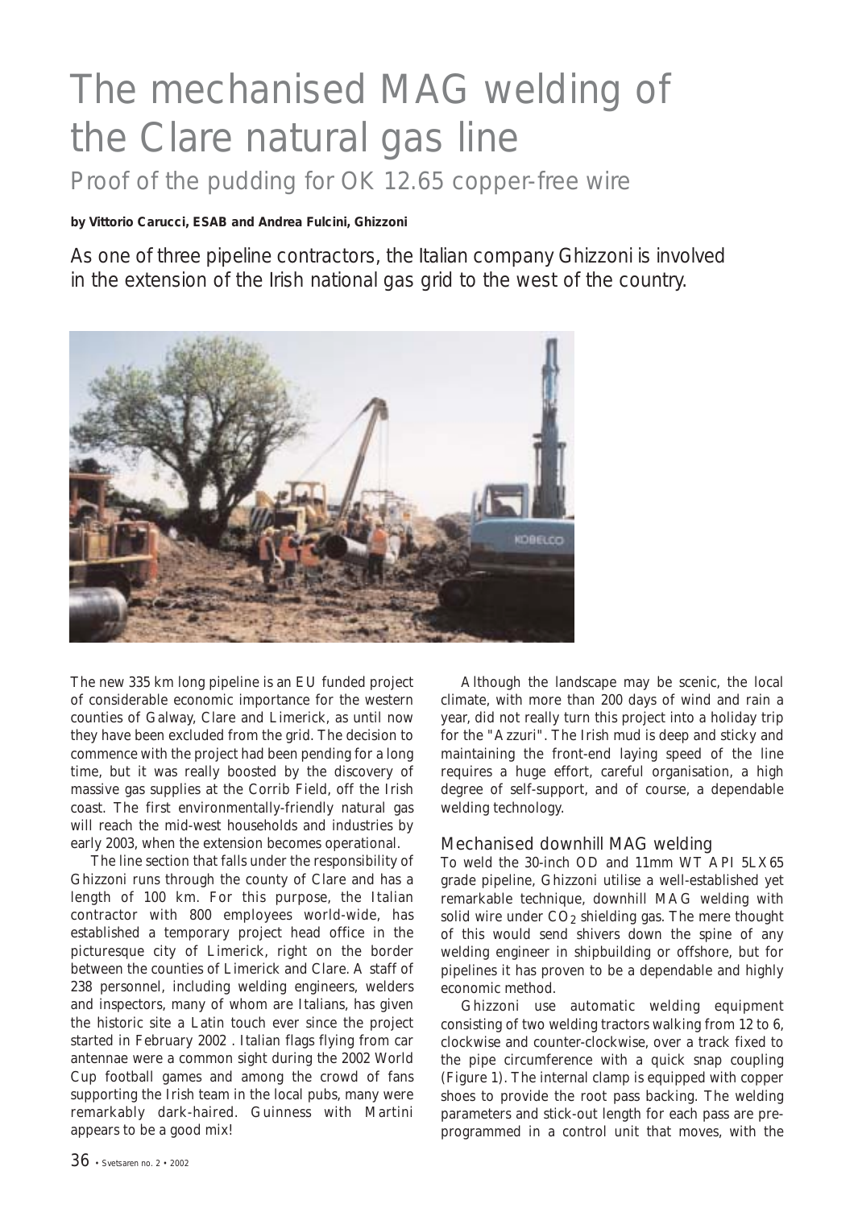# The mechanised MAG welding of the Clare natural gas line

## Proof of the pudding for OK 12.65 copper-free wire

**by Vittorio Carucci, ESAB and Andrea Fulcini, Ghizzoni**

As one of three pipeline contractors, the Italian company Ghizzoni is involved in the extension of the Irish national gas grid to the west of the country.

The new 335 km long pipeline is an EU funded project of considerable economic importance for the western counties of Galway, Clare and Limerick, as until now they have been excluded from the grid. The decision to commence with the project had been pending for a long time, but it was really boosted by the discovery of massive gas supplies at the Corrib Field, off the Irish coast. The first environmentally-friendly natural gas will reach the mid-west households and industries by early 2003, when the extension becomes operational.

The line section that falls under the responsibility of Ghizzoni runs through the county of Clare and has a length of 100 km. For this purpose, the Italian contractor with 800 employees world-wide, has established a temporary project head office in the picturesque city of Limerick, right on the border between the counties of Limerick and Clare. A staff of 238 personnel, including welding engineers, welders and inspectors, many of whom are Italians, has given the historic site a Latin touch ever since the project started in February 2002 . Italian flags flying from car antennae were a common sight during the 2002 World Cup football games and among the crowd of fans supporting the Irish team in the local pubs, many were remarkably dark-haired. Guinness with Martini appears to be a good mix!

Although the landscape may be scenic, the local climate, with more than 200 days of wind and rain a year, did not really turn this project into a holiday trip for the "Azzuri". The Irish mud is deep and sticky and maintaining the front-end laying speed of the line requires a huge effort, careful organisation, a high degree of self-support, and of course, a dependable welding technology.

### Mechanised downhill MAG welding

To weld the 30-inch OD and 11mm WT API 5LX65 grade pipeline, Ghizzoni utilise a well-established yet remarkable technique, downhill MAG welding with solid wire under $CO_2$ shielding gas. The mere thought of this would send shivers down the spine of any welding engineer in shipbuilding or offshore, but for pipelines it has proven to be a dependable and highly economic method.

Ghizzoni use automatic welding equipment consisting of two welding tractors walking from 12 to 6, clockwise and counter-clockwise, over a track fixed to the pipe circumference with a quick snap coupling (Figure 1). The internal clamp is equipped with copper shoes to provide the root pass backing. The welding parameters and stick-out length for each pass are pre-programmed in a control unit that moves, with the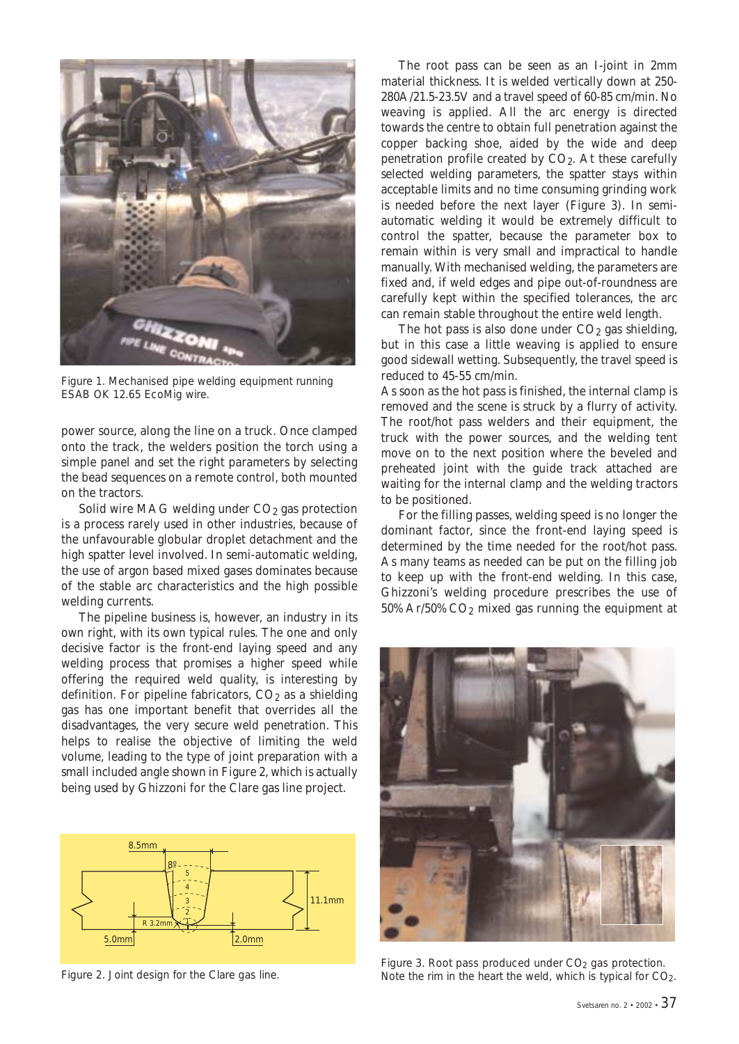Figure 1. Mechanised pipe welding equipment running ESAB OK 12.65 EcoMig wire.

power source, along the line on a truck. Once clamped onto the track, the welders position the torch using a simple panel and set the right parameters by selecting the bead sequences on a remote control, both mounted on the tractors.

Solid wire MAG welding under $CO_2$ gas protection is a process rarely used in other industries, because of the unfavourable globular droplet detachment and the high spatter level involved. In semi-automatic welding, the use of argon based mixed gases dominates because of the stable arc characteristics and the high possible welding currents.

The pipeline business is, however, an industry in its own right, with its own typical rules. The one and only decisive factor is the front-end laying speed and any welding process that promises a higher speed while offering the required weld quality, is interesting by definition. For pipeline fabricators, $CO_2$ as a shielding gas has one important benefit that overrides all the disadvantages, the very secure weld penetration. This helps to realise the objective of limiting the weld volume, leading to the type of joint preparation with a small included angle shown in Figure 2, which is actually being used by Ghizzoni for the Clare gas line project.

Figure 2. Joint design for the Clare gas line.

The root pass can be seen as an I-joint in 2mm material thickness. It is welded vertically down at 250-280A/21.5-23.5V and a travel speed of 60-85 cm/min. No weaving is applied. All the arc energy is directed towards the centre to obtain full penetration against the copper backing shoe, aided by the wide and deep penetration profile created by $CO_2$. At these carefully selected welding parameters, the spatter stays within acceptable limits and no time consuming grinding work is needed before the next layer (Figure 3). In semi-automatic welding it would be extremely difficult to control the spatter, because the parameter box to remain within is very small and impractical to handle manually. With mechanised welding, the parameters are fixed and, if weld edges and pipe out-of-roundness are carefully kept within the specified tolerances, the arc can remain stable throughout the entire weld length.

The hot pass is also done under $CO_2$ gas shielding, but in this case a little weaving is applied to ensure good sidewall wetting. Subsequently, the travel speed is reduced to 45-55 cm/min.

As soon as the hot pass is finished, the internal clamp is removed and the scene is struck by a flurry of activity. The root/hot pass welders and their equipment, the truck with the power sources, and the welding tent move on to the next position where the beveled and preheated joint with the guide track attached are waiting for the internal clamp and the welding tractors to be positioned.

For the filling passes, welding speed is no longer the dominant factor, since the front-end laying speed is determined by the time needed for the root/hot pass. As many teams as needed can be put on the filling job to keep up with the front-end welding. In this case, Ghizzoni's welding procedure prescribes the use of 50% Ar/50% $CO_2$ mixed gas running the equipment at

Figure 3. Root pass produced under $CO_2$ gas protection. Note the rim in the heart the weld, which is typical for $CO_2$.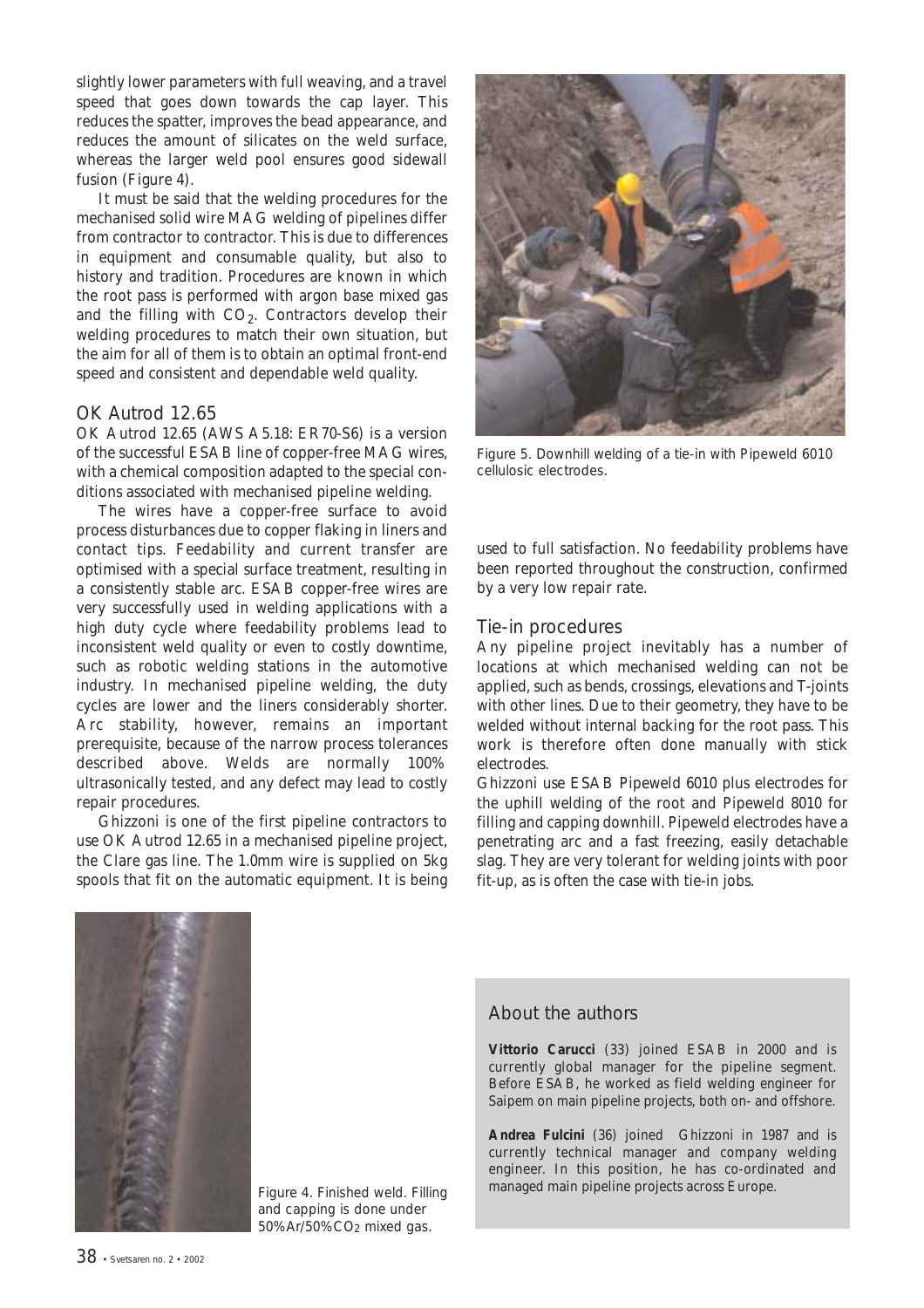slightly lower parameters with full weaving, and a travel speed that goes down towards the cap layer. This reduces the spatter, improves the bead appearance, and reduces the amount of silicates on the weld surface, whereas the larger weld pool ensures good sidewall fusion (Figure 4).

It must be said that the welding procedures for the mechanised solid wire MAG welding of pipelines differ from contractor to contractor. This is due to differences in equipment and consumable quality, but also to history and tradition. Procedures are known in which the root pass is performed with argon base mixed gas and the filling with $CO_2$. Contractors develop their welding procedures to match their own situation, but the aim for all of them is to obtain an optimal front-end speed and consistent and dependable weld quality.

## OK Autrod 12.65

OK Autrod 12.65 (AWS A5.18: ER70-S6) is a version of the successful ESAB line of copper-free MAG wires, with a chemical composition adapted to the special conditions associated with mechanised pipeline welding.

The wires have a copper-free surface to avoid process disturbances due to copper flaking in liners and contact tips. Feedability and current transfer are optimised with a special surface treatment, resulting in a consistently stable arc. ESAB copper-free wires are very successfully used in welding applications with a high duty cycle where feedability problems lead to inconsistent weld quality or even to costly downtime, such as robotic welding stations in the automotive industry. In mechanised pipeline welding, the duty cycles are lower and the liners considerably shorter. Arc stability, however, remains an important prerequisite, because of the narrow process tolerances described above. Welds are normally 100% ultrasonically tested, and any defect may lead to costly repair procedures.

Ghizzoni is one of the first pipeline contractors to use OK Autrod 12.65 in a mechanised pipeline project, the Clare gas line. The 1.0mm wire is supplied on 5kg spools that fit on the automatic equipment. It is being used to full satisfaction. No feedability problems have been reported throughout the construction, confirmed by a very low repair rate.

Figure 5. Downhill welding of a tie-in with Pipeweld 6010 cellulosic electrodes.

## Tie-in procedures

Any pipeline project inevitably has a number of locations at which mechanised welding can not be applied, such as bends, crossings, elevations and T-joints with other lines. Due to their geometry, they have to be welded without internal backing for the root pass. This work is therefore often done manually with stick electrodes.

Ghizzoni use ESAB Pipeweld 6010 plus electrodes for the uphill welding of the root and Pipeweld 8010 for filling and capping downhill. Pipeweld electrodes have a penetrating arc and a fast freezing, easily detachable slag. They are very tolerant for welding joints with poor fit-up, as is often the case with tie-in jobs.

Figure 4. Finished weld. Filling and capping is done under 50%Ar/50%$CO_2$ mixed gas.

### About the authors

**Vittorio Carucci** (33) joined ESAB in 2000 and is currently global manager for the pipeline segment. Before ESAB, he worked as field welding engineer for Saipem on main pipeline projects, both on- and offshore.

**Andrea Fulcini** (36) joined Ghizzoni in 1987 and is currently technical manager and company welding engineer. In this position, he has co-ordinated and managed main pipeline projects across Europe.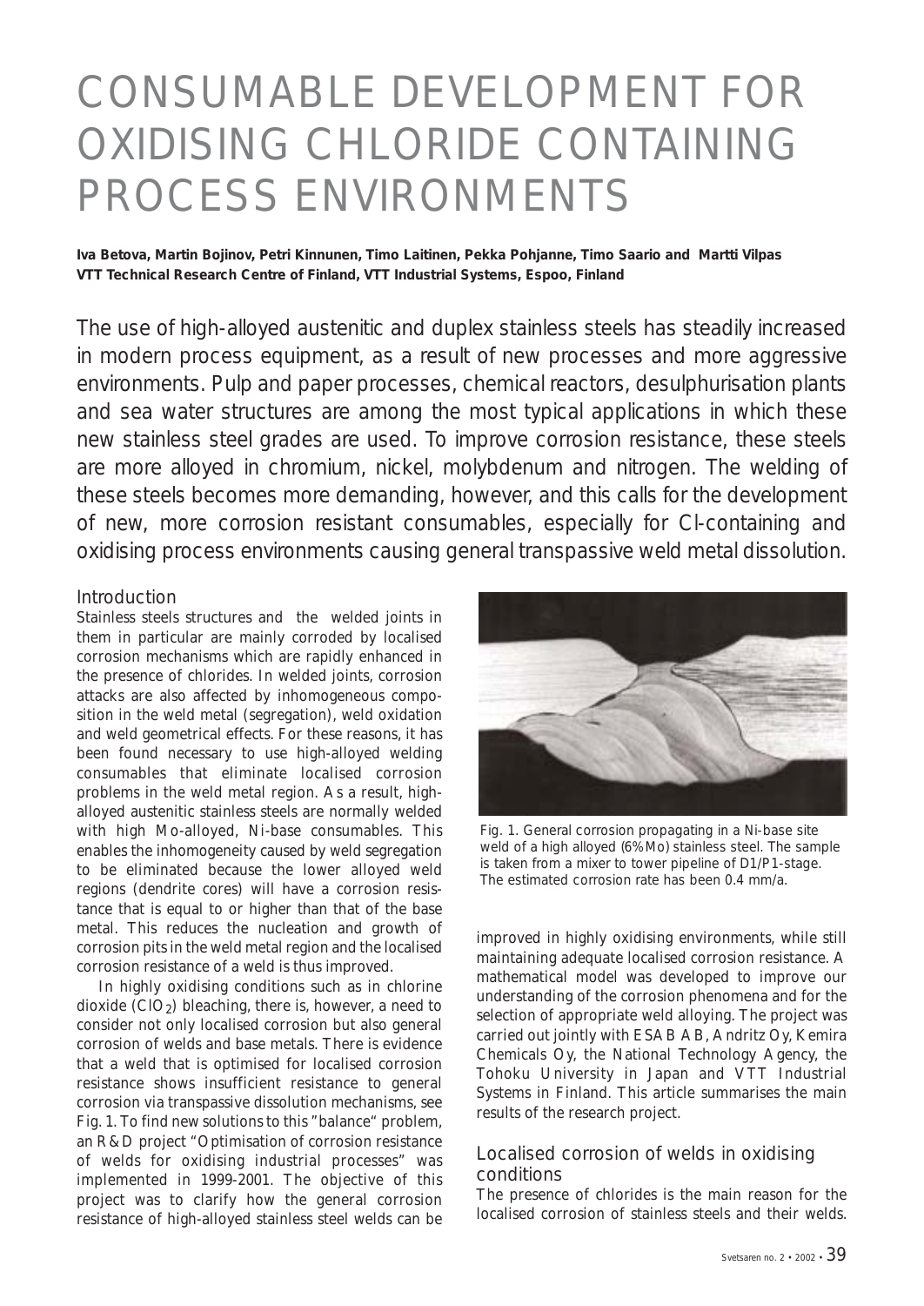# CONSUMABLE DEVELOPMENT FOR OXIDISING CHLORIDE CONTAINING PROCESS ENVIRONMENTS

**Iva Betova, Martin Bojinov, Petri Kinnunen, Timo Laitinen, Pekka Pohjanne, Timo Saario and Martti Vilpas**
**VTT Technical Research Centre of Finland, VTT Industrial Systems, Espoo, Finland**

The use of high-alloyed austenitic and duplex stainless steels has steadily increased in modern process equipment, as a result of new processes and more aggressive environments. Pulp and paper processes, chemical reactors, desulphurisation plants and sea water structures are among the most typical applications in which these new stainless steel grades are used. To improve corrosion resistance, these steels are more alloyed in chromium, nickel, molybdenum and nitrogen. The welding of these steels becomes more demanding, however, and this calls for the development of new, more corrosion resistant consumables, especially for Cl-containing and oxidising process environments causing general transpassive weld metal dissolution.

## Introduction

Stainless steels structures and the welded joints in them in particular are mainly corroded by localised corrosion mechanisms which are rapidly enhanced in the presence of chlorides. In welded joints, corrosion attacks are also affected by inhomogeneous composition in the weld metal (segregation), weld oxidation and weld geometrical effects. For these reasons, it has been found necessary to use high-alloyed welding consumables that eliminate localised corrosion problems in the weld metal region. As a result, high-alloyed austenitic stainless steels are normally welded with high Mo-alloyed, Ni-base consumables. This enables the inhomogeneity caused by weld segregation to be eliminated because the lower alloyed weld regions (dendrite cores) will have a corrosion resistance that is equal to or higher than that of the base metal. This reduces the nucleation and growth of corrosion pits in the weld metal region and the localised corrosion resistance of a weld is thus improved.

In highly oxidising conditions such as in chlorine dioxide ($ClO_2$) bleaching, there is, however, a need to consider not only localised corrosion but also general corrosion of welds and base metals. There is evidence that a weld that is optimised for localised corrosion resistance shows insufficient resistance to general corrosion via transpassive dissolution mechanisms, see Fig. 1. To find new solutions to this "balance" problem, an R&D project "Optimisation of corrosion resistance of welds for oxidising industrial processes" was implemented in 1999-2001. The objective of this project was to clarify how the general corrosion resistance of high-alloyed stainless steel welds can be improved in highly oxidising environments, while still maintaining adequate localised corrosion resistance. A mathematical model was developed to improve our understanding of the corrosion phenomena and for the selection of appropriate weld alloying. The project was carried out jointly with ESAB AB, Andritz Oy, Kemira Chemicals Oy, the National Technology Agency, the Tohoku University in Japan and VTT Industrial Systems in Finland. This article summarises the main results of the research project.

Fig. 1. General corrosion propagating in a Ni-base site weld of a high alloyed (6%Mo) stainless steel. The sample is taken from a mixer to tower pipeline of D1/P1-stage. The estimated corrosion rate has been 0.4 mm/a.

## Localised corrosion of welds in oxidising conditions

The presence of chlorides is the main reason for the localised corrosion of stainless steels and their welds.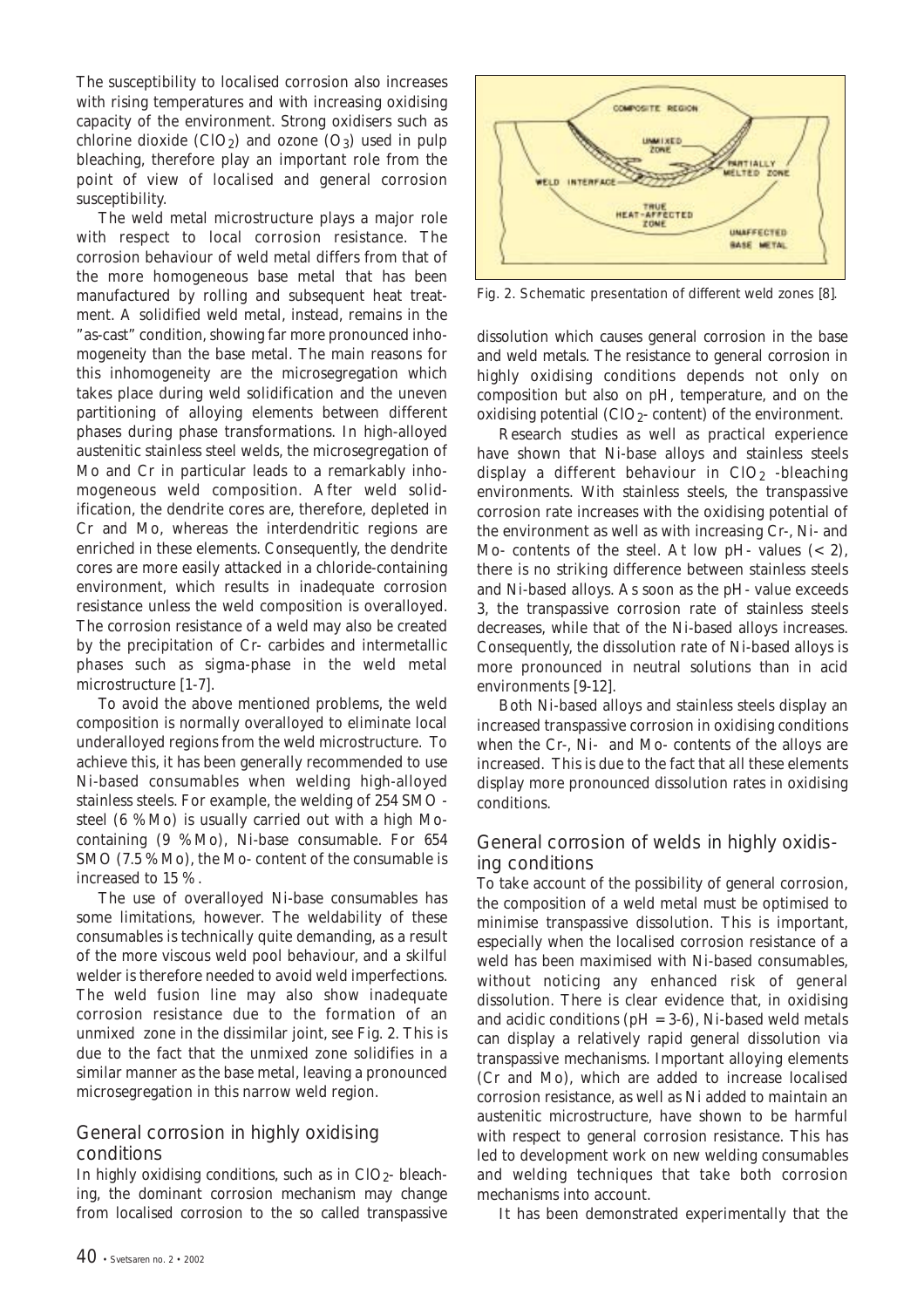The susceptibility to localised corrosion also increases with rising temperatures and with increasing oxidising capacity of the environment. Strong oxidisers such as chlorine dioxide ($ClO_2$) and ozone ($O_3$) used in pulp bleaching, therefore play an important role from the point of view of localised and general corrosion susceptibility.

The weld metal microstructure plays a major role with respect to local corrosion resistance. The corrosion behaviour of weld metal differs from that of the more homogeneous base metal that has been manufactured by rolling and subsequent heat treatment. A solidified weld metal, instead, remains in the "as-cast" condition, showing far more pronounced inhomogeneity than the base metal. The main reasons for this inhomogeneity are the microsegregation which takes place during weld solidification and the uneven partitioning of alloying elements between different phases during phase transformations. In high-alloyed austenitic stainless steel welds, the microsegregation of Mo and Cr in particular leads to a remarkably inhomogeneous weld composition. After weld solidification, the dendrite cores are, therefore, depleted in Cr and Mo, whereas the interdendritic regions are enriched in these elements. Consequently, the dendrite cores are more easily attacked in a chloride-containing environment, which results in inadequate corrosion resistance unless the weld composition is overalloyed. The corrosion resistance of a weld may also be created by the precipitation of Cr- carbides and intermetallic phases such as sigma-phase in the weld metal microstructure [1-7].

To avoid the above mentioned problems, the weld composition is normally overalloyed to eliminate local underalloyed regions from the weld microstructure. To achieve this, it has been generally recommended to use Ni-based consumables when welding high-alloyed stainless steels. For example, the welding of 254 SMO - steel (6 % Mo) is usually carried out with a high Mo-containing (9 % Mo), Ni-base consumable. For 654 SMO (7.5 % Mo), the Mo- content of the consumable is increased to 15 %.

The use of overalloyed Ni-base consumables has some limitations, however. The weldability of these consumables is technically quite demanding, as a result of the more viscous weld pool behaviour, and a skilful welder is therefore needed to avoid weld imperfections. The weld fusion line may also show inadequate corrosion resistance due to the formation of an unmixed zone in the dissimilar joint, see Fig. 2. This is due to the fact that the unmixed zone solidifies in a similar manner as the base metal, leaving a pronounced microsegregation in this narrow weld region.

## General corrosion in highly oxidising conditions

In highly oxidising conditions, such as in $ClO_2$- bleaching, the dominant corrosion mechanism may change from localised corrosion to the so called transpassive dissolution which causes general corrosion in the base and weld metals. The resistance to general corrosion in highly oxidising conditions depends not only on composition but also on pH, temperature, and on the oxidising potential ($ClO_2$- content) of the environment.

Fig. 2. Schematic presentation of different weld zones [8].

Research studies as well as practical experience have shown that Ni-base alloys and stainless steels display a different behaviour in $ClO_2$ -bleaching environments. With stainless steels, the transpassive corrosion rate increases with the oxidising potential of the environment as well as with increasing Cr-, Ni- and Mo- contents of the steel. At low pH- values ($< 2$), there is no striking difference between stainless steels and Ni-based alloys. As soon as the pH- value exceeds 3, the transpassive corrosion rate of stainless steels decreases, while that of the Ni-based alloys increases. Consequently, the dissolution rate of Ni-based alloys is more pronounced in neutral solutions than in acid environments [9-12].

Both Ni-based alloys and stainless steels display an increased transpassive corrosion in oxidising conditions when the Cr-, Ni- and Mo- contents of the alloys are increased. This is due to the fact that all these elements display more pronounced dissolution rates in oxidising conditions.

## General corrosion of welds in highly oxidising conditions

To take account of the possibility of general corrosion, the composition of a weld metal must be optimised to minimise transpassive dissolution. This is important, especially when the localised corrosion resistance of a weld has been maximised with Ni-based consumables, without noticing any enhanced risk of general dissolution. There is clear evidence that, in oxidising and acidic conditions (pH = 3-6), Ni-based weld metals can display a relatively rapid general dissolution via transpassive mechanisms. Important alloying elements (Cr and Mo), which are added to increase localised corrosion resistance, as well as Ni added to maintain an austenitic microstructure, have shown to be harmful with respect to general corrosion resistance. This has led to development work on new welding consumables and welding techniques that take both corrosion mechanisms into account.

It has been demonstrated experimentally that the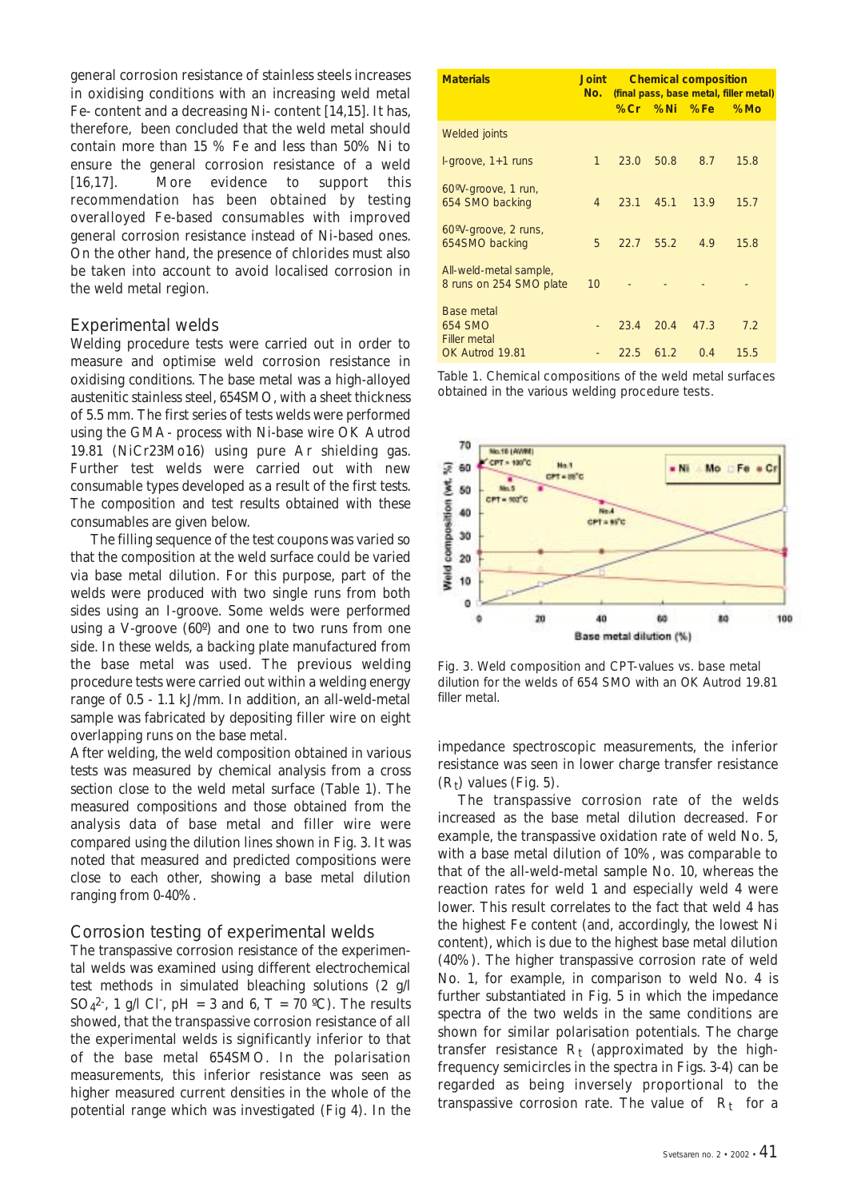general corrosion resistance of stainless steels increases in oxidising conditions with an increasing weld metal Fe- content and a decreasing Ni- content [14,15]. It has, therefore, been concluded that the weld metal should contain more than 15 % Fe and less than 50% Ni to ensure the general corrosion resistance of a weld [16,17]. More evidence to support this recommendation has been obtained by testing overalloyed Fe-based consumables with improved general corrosion resistance instead of Ni-based ones. On the other hand, the presence of chlorides must also be taken into account to avoid localised corrosion in the weld metal region.

## Experimental welds

Welding procedure tests were carried out in order to measure and optimise weld corrosion resistance in oxidising conditions. The base metal was a high-alloyed austenitic stainless steel, 654SMO, with a sheet thickness of 5.5 mm. The first series of tests welds were performed using the GMA- process with Ni-base wire OK Autrod 19.81 (NiCr23Mo16) using pure Ar shielding gas. Further test welds were carried out with new consumable types developed as a result of the first tests. The composition and test results obtained with these consumables are given below.

The filling sequence of the test coupons was varied so that the composition at the weld surface could be varied via base metal dilution. For this purpose, part of the welds were produced with two single runs from both sides using an I-groove. Some welds were performed using a V-groove (60º) and one to two runs from one side. In these welds, a backing plate manufactured from the base metal was used. The previous welding procedure tests were carried out within a welding energy range of 0.5 - 1.1 kJ/mm. In addition, an all-weld-metal sample was fabricated by depositing filler wire on eight overlapping runs on the base metal.

After welding, the weld composition obtained in various tests was measured by chemical analysis from a cross section close to the weld metal surface (Table 1). The measured compositions and those obtained from the analysis data of base metal and filler wire were compared using the dilution lines shown in Fig. 3. It was noted that measured and predicted compositions were close to each other, showing a base metal dilution ranging from 0-40%.

## Corrosion testing of experimental welds

The transpassive corrosion resistance of the experimental welds was examined using different electrochemical test methods in simulated bleaching solutions (2 g/l $SO_4^{2-}$, 1 g/l $Cl^-$, pH = 3 and 6, T = 70 ºC). The results showed, that the transpassive corrosion resistance of all the experimental welds is significantly inferior to that of the base metal 654SMO. In the polarisation measurements, this inferior resistance was seen as higher measured current densities in the whole of the potential range which was investigated (Fig 4). In the impedance spectroscopic measurements, the inferior resistance was seen in lower charge transfer resistance ($R_t$) values (Fig. 5).

The transpassive corrosion rate of the welds increased as the base metal dilution decreased. For example, the transpassive oxidation rate of weld No. 5, with a base metal dilution of 10%, was comparable to that of the all-weld-metal sample No. 10, whereas the reaction rates for weld 1 and especially weld 4 were lower. This result correlates to the fact that weld 4 has the highest Fe content (and, accordingly, the lowest Ni content), which is due to the highest base metal dilution (40%). The higher transpassive corrosion rate of weld No. 1, for example, in comparison to weld No. 4 is further substantiated in Fig. 5 in which the impedance spectra of the two welds in the same conditions are shown for similar polarisation potentials. The charge transfer resistance $R_t$ (approximated by the high-frequency semicircles in the spectra in Figs. 3-4) can be regarded as being inversely proportional to the transpassive corrosion rate. The value of $R_t$ for a

| Materials | Joint No. | Chemical composition (final pass, base metal, filler metal) | | | |
|---|---|---|---|---|---|
| | | %Cr | %Ni | %Fe | %Mo |
| Welded joints | | | | | |
| I-groove, 1+1 runs | 1 | 23.0 | 50.8 | 8.7 | 15.8 |
| 60ºV-groove, 1 run, 654 SMO backing | 4 | 23.1 | 45.1 | 13.9 | 15.7 |
| 60ºV-groove, 2 runs, 654SMO backing | 5 | 22.7 | 55.2 | 4.9 | 15.8 |
| All-weld-metal sample, 8 runs on 254 SMO plate | 10 | - | - | - | - |
| Base metal 654 SMO | - | 23.4 | 20.4 | 47.3 | 7.2 |
| Filler metal OK Autrod 19.81 | - | 22.5 | 61.2 | 0.4 | 15.5 |

Table 1. Chemical compositions of the weld metal surfaces obtained in the various welding procedure tests.

Fig. 3. Weld composition and CPT-values vs. base metal dilution for the welds of 654 SMO with an OK Autrod 19.81 filler metal.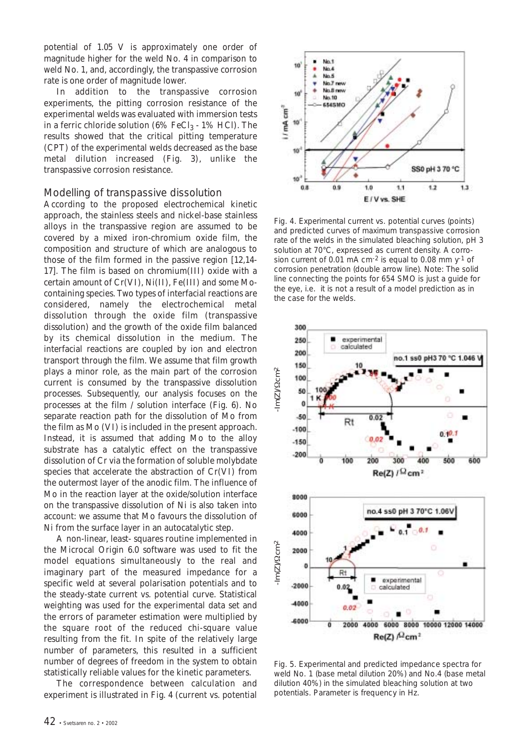potential of 1.05 V is approximately one order of magnitude higher for the weld No. 4 in comparison to weld No. 1, and, accordingly, the transpassive corrosion rate is one order of magnitude lower.

In addition to the transpassive corrosion experiments, the pitting corrosion resistance of the experimental welds was evaluated with immersion tests in a ferric chloride solution (6% $FeCl_3$ - 1% HCl). The results showed that the critical pitting temperature (CPT) of the experimental welds decreased as the base metal dilution increased (Fig. 3), unlike the transpassive corrosion resistance.

## Modelling of transpassive dissolution

According to the proposed electrochemical kinetic approach, the stainless steels and nickel-base stainless alloys in the transpassive region are assumed to be covered by a mixed iron-chromium oxide film, the composition and structure of which are analogous to those of the film formed in the passive region [12,14-17]. The film is based on chromium(III) oxide with a certain amount of Cr(VI), Ni(II), Fe(III) and some Mo-containing species. Two types of interfacial reactions are considered, namely the electrochemical metal dissolution through the oxide film (transpassive dissolution) and the growth of the oxide film balanced by its chemical dissolution in the medium. The interfacial reactions are coupled by ion and electron transport through the film. We assume that film growth plays a minor role, as the main part of the corrosion current is consumed by the transpassive dissolution processes. Subsequently, our analysis focuses on the processes at the film / solution interface (Fig. 6). No separate reaction path for the dissolution of Mo from the film as Mo (VI) is included in the present approach. Instead, it is assumed that adding Mo to the alloy substrate has a catalytic effect on the transpassive dissolution of Cr via the formation of soluble molybdate species that accelerate the abstraction of Cr(VI) from the outermost layer of the anodic film. The influence of Mo in the reaction layer at the oxide/solution interface on the transpassive dissolution of Ni is also taken into account: we assume that Mo favours the dissolution of Ni from the surface layer in an autocatalytic step.

A non-linear, least- squares routine implemented in the Microcal Origin 6.0 software was used to fit the model equations simultaneously to the real and imaginary part of the measured impedance for a specific weld at several polarisation potentials and to the steady-state current vs. potential curve. Statistical weighting was used for the experimental data set and the errors of parameter estimation were multiplied by the square root of the reduced chi-square value resulting from the fit. In spite of the relatively large number of parameters, this resulted in a sufficient number of degrees of freedom in the system to obtain statistically reliable values for the kinetic parameters.

The correspondence between calculation and experiment is illustrated in Fig. 4 (current vs. potential

Fig. 4. Experimental current vs. potential curves (points) and predicted curves of maximum transpassive corrosion rate of the welds in the simulated bleaching solution, pH 3 solution at 70°C, expressed as current density. A corrosion current of 0.01 mA $cm^{-2}$ is equal to 0.08 mm $y^{-1}$ of corrosion penetration (double arrow line). Note: The solid line connecting the points for 654 SMO is just a guide for the eye, i.e. it is not a result of a model prediction as in the case for the welds.

Fig. 5. Experimental and predicted impedance spectra for weld No. 1 (base metal dilution 20%) and No.4 (base metal dilution 40%) in the simulated bleaching solution at two potentials. Parameter is frequency in Hz.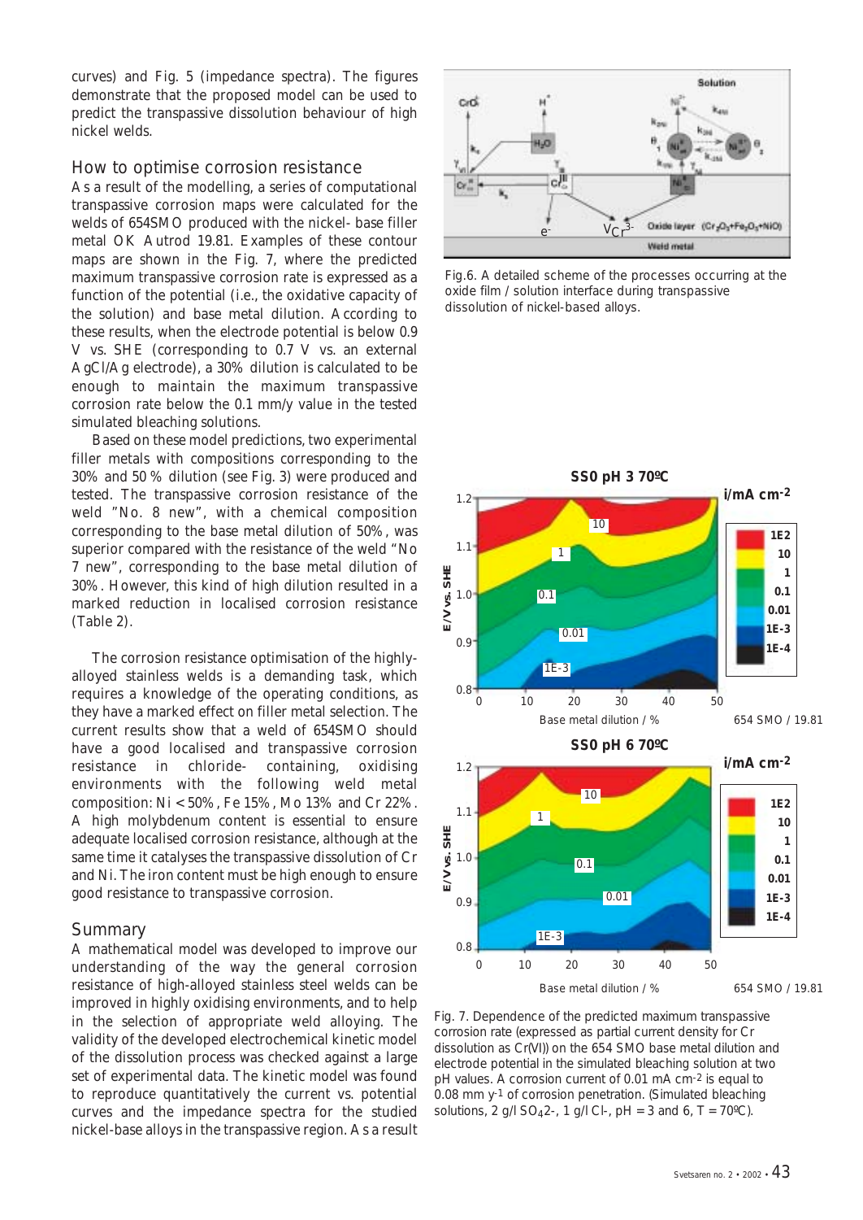curves) and Fig. 5 (impedance spectra). The figures demonstrate that the proposed model can be used to predict the transpassive dissolution behaviour of high nickel welds.

## How to optimise corrosion resistance

As a result of the modelling, a series of computational transpassive corrosion maps were calculated for the welds of 654SMO produced with the nickel- base filler metal OK Autrod 19.81. Examples of these contour maps are shown in the Fig. 7, where the predicted maximum transpassive corrosion rate is expressed as a function of the potential (i.e., the oxidative capacity of the solution) and base metal dilution. According to these results, when the electrode potential is below 0.9 V vs. SHE (corresponding to 0.7 V vs. an external AgCl/Ag electrode), a 30% dilution is calculated to be enough to maintain the maximum transpassive corrosion rate below the 0.1 mm/y value in the tested simulated bleaching solutions.

Based on these model predictions, two experimental filler metals with compositions corresponding to the 30% and 50 % dilution (see Fig. 3) were produced and tested. The transpassive corrosion resistance of the weld "No. 8 new", with a chemical composition corresponding to the base metal dilution of 50%, was superior compared with the resistance of the weld "No 7 new", corresponding to the base metal dilution of 30%. However, this kind of high dilution resulted in a marked reduction in localised corrosion resistance (Table 2).

The corrosion resistance optimisation of the highly-alloyed stainless welds is a demanding task, which requires a knowledge of the operating conditions, as they have a marked effect on filler metal selection. The current results show that a weld of 654SMO should have a good localised and transpassive corrosion resistance in chloride- containing, oxidising environments with the following weld metal composition: Ni < 50%, Fe 15%, Mo 13% and Cr 22%. A high molybdenum content is essential to ensure adequate localised corrosion resistance, although at the same time it catalyses the transpassive dissolution of Cr and Ni. The iron content must be high enough to ensure good resistance to transpassive corrosion.

## Summary

A mathematical model was developed to improve our understanding of the way the general corrosion resistance of high-alloyed stainless steel welds can be improved in highly oxidising environments, and to help in the selection of appropriate weld alloying. The validity of the developed electrochemical kinetic model of the dissolution process was checked against a large set of experimental data. The kinetic model was found to reproduce quantitatively the current vs. potential curves and the impedance spectra for the studied nickel-base alloys in the transpassive region. As a result

Fig.6. A detailed scheme of the processes occurring at the oxide film / solution interface during transpassive dissolution of nickel-based alloys.

Fig. 7. Dependence of the predicted maximum transpassive corrosion rate (expressed as partial current density for Cr dissolution as Cr(VI)) on the 654 SMO base metal dilution and electrode potential in the simulated bleaching solution at two pH values. A corrosion current of 0.01 mA cm$^{-2}$ is equal to 0.08 mm y$^{-1}$ of corrosion penetration. (Simulated bleaching solutions, 2 g/l $SO_4^{2-}$, 1 g/l $Cl^-$, pH = 3 and 6, T = 70ºC).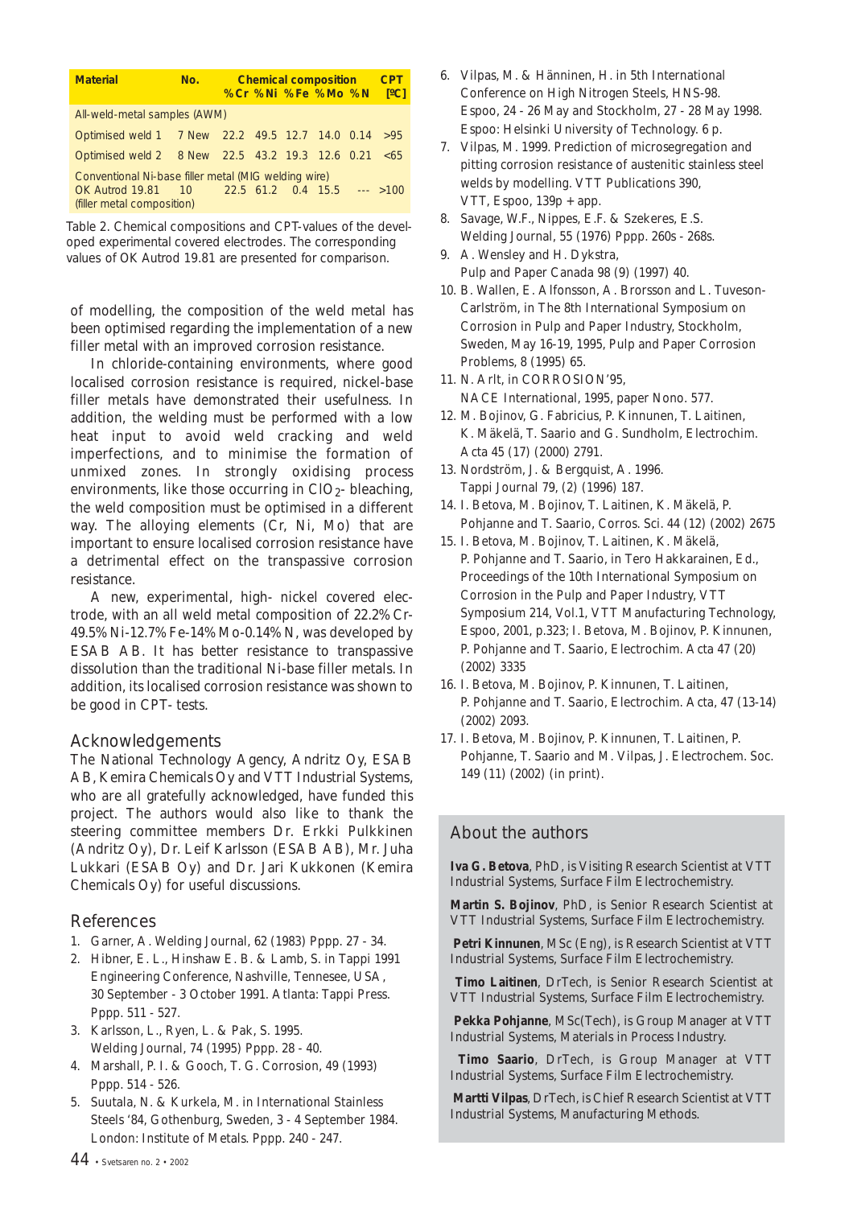| Material | No. | Chemical composition %Cr | %Ni | %Fe | %Mo | %N | CPT [ºC] |
|---|---|---|---|---|---|---|---|
| All-weld-metal samples (AWM) | | | | | | | |
| Optimised weld 1 | 7 New | 22.2 | 49.5 | 12.7 | 14.0 | 0.14 | >95 |
| Optimised weld 2 | 8 New | 22.5 | 43.2 | 19.3 | 12.6 | 0.21 | <65 |
| Conventional Ni-base filler metal (MIG welding wire) | | | | | | | |
| OK Autrod 19.81 (filler metal composition) | 10 | 22.5 | 61.2 | 0.4 | 15.5 | --- | >100 |

Table 2. Chemical compositions and CPT-values of the developed experimental covered electrodes. The corresponding values of OK Autrod 19.81 are presented for comparison.

of modelling, the composition of the weld metal has been optimised regarding the implementation of a new filler metal with an improved corrosion resistance.

In chloride-containing environments, where good localised corrosion resistance is required, nickel-base filler metals have demonstrated their usefulness. In addition, the welding must be performed with a low heat input to avoid weld cracking and weld imperfections, and to minimise the formation of unmixed zones. In strongly oxidising process environments, like those occurring in $ClO_2$- bleaching, the weld composition must be optimised in a different way. The alloying elements (Cr, Ni, Mo) that are important to ensure localised corrosion resistance have a detrimental effect on the transpassive corrosion resistance.

A new, experimental, high- nickel covered electrode, with an all weld metal composition of 22.2% Cr-49.5% Ni-12.7% Fe-14% Mo-0.14% N, was developed by ESAB AB. It has better resistance to transpassive dissolution than the traditional Ni-base filler metals. In addition, its localised corrosion resistance was shown to be good in CPT- tests.

## Acknowledgements

The National Technology Agency, Andritz Oy, ESAB AB, Kemira Chemicals Oy and VTT Industrial Systems, who are all gratefully acknowledged, have funded this project. The authors would also like to thank the steering committee members Dr. Erkki Pulkkinen (Andritz Oy), Dr. Leif Karlsson (ESAB AB), Mr. Juha Lukkari (ESAB Oy) and Dr. Jari Kukkonen (Kemira Chemicals Oy) for useful discussions.

## References

1. Garner, A. Welding Journal, 62 (1983) Pppp. 27 - 34.
2. Hibner, E. L., Hinshaw E. B. & Lamb, S. in Tappi 1991 Engineering Conference, Nashville, Tennesee, USA, 30 September - 3 October 1991. Atlanta: Tappi Press. Pppp. 511 - 527.
3. Karlsson, L., Ryen, L. & Pak, S. 1995. Welding Journal, 74 (1995) Pppp. 28 - 40.
4. Marshall, P. I. & Gooch, T. G. Corrosion, 49 (1993) Pppp. 514 - 526.
5. Suutala, N. & Kurkela, M. in International Stainless Steels '84, Gothenburg, Sweden, 3 - 4 September 1984. London: Institute of Metals. Pppp. 240 - 247.
6. Vilpas, M. & Hänninen, H. in 5th International Conference on High Nitrogen Steels, HNS-98. Espoo, 24 - 26 May and Stockholm, 27 - 28 May 1998. Espoo: Helsinki University of Technology. 6 p.
7. Vilpas, M. 1999. Prediction of microsegregation and pitting corrosion resistance of austenitic stainless steel welds by modelling. VTT Publications 390, VTT, Espoo, 139p + app.
8. Savage, W.F., Nippes, E.F. & Szekeres, E.S. Welding Journal, 55 (1976) Pppp. 260s - 268s.
9. A. Wensley and H. Dykstra, Pulp and Paper Canada 98 (9) (1997) 40.
10. B. Wallen, E. Alfonsson, A. Brorsson and L. Tuveson-Carlström, in The 8th International Symposium on Corrosion in Pulp and Paper Industry, Stockholm, Sweden, May 16-19, 1995, Pulp and Paper Corrosion Problems, 8 (1995) 65.
11. N. Arlt, in CORROSION'95, NACE International, 1995, paper Nono. 577.
12. M. Bojinov, G. Fabricius, P. Kinnunen, T. Laitinen, K. Mäkelä, T. Saario and G. Sundholm, Electrochim. Acta 45 (17) (2000) 2791.
13. Nordström, J. & Bergquist, A. 1996. Tappi Journal 79, (2) (1996) 187.
14. I. Betova, M. Bojinov, T. Laitinen, K. Mäkelä, P. Pohjanne and T. Saario, Corros. Sci. 44 (12) (2002) 2675
15. I. Betova, M. Bojinov, T. Laitinen, K. Mäkelä, P. Pohjanne and T. Saario, in Tero Hakkarainen, Ed., Proceedings of the 10th International Symposium on Corrosion in the Pulp and Paper Industry, VTT Symposium 214, Vol.1, VTT Manufacturing Technology, Espoo, 2001, p.323; I. Betova, M. Bojinov, P. Kinnunen, P. Pohjanne and T. Saario, Electrochim. Acta 47 (20) (2002) 3335
16. I. Betova, M. Bojinov, P. Kinnunen, T. Laitinen, P. Pohjanne and T. Saario, Electrochim. Acta, 47 (13-14) (2002) 2093.
17. I. Betova, M. Bojinov, P. Kinnunen, T. Laitinen, P. Pohjanne, T. Saario and M. Vilpas, J. Electrochem. Soc. 149 (11) (2002) (in print).

## About the authors

**Iva G. Betova**, PhD, is Visiting Research Scientist at VTT Industrial Systems, Surface Film Electrochemistry.

**Martin S. Bojinov**, PhD, is Senior Research Scientist at VTT Industrial Systems, Surface Film Electrochemistry.

**Petri Kinnunen**, MSc (Eng), is Research Scientist at VTT Industrial Systems, Surface Film Electrochemistry.

**Timo Laitinen**, DrTech, is Senior Research Scientist at VTT Industrial Systems, Surface Film Electrochemistry.

**Pekka Pohjanne**, MSc(Tech), is Group Manager at VTT Industrial Systems, Materials in Process Industry.

**Timo Saario**, DrTech, is Group Manager at VTT Industrial Systems, Surface Film Electrochemistry.

**Martti Vilpas**, DrTech, is Chief Research Scientist at VTT Industrial Systems, Manufacturing Methods.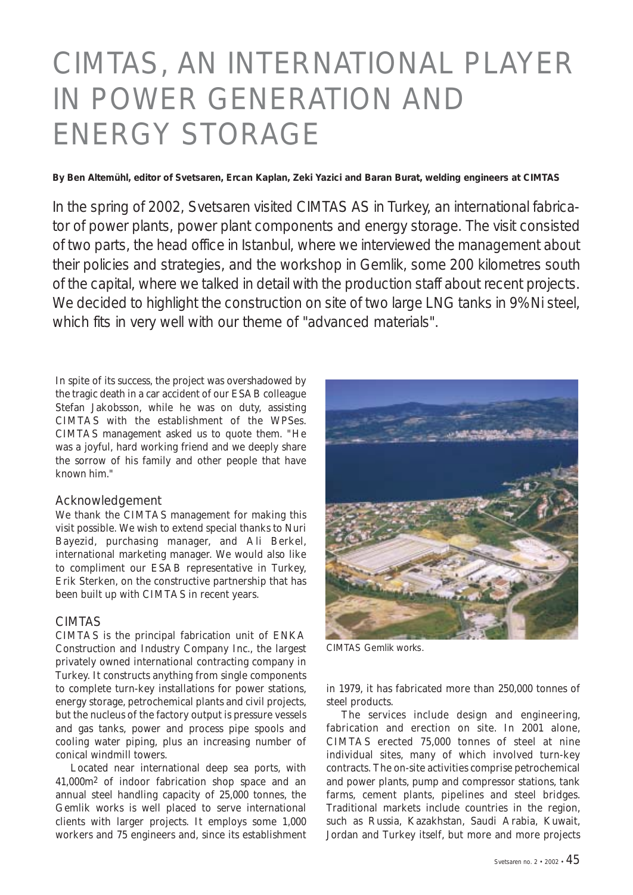# CIMTAS, AN INTERNATIONAL PLAYER IN POWER GENERATION AND ENERGY STORAGE

**By Ben Altemühl, editor of Svetsaren, Ercan Kaplan, Zeki Yazici and Baran Burat, welding engineers at CIMTAS**

In the spring of 2002, Svetsaren visited CIMTAS AS in Turkey, an international fabricator of power plants, power plant components and energy storage. The visit consisted of two parts, the head office in Istanbul, where we interviewed the management about their policies and strategies, and the workshop in Gemlik, some 200 kilometres south of the capital, where we talked in detail with the production staff about recent projects. We decided to highlight the construction on site of two large LNG tanks in 9%Ni steel, which fits in very well with our theme of "advanced materials".

In spite of its success, the project was overshadowed by the tragic death in a car accident of our ESAB colleague Stefan Jakobsson, while he was on duty, assisting CIMTAS with the establishment of the WPSes. CIMTAS management asked us to quote them. "He was a joyful, hard working friend and we deeply share the sorrow of his family and other people that have known him."

## Acknowledgement

We thank the CIMTAS management for making this visit possible. We wish to extend special thanks to Nuri Bayezid, purchasing manager, and Ali Berkel, international marketing manager. We would also like to compliment our ESAB representative in Turkey, Erik Sterken, on the constructive partnership that has been built up with CIMTAS in recent years.

## CIMTAS

CIMTAS is the principal fabrication unit of ENKA Construction and Industry Company Inc., the largest privately owned international contracting company in Turkey. It constructs anything from single components to complete turn-key installations for power stations, energy storage, petrochemical plants and civil projects, but the nucleus of the factory output is pressure vessels and gas tanks, power and process pipe spools and cooling water piping, plus an increasing number of conical windmill towers.

Located near international deep sea ports, with 41,000m$^2$ of indoor fabrication shop space and an annual steel handling capacity of 25,000 tonnes, the Gemlik works is well placed to serve international clients with larger projects. It employs some 1,000 workers and 75 engineers and, since its establishment in 1979, it has fabricated more than 250,000 tonnes of steel products.

CIMTAS Gemlik works.

The services include design and engineering, fabrication and erection on site. In 2001 alone, CIMTAS erected 75,000 tonnes of steel at nine individual sites, many of which involved turn-key contracts. The on-site activities comprise petrochemical and power plants, pump and compressor stations, tank farms, cement plants, pipelines and steel bridges. Traditional markets include countries in the region, such as Russia, Kazakhstan, Saudi Arabia, Kuwait, Jordan and Turkey itself, but more and more projects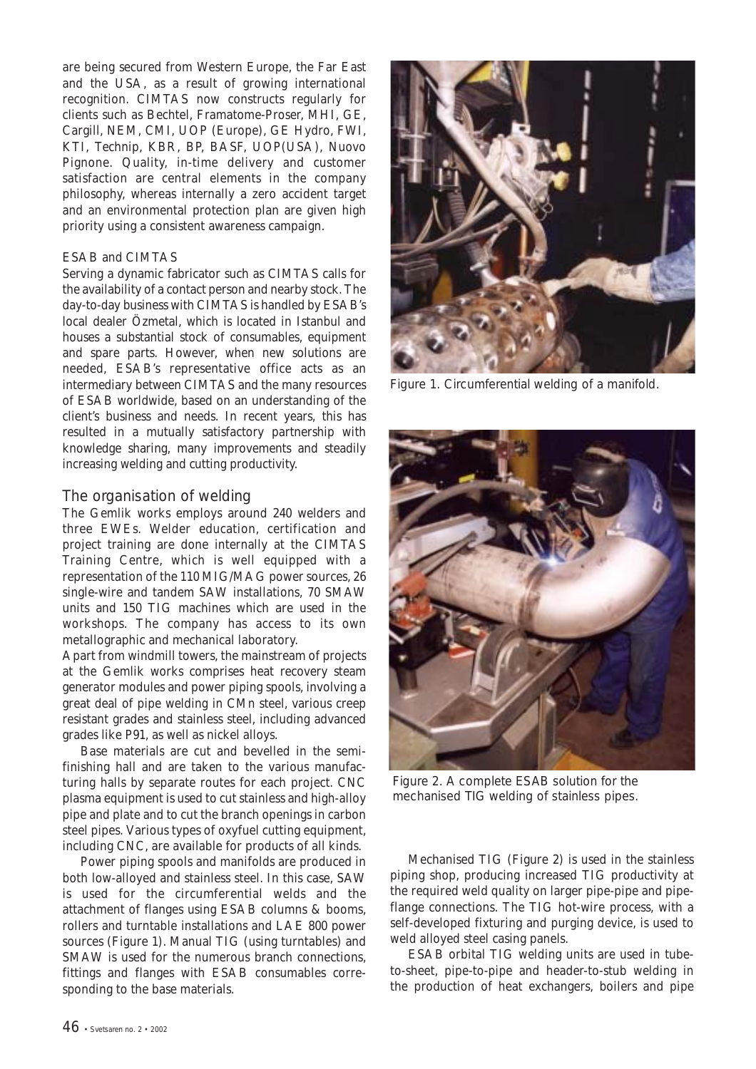are being secured from Western Europe, the Far East and the USA, as a result of growing international recognition. CIMTAS now constructs regularly for clients such as Bechtel, Framatome-Proser, MHI, GE, Cargill, NEM, CMI, UOP (Europe), GE Hydro, FWI, KTI, Technip, KBR, BP, BASF, UOP(USA), Nuovo Pignone. Quality, in-time delivery and customer satisfaction are central elements in the company philosophy, whereas internally a zero accident target and an environmental protection plan are given high priority using a consistent awareness campaign.

### ESAB and CIMTAS

Serving a dynamic fabricator such as CIMTAS calls for the availability of a contact person and nearby stock. The day-to-day business with CIMTAS is handled by ESAB's local dealer Özmetal, which is located in Istanbul and houses a substantial stock of consumables, equipment and spare parts. However, when new solutions are needed, ESAB's representative office acts as an intermediary between CIMTAS and the many resources of ESAB worldwide, based on an understanding of the client's business and needs. In recent years, this has resulted in a mutually satisfactory partnership with knowledge sharing, many improvements and steadily increasing welding and cutting productivity.

## The organisation of welding

The Gemlik works employs around 240 welders and three EWEs. Welder education, certification and project training are done internally at the CIMTAS Training Centre, which is well equipped with a representation of the 110 MIG/MAG power sources, 26 single-wire and tandem SAW installations, 70 SMAW units and 150 TIG machines which are used in the workshops. The company has access to its own metallographic and mechanical laboratory.

Apart from windmill towers, the mainstream of projects at the Gemlik works comprises heat recovery steam generator modules and power piping spools, involving a great deal of pipe welding in CMn steel, various creep resistant grades and stainless steel, including advanced grades like P91, as well as nickel alloys.

Base materials are cut and bevelled in the semi-finishing hall and are taken to the various manufacturing halls by separate routes for each project. CNC plasma equipment is used to cut stainless and high-alloy pipe and plate and to cut the branch openings in carbon steel pipes. Various types of oxyfuel cutting equipment, including CNC, are available for products of all kinds.

Power piping spools and manifolds are produced in both low-alloyed and stainless steel. In this case, SAW is used for the circumferential welds and the attachment of flanges using ESAB columns & booms, rollers and turntable installations and LAE 800 power sources (Figure 1). Manual TIG (using turntables) and SMAW is used for the numerous branch connections, fittings and flanges with ESAB consumables corresponding to the base materials.

Figure 1. Circumferential welding of a manifold.

Figure 2. A complete ESAB solution for the mechanised TIG welding of stainless pipes.

Mechanised TIG (Figure 2) is used in the stainless piping shop, producing increased TIG productivity at the required weld quality on larger pipe-pipe and pipe-flange connections. The TIG hot-wire process, with a self-developed fixturing and purging device, is used to weld alloyed steel casing panels.

ESAB orbital TIG welding units are used in tube-to-sheet, pipe-to-pipe and header-to-stub welding in the production of heat exchangers, boilers and pipe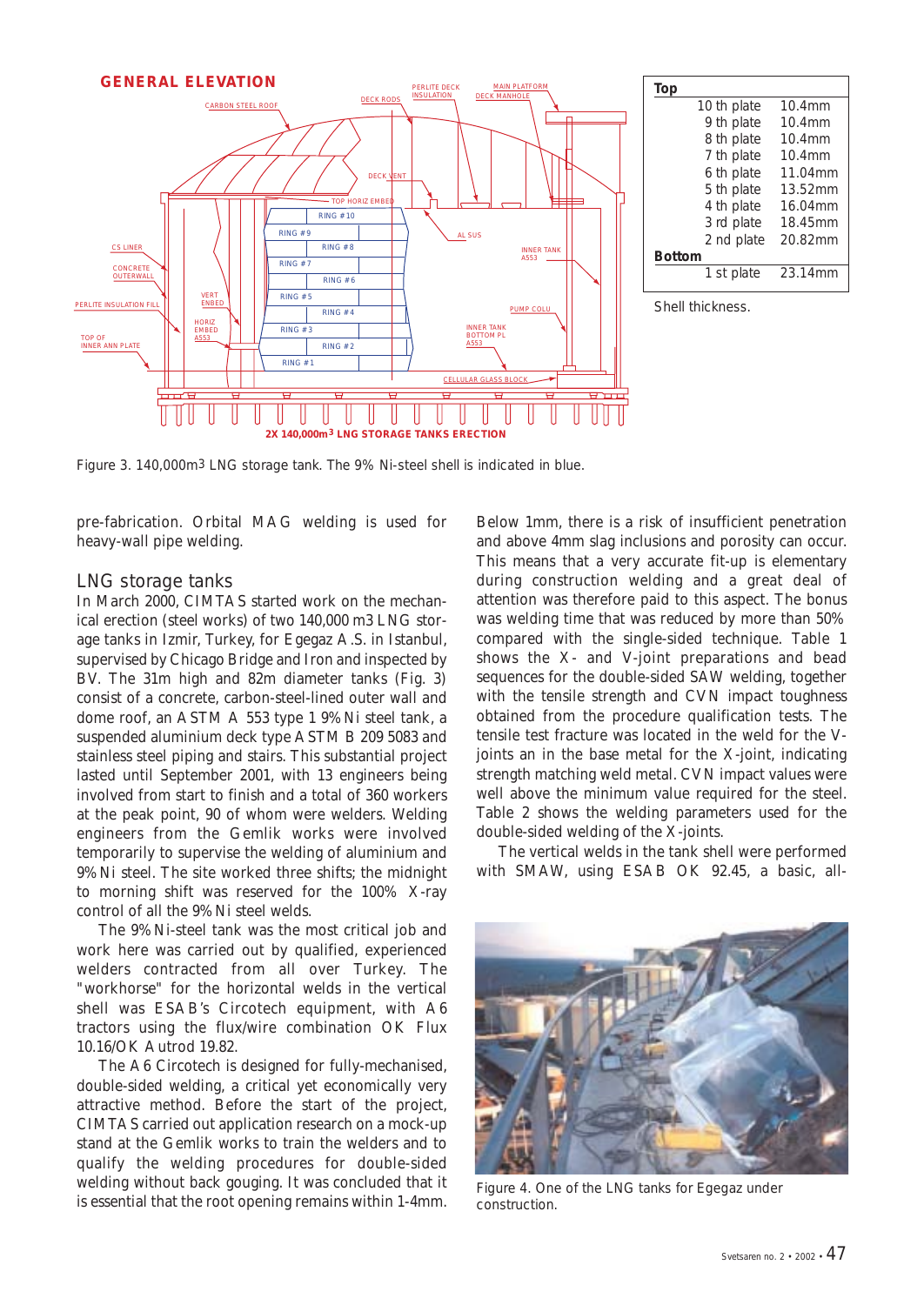| Top | |
|---|---|
| 10 th plate | 10.4mm |
| 9 th plate | 10.4mm |
| 8 th plate | 10.4mm |
| 7 th plate | 10.4mm |
| 6 th plate | 11.04mm |
| 5 th plate | 13.52mm |
| 4 th plate | 16.04mm |
| 3 rd plate | 18.45mm |
| 2 nd plate | 20.82mm |
| **Bottom** | |
| 1 st plate | 23.14mm |

Shell thickness.

Figure 3. 140,000m3 LNG storage tank. The 9% Ni-steel shell is indicated in blue.

pre-fabrication. Orbital MAG welding is used for heavy-wall pipe welding.

## LNG storage tanks

In March 2000, CIMTAS started work on the mechanical erection (steel works) of two 140,000 m3 LNG storage tanks in Izmir, Turkey, for Egegaz A.S. in Istanbul, supervised by Chicago Bridge and Iron and inspected by BV. The 31m high and 82m diameter tanks (Fig. 3) consist of a concrete, carbon-steel-lined outer wall and dome roof, an ASTM A 553 type 1 9% Ni steel tank, a suspended aluminium deck type ASTM B 209 5083 and stainless steel piping and stairs. This substantial project lasted until September 2001, with 13 engineers being involved from start to finish and a total of 360 workers at the peak point, 90 of whom were welders. Welding engineers from the Gemlik works were involved temporarily to supervise the welding of aluminium and 9% Ni steel. The site worked three shifts; the midnight to morning shift was reserved for the 100% X-ray control of all the 9% Ni steel welds.

The 9% Ni-steel tank was the most critical job and work here was carried out by qualified, experienced welders contracted from all over Turkey. The "workhorse" for the horizontal welds in the vertical shell was ESAB's Circotech equipment, with A6 tractors using the flux/wire combination OK Flux 10.16/OK Autrod 19.82.

The A6 Circotech is designed for fully-mechanised, double-sided welding, a critical yet economically very attractive method. Before the start of the project, CIMTAS carried out application research on a mock-up stand at the Gemlik works to train the welders and to qualify the welding procedures for double-sided welding without back gouging. It was concluded that it is essential that the root opening remains within 1-4mm. Below 1mm, there is a risk of insufficient penetration and above 4mm slag inclusions and porosity can occur. This means that a very accurate fit-up is elementary during construction welding and a great deal of attention was therefore paid to this aspect. The bonus was welding time that was reduced by more than 50% compared with the single-sided technique. Table 1 shows the X- and V-joint preparations and bead sequences for the double-sided SAW welding, together with the tensile strength and CVN impact toughness obtained from the procedure qualification tests. The tensile test fracture was located in the weld for the V-joints an in the base metal for the X-joint, indicating strength matching weld metal. CVN impact values were well above the minimum value required for the steel. Table 2 shows the welding parameters used for the double-sided welding of the X-joints.

The vertical welds in the tank shell were performed with SMAW, using ESAB OK 92.45, a basic, all-

Figure 4. One of the LNG tanks for Egegaz under construction.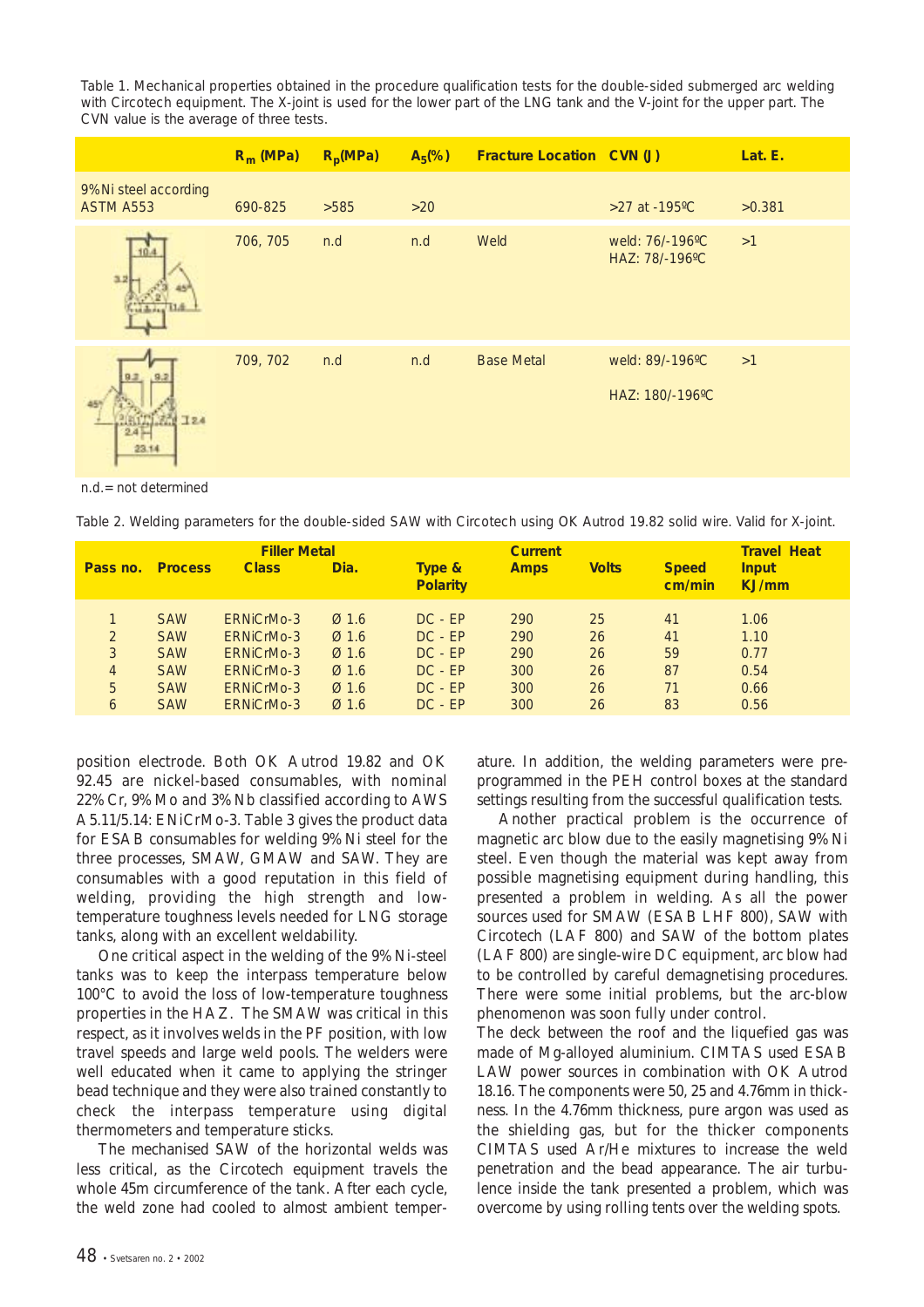Table 1. Mechanical properties obtained in the procedure qualification tests for the double-sided submerged arc welding with Circotech equipment. The X-joint is used for the lower part of the LNG tank and the V-joint for the upper part. The CVN value is the average of three tests.

| | $R_m$ (MPa) | $R_p$(MPa) | $A_5$(%) | Fracture Location | CVN (J) | Lat. E. |
|---|---|---|---|---|---|---|
| 9%Ni steel according ASTM A553 | 690-825 | >585 | >20 | | >27 at -195ºC | >0.381 |
| | 706, 705 | n.d | n.d | Weld | weld: 76/-196ºC HAZ: 78/-196ºC | >1 |
| | 709, 702 | n.d | n.d | Base Metal | weld: 89/-196ºC HAZ: 180/-196ºC | >1 |

n.d.= not determined

Table 2. Welding parameters for the double-sided SAW with Circotech using OK Autrod 19.82 solid wire. Valid for X-joint.

| Pass no. | Process | Filler Metal Class | Filler Metal Dia. | Current Type & Polarity | Current Amps | Volts | Travel Speed cm/min | Heat Input KJ/mm |
|---|---|---|---|---|---|---|---|---|
| 1 | SAW | ERNiCrMo-3 | Ø 1.6 | DC - EP | 290 | 25 | 41 | 1.06 |
| 2 | SAW | ERNiCrMo-3 | Ø 1.6 | DC - EP | 290 | 26 | 41 | 1.10 |
| 3 | SAW | ERNiCrMo-3 | Ø 1.6 | DC - EP | 290 | 26 | 59 | 0.77 |
| 4 | SAW | ERNiCrMo-3 | Ø 1.6 | DC - EP | 300 | 26 | 87 | 0.54 |
| 5 | SAW | ERNiCrMo-3 | Ø 1.6 | DC - EP | 300 | 26 | 71 | 0.66 |
| 6 | SAW | ERNiCrMo-3 | Ø 1.6 | DC - EP | 300 | 26 | 83 | 0.56 |

position electrode. Both OK Autrod 19.82 and OK 92.45 are nickel-based consumables, with nominal 22% Cr, 9% Mo and 3% Nb classified according to AWS A5.11/5.14: ENiCrMo-3. Table 3 gives the product data for ESAB consumables for welding 9% Ni steel for the three processes, SMAW, GMAW and SAW. They are consumables with a good reputation in this field of welding, providing the high strength and low-temperature toughness levels needed for LNG storage tanks, along with an excellent weldability.

One critical aspect in the welding of the 9% Ni-steel tanks was to keep the interpass temperature below 100°C to avoid the loss of low-temperature toughness properties in the HAZ. The SMAW was critical in this respect, as it involves welds in the PF position, with low travel speeds and large weld pools. The welders were well educated when it came to applying the stringer bead technique and they were also trained constantly to check the interpass temperature using digital thermometers and temperature sticks.

The mechanised SAW of the horizontal welds was less critical, as the Circotech equipment travels the whole 45m circumference of the tank. After each cycle, the weld zone had cooled to almost ambient temperature. In addition, the welding parameters were pre-programmed in the PEH control boxes at the standard settings resulting from the successful qualification tests.

Another practical problem is the occurrence of magnetic arc blow due to the easily magnetising 9% Ni steel. Even though the material was kept away from possible magnetising equipment during handling, this presented a problem in welding. As all the power sources used for SMAW (ESAB LHF 800), SAW with Circotech (LAF 800) and SAW of the bottom plates (LAF 800) are single-wire DC equipment, arc blow had to be controlled by careful demagnetising procedures. There were some initial problems, but the arc-blow phenomenon was soon fully under control.

The deck between the roof and the liquefied gas was made of Mg-alloyed aluminium. CIMTAS used ESAB LAW power sources in combination with OK Autrod 18.16. The components were 50, 25 and 4.76mm in thickness. In the 4.76mm thickness, pure argon was used as the shielding gas, but for the thicker components CIMTAS used Ar/He mixtures to increase the weld penetration and the bead appearance. The air turbulence inside the tank presented a problem, which was overcome by using rolling tents over the welding spots.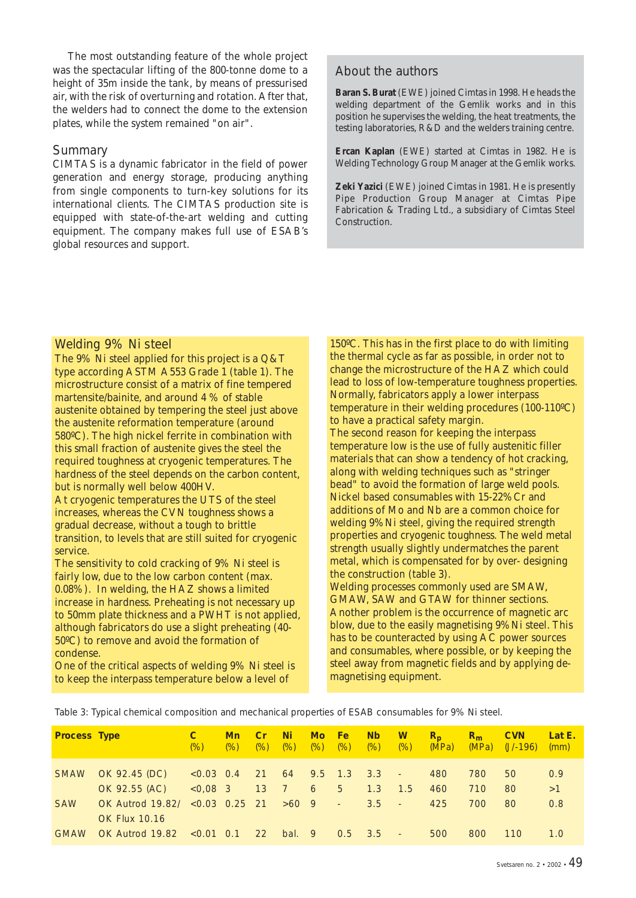The most outstanding feature of the whole project was the spectacular lifting of the 800-tonne dome to a height of 35m inside the tank, by means of pressurised air, with the risk of overturning and rotation. After that, the welders had to connect the dome to the extension plates, while the system remained "on air".

## Summary

CIMTAS is a dynamic fabricator in the field of power generation and energy storage, producing anything from single components to turn-key solutions for its international clients. The CIMTAS production site is equipped with state-of-the-art welding and cutting equipment. The company makes full use of ESAB's global resources and support.

## About the authors

**Baran S. Burat** (EWE) joined Cimtas in 1998. He heads the welding department of the Gemlik works and in this position he supervises the welding, the heat treatments, the testing laboratories, R&D and the welders training centre.

**Ercan Kaplan** (EWE) started at Cimtas in 1982. He is Welding Technology Group Manager at the Gemlik works.

**Zeki Yazici** (EWE) joined Cimtas in 1981. He is presently Pipe Production Group Manager at Cimtas Pipe Fabrication & Trading Ltd., a subsidiary of Cimtas Steel Construction.

## Welding 9% Ni steel

The 9% Ni steel applied for this project is a Q&T type according ASTM A553 Grade 1 (table 1). The microstructure consist of a matrix of fine tempered martensite/bainite, and around 4% of stable austenite obtained by tempering the steel just above the austenite reformation temperature (around 580ºC). The high nickel ferrite in combination with this small fraction of austenite gives the steel the required toughness at cryogenic temperatures. The hardness of the steel depends on the carbon content, but is normally well below 400HV.

At cryogenic temperatures the UTS of the steel increases, whereas the CVN toughness shows a gradual decrease, without a tough to brittle transition, to levels that are still suited for cryogenic service.

The sensitivity to cold cracking of 9% Ni steel is fairly low, due to the low carbon content (max. 0.08%). In welding, the HAZ shows a limited increase in hardness. Preheating is not necessary up to 50mm plate thickness and a PWHT is not applied, although fabricators do use a slight preheating (40-50ºC) to remove and avoid the formation of condense.

One of the critical aspects of welding 9% Ni steel is to keep the interpass temperature below a level of 150ºC. This has in the first place to do with limiting the thermal cycle as far as possible, in order not to change the microstructure of the HAZ which could lead to loss of low-temperature toughness properties. Normally, fabricators apply a lower interpass temperature in their welding procedures (100-110ºC) to have a practical safety margin.

The second reason for keeping the interpass temperature low is the use of fully austenitic filler materials that can show a tendency of hot cracking, along with welding techniques such as "stringer bead" to avoid the formation of large weld pools. Nickel based consumables with 15-22% Cr and additions of Mo and Nb are a common choice for welding 9% Ni steel, giving the required strength properties and cryogenic toughness. The weld metal strength usually slightly undermatches the parent metal, which is compensated for by over- designing the construction (table 3).

Welding processes commonly used are SMAW, GMAW, SAW and GTAW for thinner sections.

Another problem is the occurrence of magnetic arc blow, due to the easily magnetising 9% Ni steel. This has to be counteracted by using AC power sources and consumables, where possible, or by keeping the steel away from magnetic fields and by applying de-magnetising equipment.

Table 3: Typical chemical composition and mechanical properties of ESAB consumables for 9% Ni steel.

| Process | Type | C (%) | Mn (%) | Cr (%) | Ni (%) | Mo (%) | Fe (%) | Nb (%) | W (%) | $R_p$ (MPa) | $R_m$ (MPa) | CVN (J/-196) | Lat E. (mm) |
|---|---|---|---|---|---|---|---|---|---|---|---|---|---|
| SMAW | OK 92.45 (DC) | <0.03 | 0.4 | 21 | 64 | 9.5 | 1.3 | 3.3 | - | 480 | 780 | 50 | 0.9 |
| | OK 92.55 (AC) | <0,08 | 3 | 13 | 7 | 6 | 5 | 1.3 | 1.5 | 460 | 710 | 80 | >1 |
| SAW | OK Autrod 19.82/ OK Flux 10.16 | <0.03 | 0.25 | 21 | >60 | 9 | - | 3.5 | - | 425 | 700 | 80 | 0.8 |
| GMAW | OK Autrod 19.82 | <0.01 | 0.1 | 22 | bal. | 9 | 0.5 | 3.5 | - | 500 | 800 | 110 | 1.0 |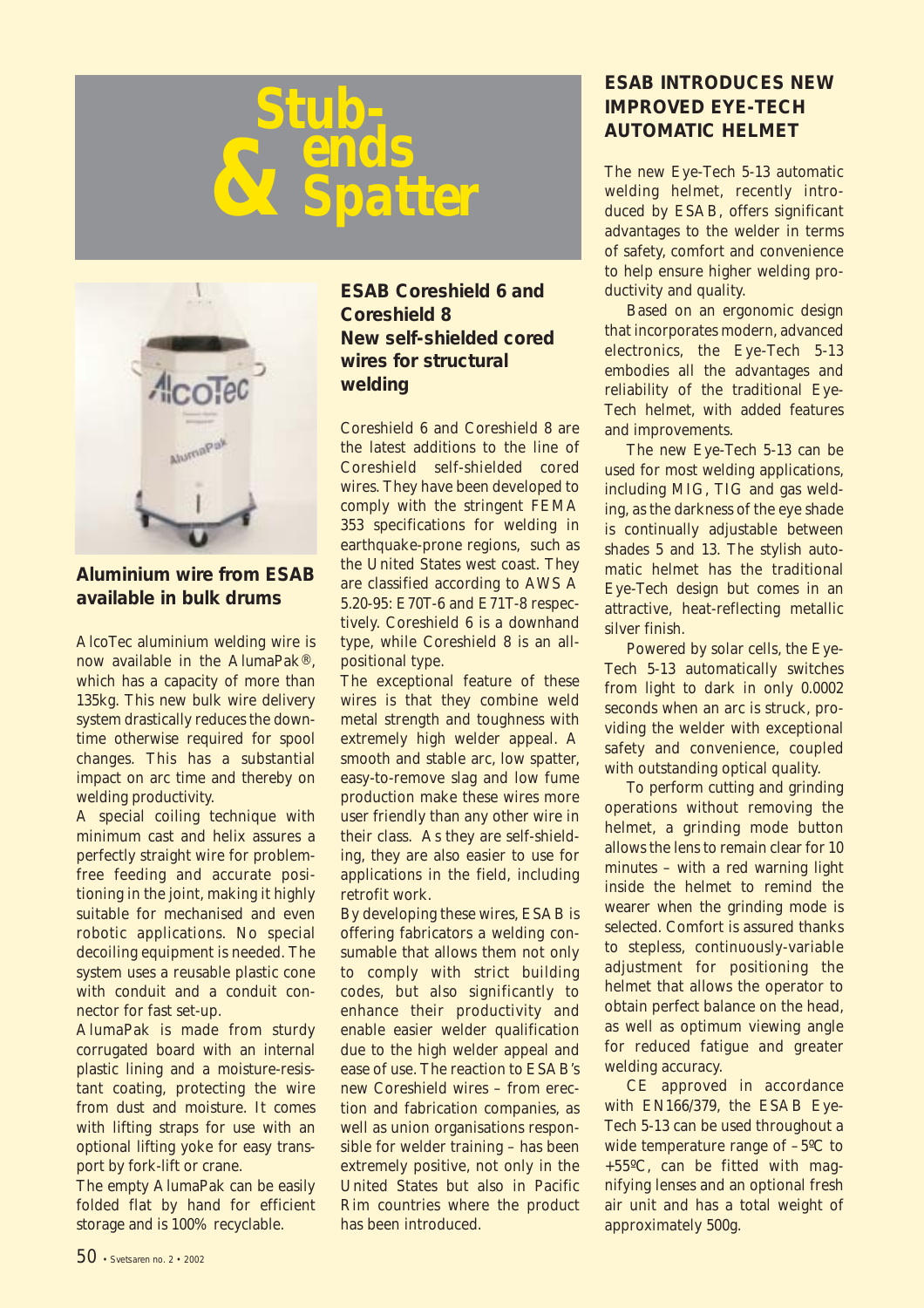# Stub-ends & Spatter

## Aluminium wire from ESAB available in bulk drums

AlcoTec aluminium welding wire is now available in the AlumaPak®, which has a capacity of more than 135kg. This new bulk wire delivery system drastically reduces the downtime otherwise required for spool changes. This has a substantial impact on arc time and thereby on welding productivity.

A special coiling technique with minimum cast and helix assures a perfectly straight wire for problem-free feeding and accurate positioning in the joint, making it highly suitable for mechanised and even robotic applications. No special decoiling equipment is needed. The system uses a reusable plastic cone with conduit and a conduit connector for fast set-up.

AlumaPak is made from sturdy corrugated board with an internal plastic lining and a moisture-resistant coating, protecting the wire from dust and moisture. It comes with lifting straps for use with an optional lifting yoke for easy transport by fork-lift or crane.

The empty AlumaPak can be easily folded flat by hand for efficient storage and is 100% recyclable.

## ESAB Coreshield 6 and Coreshield 8 New self-shielded cored wires for structural welding

Coreshield 6 and Coreshield 8 are the latest additions to the line of Coreshield self-shielded cored wires. They have been developed to comply with the stringent FEMA 353 specifications for welding in earthquake-prone regions, such as the United States west coast. They are classified according to AWS A 5.20-95: E70T-6 and E71T-8 respectively. Coreshield 6 is a downhand type, while Coreshield 8 is an all-positional type.

The exceptional feature of these wires is that they combine weld metal strength and toughness with extremely high welder appeal. A smooth and stable arc, low spatter, easy-to-remove slag and low fume production make these wires more user friendly than any other wire in their class. As they are self-shielding, they are also easier to use for applications in the field, including retrofit work.

By developing these wires, ESAB is offering fabricators a welding consumable that allows them not only to comply with strict building codes, but also significantly to enhance their productivity and enable easier welder qualification due to the high welder appeal and ease of use. The reaction to ESAB's new Coreshield wires – from erection and fabrication companies, as well as union organisations responsible for welder training – has been extremely positive, not only in the United States but also in Pacific Rim countries where the product has been introduced.

## ESAB INTRODUCES NEW IMPROVED EYE-TECH AUTOMATIC HELMET

The new Eye-Tech 5-13 automatic welding helmet, recently introduced by ESAB, offers significant advantages to the welder in terms of safety, comfort and convenience to help ensure higher welding productivity and quality.

Based on an ergonomic design that incorporates modern, advanced electronics, the Eye-Tech 5-13 embodies all the advantages and reliability of the traditional Eye-Tech helmet, with added features and improvements.

The new Eye-Tech 5-13 can be used for most welding applications, including MIG, TIG and gas welding, as the darkness of the eye shade is continually adjustable between shades 5 and 13. The stylish automatic helmet has the traditional Eye-Tech design but comes in an attractive, heat-reflecting metallic silver finish.

Powered by solar cells, the Eye-Tech 5-13 automatically switches from light to dark in only 0.0002 seconds when an arc is struck, providing the welder with exceptional safety and convenience, coupled with outstanding optical quality.

To perform cutting and grinding operations without removing the helmet, a grinding mode button allows the lens to remain clear for 10 minutes – with a red warning light inside the helmet to remind the wearer when the grinding mode is selected. Comfort is assured thanks to stepless, continuously-variable adjustment for positioning the helmet that allows the operator to obtain perfect balance on the head, as well as optimum viewing angle for reduced fatigue and greater welding accuracy.

CE approved in accordance with EN166/379, the ESAB Eye-Tech 5-13 can be used throughout a wide temperature range of –5ºC to +55ºC, can be fitted with magnifying lenses and an optional fresh air unit and has a total weight of approximately 500g.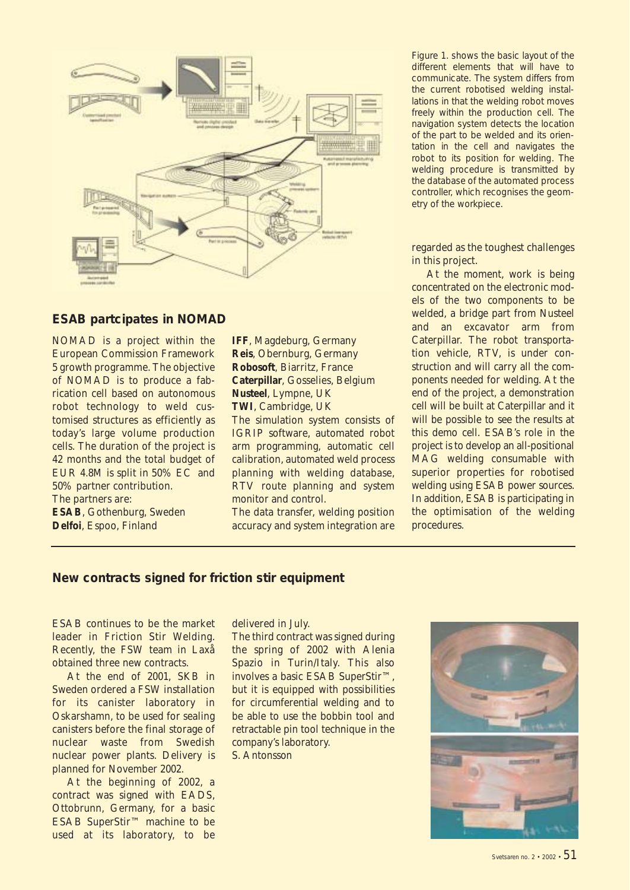Figure 1. shows the basic layout of the different elements that will have to communicate. The system differs from the current robotised welding installations in that the welding robot moves freely within the production cell. The navigation system detects the location of the part to be welded and its orientation in the cell and navigates the robot to its position for welding. The welding procedure is transmitted by the database of the automated process controller, which recognises the geometry of the workpiece.

## ESAB partcipates in NOMAD

NOMAD is a project within the European Commission Framework 5 growth programme. The objective of NOMAD is to produce a fabrication cell based on autonomous robot technology to weld customised structures as efficiently as today's large volume production cells. The duration of the project is 42 months and the total budget of EUR 4.8M is split in 50% EC and 50% partner contribution.

The partners are:

**ESAB**, Gothenburg, Sweden
**Delfoi**, Espoo, Finland
**IFF**, Magdeburg, Germany
**Reis**, Obernburg, Germany
**Robosoft**, Biarritz, France
**Caterpillar**, Gosselies, Belgium
**Nusteel**, Lympne, UK
**TWI**, Cambridge, UK

The simulation system consists of IGRIP software, automated robot arm programming, automatic cell calibration, automated weld process planning with welding database, RTV route planning and system monitor and control.

The data transfer, welding position accuracy and system integration are regarded as the toughest challenges in this project.

At the moment, work is being concentrated on the electronic models of the two components to be welded, a bridge part from Nusteel and an excavator arm from Caterpillar. The robot transportation vehicle, RTV, is under construction and will carry all the components needed for welding. At the end of the project, a demonstration cell will be built at Caterpillar and it will be possible to see the results at this demo cell. ESAB's role in the project is to develop an all-positional MAG welding consumable with superior properties for robotised welding using ESAB power sources. In addition, ESAB is participating in the optimisation of the welding procedures.

## New contracts signed for friction stir equipment

ESAB continues to be the market leader in Friction Stir Welding. Recently, the FSW team in Laxå obtained three new contracts.

At the end of 2001, SKB in Sweden ordered a FSW installation for its canister laboratory in Oskarshamn, to be used for sealing canisters before the final storage of nuclear waste from Swedish nuclear power plants. Delivery is planned for November 2002.

At the beginning of 2002, a contract was signed with EADS, Ottobrunn, Germany, for a basic ESAB SuperStir™ machine to be used at its laboratory, to be delivered in July.

The third contract was signed during the spring of 2002 with Alenia Spazio in Turin/Italy. This also involves a basic ESAB SuperStir™, but it is equipped with possibilities for circumferential welding and to be able to use the bobbin tool and retractable pin tool technique in the company's laboratory.

S. Antonsson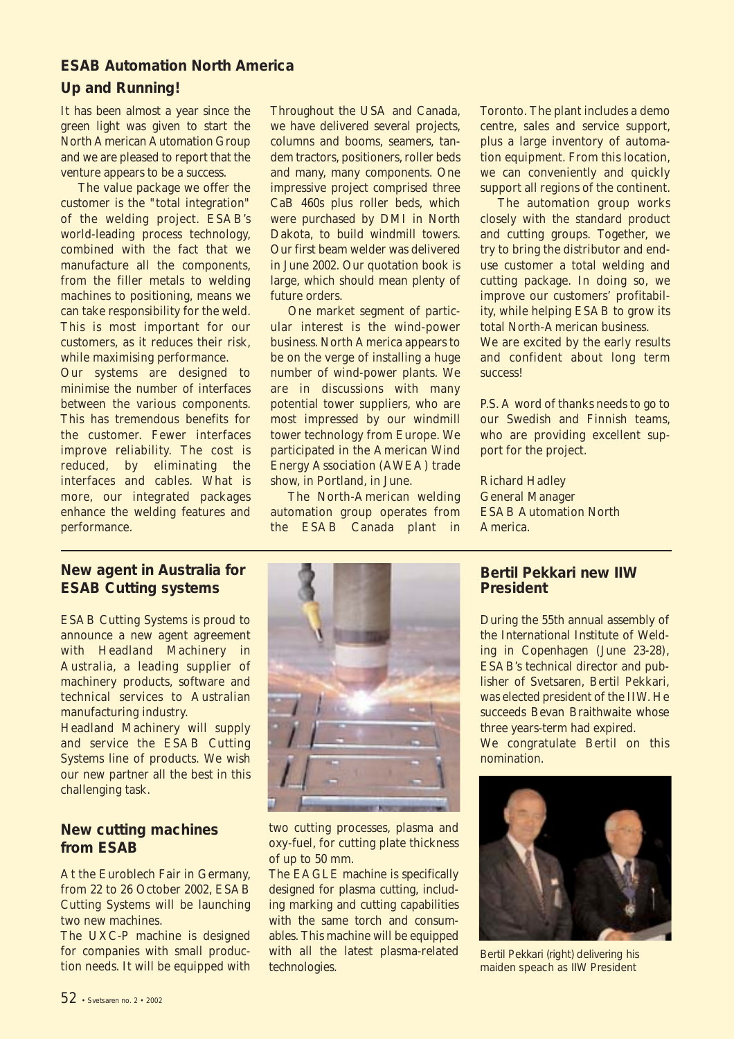## ESAB Automation North America

### Up and Running!

It has been almost a year since the green light was given to start the North American Automation Group and we are pleased to report that the venture appears to be a success.

The value package we offer the customer is the "total integration" of the welding project. ESAB's world-leading process technology, combined with the fact that we manufacture all the components, from the filler metals to welding machines to positioning, means we can take responsibility for the weld. This is most important for our customers, as it reduces their risk, while maximising performance.

Our systems are designed to minimise the number of interfaces between the various components. This has tremendous benefits for the customer. Fewer interfaces improve reliability. The cost is reduced, by eliminating the interfaces and cables. What is more, our integrated packages enhance the welding features and performance.

Throughout the USA and Canada, we have delivered several projects, columns and booms, seamers, tandem tractors, positioners, roller beds and many, many components. One impressive project comprised three CaB 460s plus roller beds, which were purchased by DMI in North Dakota, to build windmill towers. Our first beam welder was delivered in June 2002. Our quotation book is large, which should mean plenty of future orders.

One market segment of particular interest is the wind-power business. North America appears to be on the verge of installing a huge number of wind-power plants. We are in discussions with many potential tower suppliers, who are most impressed by our windmill tower technology from Europe. We participated in the American Wind Energy Association (AWEA) trade show, in Portland, in June.

The North-American welding automation group operates from the ESAB Canada plant in Toronto. The plant includes a demo centre, sales and service support, plus a large inventory of automation equipment. From this location, we can conveniently and quickly support all regions of the continent.

The automation group works closely with the standard product and cutting groups. Together, we try to bring the distributor and end-use customer a total welding and cutting package. In doing so, we improve our customers' profitability, while helping ESAB to grow its total North-American business.

We are excited by the early results and confident about long term success!

P.S. A word of thanks needs to go to our Swedish and Finnish teams, who are providing excellent support for the project.

Richard Hadley
General Manager
ESAB Automation North America.

---

### New agent in Australia for ESAB Cutting systems

ESAB Cutting Systems is proud to announce a new agent agreement with Headland Machinery in Australia, a leading supplier of machinery products, software and technical services to Australian manufacturing industry.

Headland Machinery will supply and service the ESAB Cutting Systems line of products. We wish our new partner all the best in this challenging task.

### New cutting machines from ESAB

At the Euroblech Fair in Germany, from 22 to 26 October 2002, ESAB Cutting Systems will be launching two new machines.

The UXC-P machine is designed for companies with small production needs. It will be equipped with two cutting processes, plasma and oxy-fuel, for cutting plate thickness of up to 50 mm.

The EAGLE machine is specifically designed for plasma cutting, including marking and cutting capabilities with the same torch and consumables. This machine will be equipped with all the latest plasma-related technologies.

### Bertil Pekkari new IIW President

During the 55th annual assembly of the International Institute of Welding in Copenhagen (June 23-28), ESAB's technical director and publisher of Svetsaren, Bertil Pekkari, was elected president of the IIW. He succeeds Bevan Braithwaite whose three years-term had expired.

We congratulate Bertil on this nomination.

Bertil Pekkari (right) delivering his maiden speach as IIW President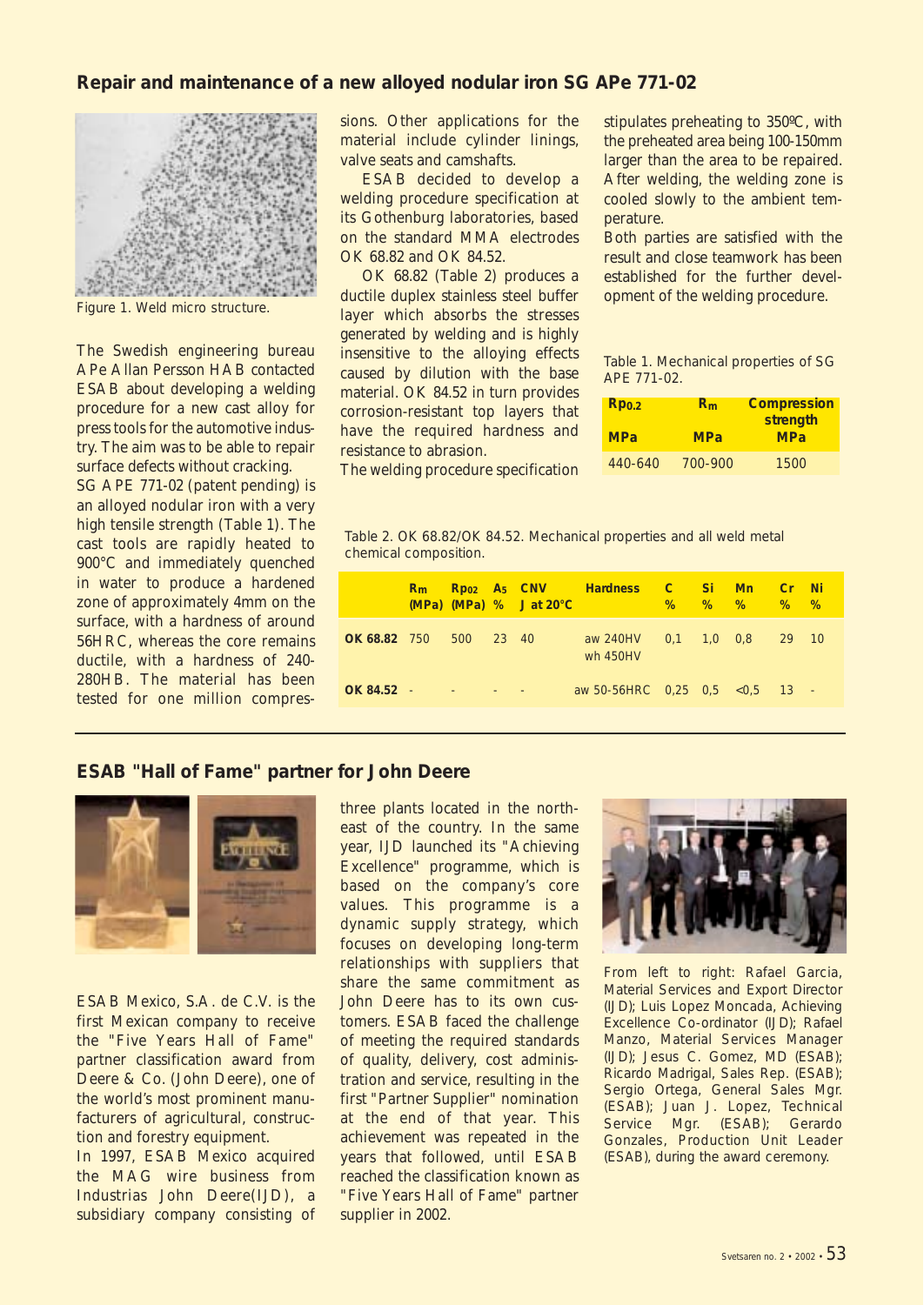## Repair and maintenance of a new alloyed nodular iron SG APe 771-02

Figure 1. Weld micro structure.

The Swedish engineering bureau APe Allan Persson HAB contacted ESAB about developing a welding procedure for a new cast alloy for press tools for the automotive industry. The aim was to be able to repair surface defects without cracking.

SG APE 771-02 (patent pending) is an alloyed nodular iron with a very high tensile strength (Table 1). The cast tools are rapidly heated to 900°C and immediately quenched in water to produce a hardened zone of approximately 4mm on the surface, with a hardness of around 56HRC, whereas the core remains ductile, with a hardness of 240-280HB. The material has been tested for one million compressions. Other applications for the material include cylinder linings, valve seats and camshafts.

ESAB decided to develop a welding procedure specification at its Gothenburg laboratories, based on the standard MMA electrodes OK 68.82 and OK 84.52.

OK 68.82 (Table 2) produces a ductile duplex stainless steel buffer layer which absorbs the stresses generated by welding and is highly insensitive to the alloying effects caused by dilution with the base material. OK 84.52 in turn provides corrosion-resistant top layers that have the required hardness and resistance to abrasion.

The welding procedure specification stipulates preheating to 350ºC, with the preheated area being 100-150mm larger than the area to be repaired. After welding, the welding zone is cooled slowly to the ambient temperature.

Both parties are satisfied with the result and close teamwork has been established for the further development of the welding procedure.

Table 1. Mechanical properties of SG APE 771-02.

| $R_{p0.2}$ MPa | $R_m$ MPa | Compression strength MPa |
|---|---|---|
| 440-640 | 700-900 | 1500 |

Table 2. OK 68.82/OK 84.52. Mechanical properties and all weld metal chemical composition.

| | $R_m$ (MPa) | $R_{p02}$ (MPa) | $A_5$ % | CNV J at 20°C | Hardness | C % | Si % | Mn % | Cr % | Ni % |
|---|---|---|---|---|---|---|---|---|---|---|
| **OK 68.82** | 750 | 500 | 23 | 40 | aw 240HV wh 450HV | 0,1 | 1,0 | 0,8 | 29 | 10 |
| **OK 84.52** | - | - | - | - | aw 50-56HRC | 0,25 | 0,5 | <0,5 | 13 | - |

## ESAB "Hall of Fame" partner for John Deere

ESAB Mexico, S.A. de C.V. is the first Mexican company to receive the "Five Years Hall of Fame" partner classification award from Deere & Co. (John Deere), one of the world's most prominent manufacturers of agricultural, construction and forestry equipment.

In 1997, ESAB Mexico acquired the MAG wire business from Industrias John Deere(IJD), a subsidiary company consisting of three plants located in the north-east of the country. In the same year, IJD launched its "Achieving Excellence" programme, which is based on the company's core values. This programme is a dynamic supply strategy, which focuses on developing long-term relationships with suppliers that share the same commitment as John Deere has to its own customers. ESAB faced the challenge of meeting the required standards of quality, delivery, cost administration and service, resulting in the first "Partner Supplier" nomination at the end of that year. This achievement was repeated in the years that followed, until ESAB reached the classification known as "Five Years Hall of Fame" partner supplier in 2002.

From left to right: Rafael Garcia, Material Services and Export Director (IJD); Luis Lopez Moncada, Achieving Excellence Co-ordinator (IJD); Rafael Manzo, Material Services Manager (IJD); Jesus C. Gomez, MD (ESAB); Ricardo Madrigal, Sales Rep. (ESAB); Sergio Ortega, General Sales Mgr. (ESAB); Juan J. Lopez, Technical Service Mgr. (ESAB); Gerardo Gonzales, Production Unit Leader (ESAB), during the award ceremony.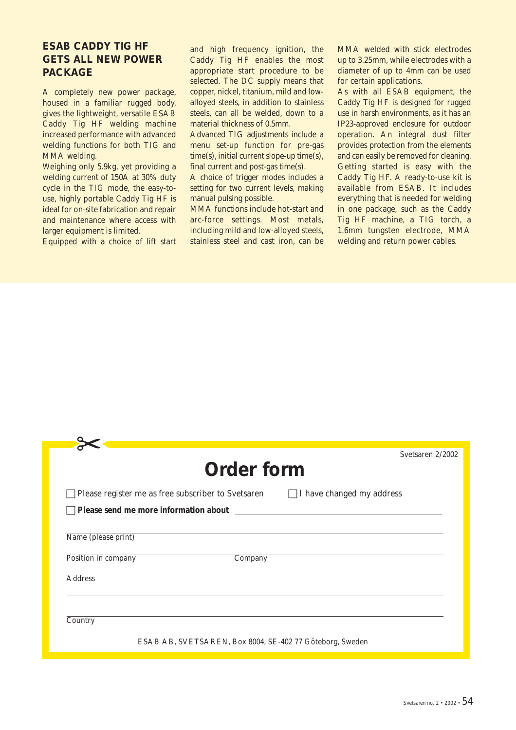## ESAB CADDY TIG HF GETS ALL NEW POWER PACKAGE

A completely new power package, housed in a familiar rugged body, gives the lightweight, versatile ESAB Caddy Tig HF welding machine increased performance with advanced welding functions for both TIG and MMA welding.

Weighing only 5.9kg, yet providing a welding current of 150A at 30% duty cycle in the TIG mode, the easy-to-use, highly portable Caddy Tig HF is ideal for on-site fabrication and repair and maintenance where access with larger equipment is limited.

Equipped with a choice of lift start and high frequency ignition, the Caddy Tig HF enables the most appropriate start procedure to be selected. The DC supply means that copper, nickel, titanium, mild and low-alloyed steels, in addition to stainless steels, can all be welded, down to a material thickness of 0.5mm.

Advanced TIG adjustments include a menu set-up function for pre-gas time(s), initial current slope-up time(s), final current and post-gas time(s).

A choice of trigger modes includes a setting for two current levels, making manual pulsing possible.

MMA functions include hot-start and arc-force settings. Most metals, including mild and low-alloyed steels, stainless steel and cast iron, can be MMA welded with stick electrodes up to 3.25mm, while electrodes with a diameter of up to 4mm can be used for certain applications.

As with all ESAB equipment, the Caddy Tig HF is designed for rugged use in harsh environments, as it has an IP23-approved enclosure for outdoor operation. An integral dust filter provides protection from the elements and can easily be removed for cleaning. Getting started is easy with the Caddy Tig HF. A ready-to-use kit is available from ESAB. It includes everything that is needed for welding in one package, such as the Caddy Tig HF machine, a TIG torch, a 1.6mm tungsten electrode, MMA welding and return power cables.

---

Svetsaren 2/2002

# Order form

☐ Please register me as free subscriber to Svetsaren ☐ I have changed my address

☐ **Please send me more information about** ______________________________

Name (please print) ______________________________

Position in company ______________ Company ______________

Address ______________________________

______________________________

Country ______________________________

ESAB AB, SVETSAREN, Box 8004, SE-402 77 Göteborg, Sweden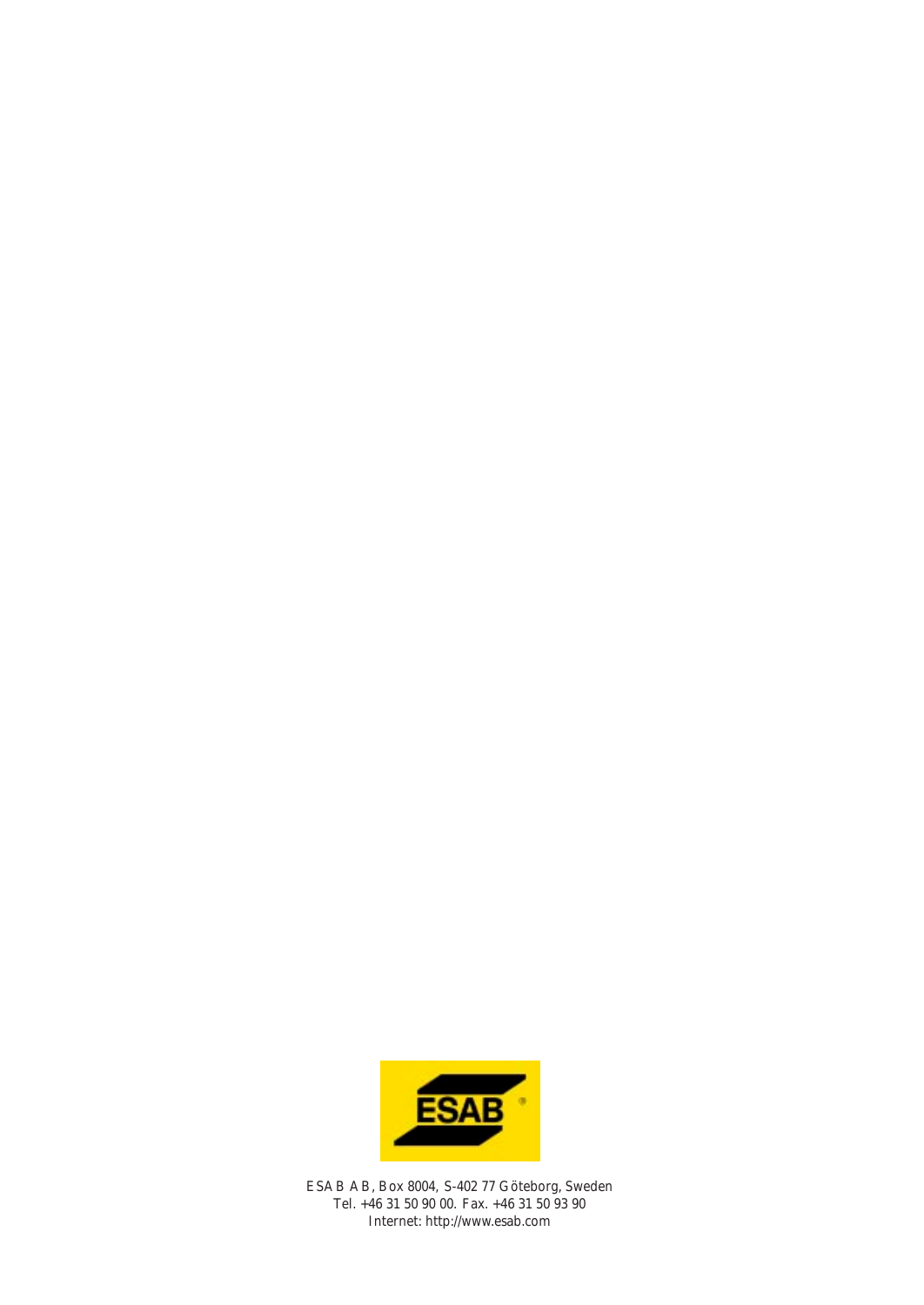ESAB AB, Box 8004, S-402 77 Göteborg, Sweden
Tel. +46 31 50 90 00. Fax. +46 31 50 93 90
Internet: http://www.esab.com